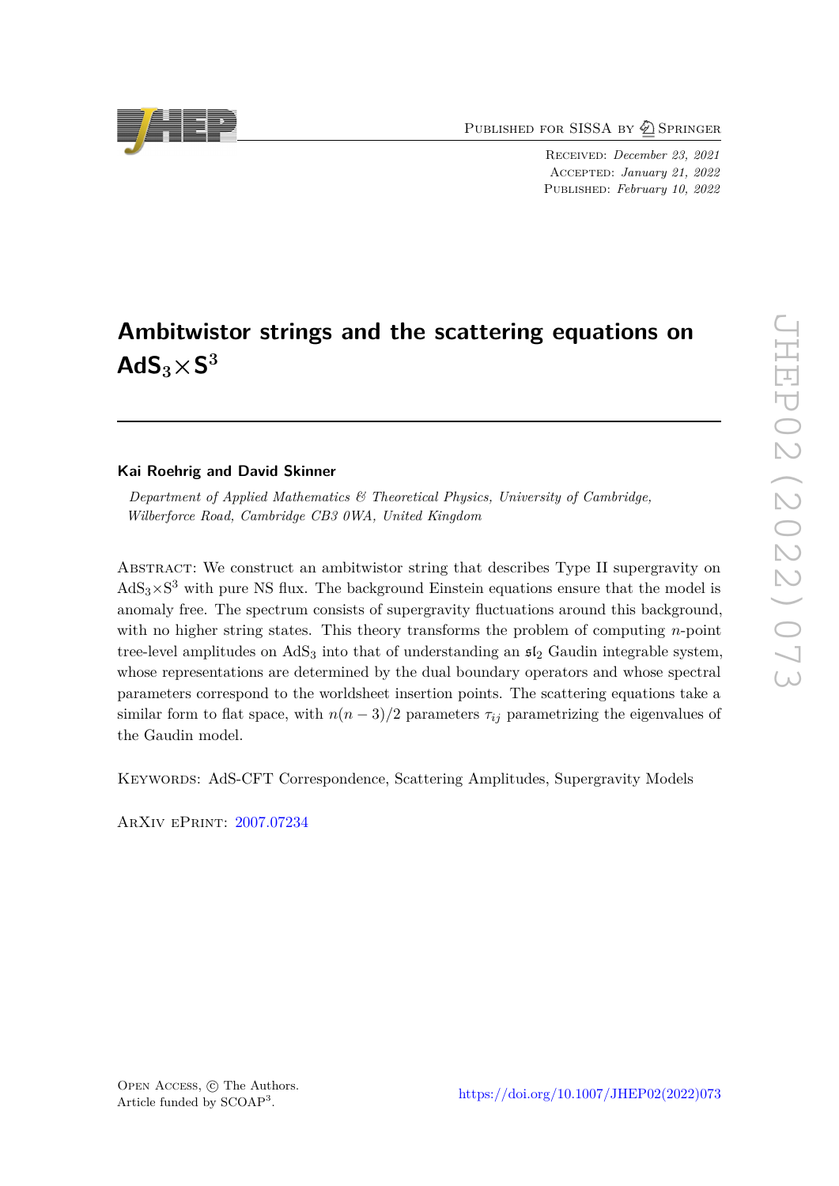Published for SISSA by Springer

Received: *December 23, 2021*
Accepted: *January 21, 2022*
Published: *February 10, 2022*

# Ambitwistor strings and the scattering equations on $\mathrm{AdS}_3\times\mathrm{S}^3$

**Kai Roehrig and David Skinner**

*Department of Applied Mathematics & Theoretical Physics, University of Cambridge, Wilberforce Road, Cambridge CB3 0WA, United Kingdom*

Abstract: We construct an ambitwistor string that describes Type II supergravity on $\mathrm{AdS}_3\times\mathrm{S}^3$ with pure NS flux. The background Einstein equations ensure that the model is anomaly free. The spectrum consists of supergravity fluctuations around this background, with no higher string states. This theory transforms the problem of computing $n$-point tree-level amplitudes on $\mathrm{AdS}_3$ into that of understanding an $\mathfrak{sl}_2$ Gaudin integrable system, whose representations are determined by the dual boundary operators and whose spectral parameters correspond to the worldsheet insertion points. The scattering equations take a similar form to flat space, with $n(n-3)/2$ parameters $\tau_{ij}$ parametrizing the eigenvalues of the Gaudin model.

Keywords: AdS-CFT Correspondence, Scattering Amplitudes, Supergravity Models

ArXiv ePrint: 2007.07234

Open Access, © The Authors.
Article funded by SCOAP[3].

https://doi.org/10.1007/JHEP02(2022)073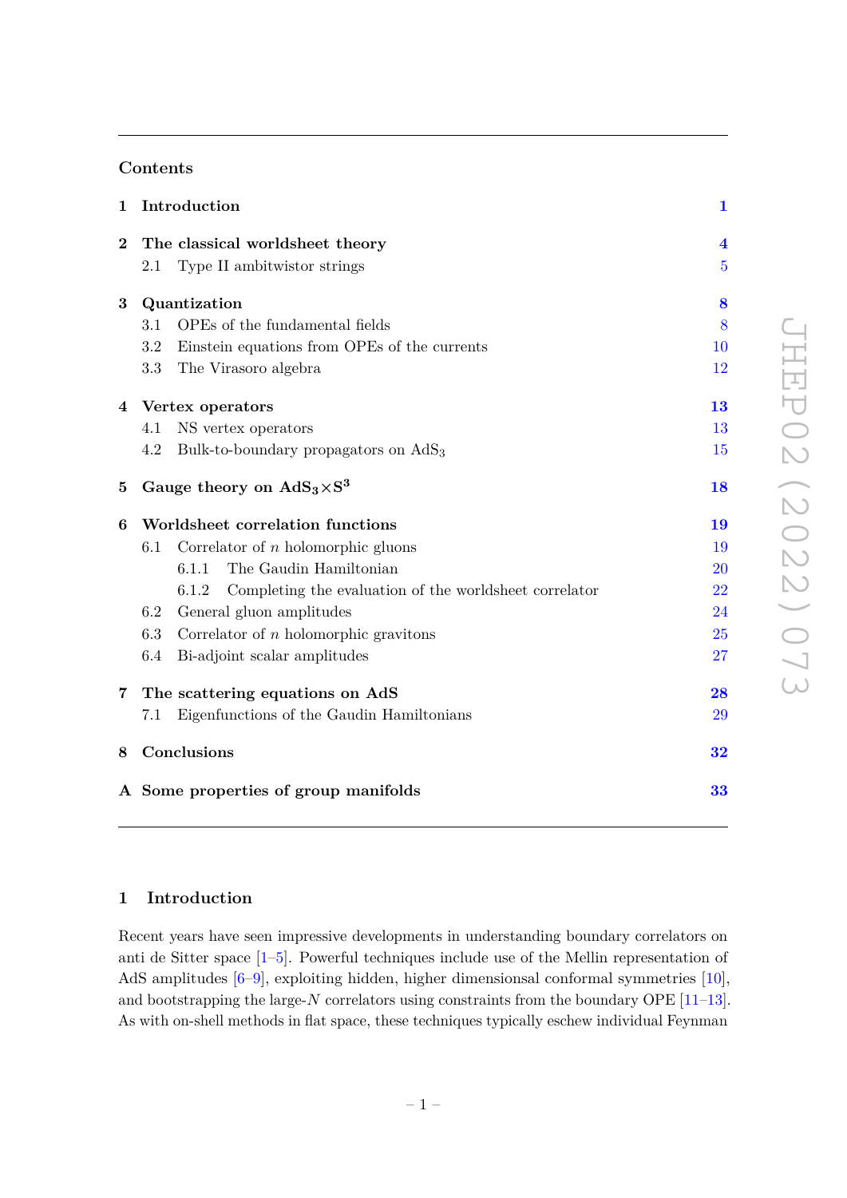## Contents

| | | |
|---|---|---|
| **1** | **Introduction** | **1** |
| **2** | **The classical worldsheet theory** | **4** |
| | 2.1 Type II ambitwistor strings | 5 |
| **3** | **Quantization** | **8** |
| | 3.1 OPEs of the fundamental fields | 8 |
| | 3.2 Einstein equations from OPEs of the currents | 10 |
| | 3.3 The Virasoro algebra | 12 |
| **4** | **Vertex operators** | **13** |
| | 4.1 NS vertex operators | 13 |
| | 4.2 Bulk-to-boundary propagators on $\mathrm{AdS}_3$ | 15 |
| **5** | **Gauge theory on $\mathbf{AdS_3 \times S^3}$** | **18** |
| **6** | **Worldsheet correlation functions** | **19** |
| | 6.1 Correlator of $n$ holomorphic gluons | 19 |
| | 6.1.1 The Gaudin Hamiltonian | 20 |
| | 6.1.2 Completing the evaluation of the worldsheet correlator | 22 |
| | 6.2 General gluon amplitudes | 24 |
| | 6.3 Correlator of $n$ holomorphic gravitons | 25 |
| | 6.4 Bi-adjoint scalar amplitudes | 27 |
| **7** | **The scattering equations on AdS** | **28** |
| | 7.1 Eigenfunctions of the Gaudin Hamiltonians | 29 |
| **8** | **Conclusions** | **32** |
| **A** | **Some properties of group manifolds** | **33** |

## 1 Introduction

Recent years have seen impressive developments in understanding boundary correlators on anti de Sitter space [1–5]. Powerful techniques include use of the Mellin representation of AdS amplitudes [6–9], exploiting hidden, higher dimensionsal conformal symmetries [10], and bootstrapping the large-$N$ correlators using constraints from the boundary OPE [11–13]. As with on-shell methods in flat space, these techniques typically eschew individual Feynman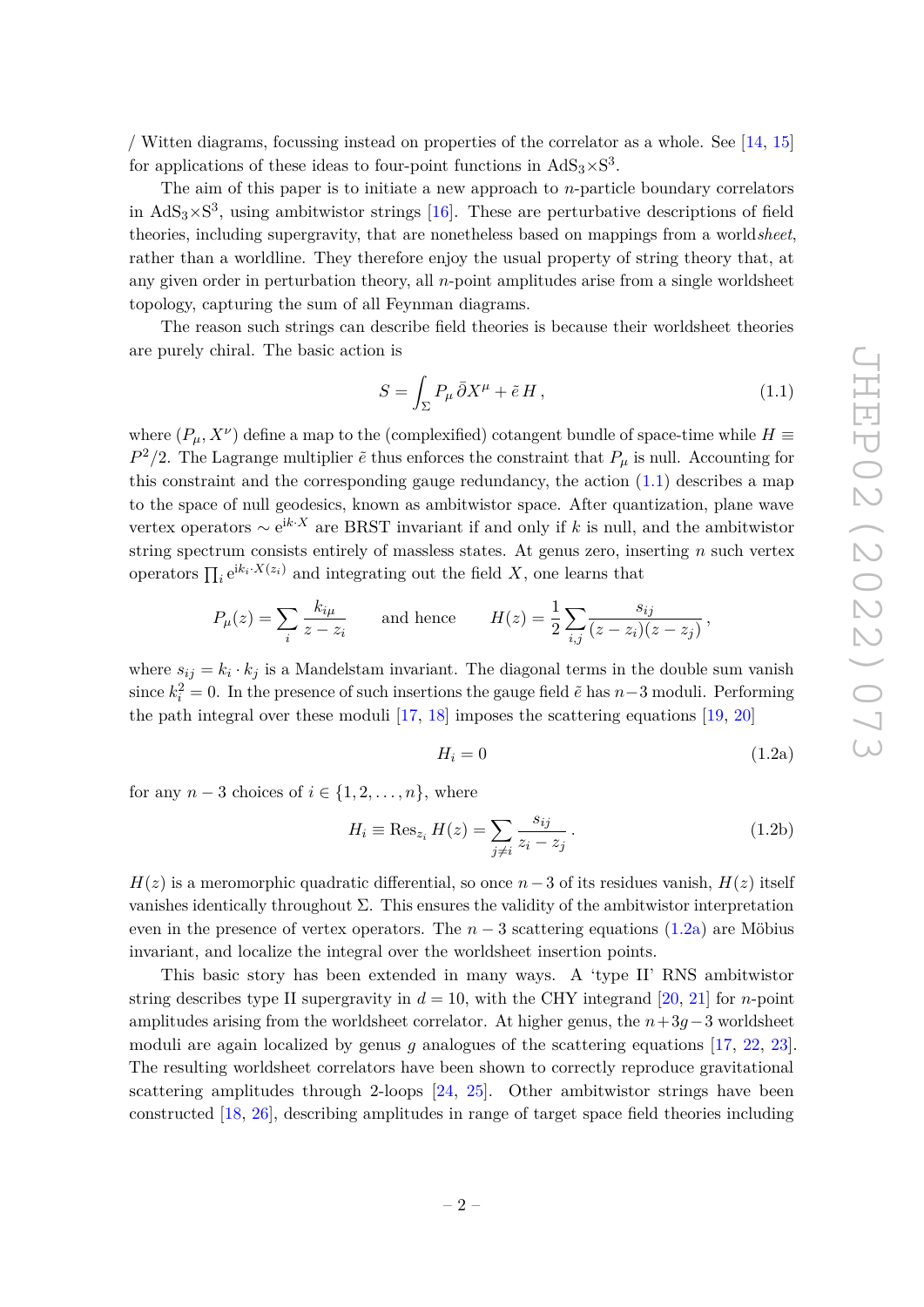/ Witten diagrams, focussing instead on properties of the correlator as a whole. See [14, 15] for applications of these ideas to four-point functions in $\mathrm{AdS}_3{\times}\mathrm{S}^3$.

The aim of this paper is to initiate a new approach to $n$-particle boundary correlators in $\mathrm{AdS}_3{\times}\mathrm{S}^3$, using ambitwistor strings [16]. These are perturbative descriptions of field theories, including supergravity, that are nonetheless based on mappings from a world*sheet*, rather than a worldline. They therefore enjoy the usual property of string theory that, at any given order in perturbation theory, all $n$-point amplitudes arise from a single worldsheet topology, capturing the sum of all Feynman diagrams.

The reason such strings can describe field theories is because their worldsheet theories are purely chiral. The basic action is

$$S = \int_\Sigma P_\mu \,\bar\partial X^\mu + \tilde e\, H\,, \tag{1.1}$$

where $(P_\mu, X^\nu)$ define a map to the (complexified) cotangent bundle of space-time while $H \equiv P^2/2$. The Lagrange multiplier $\tilde e$ thus enforces the constraint that $P_\mu$ is null. Accounting for this constraint and the corresponding gauge redundancy, the action (1.1) describes a map to the space of null geodesics, known as ambitwistor space. After quantization, plane wave vertex operators $\sim \mathrm{e}^{\mathrm{i}k\cdot X}$ are BRST invariant if and only if $k$ is null, and the ambitwistor string spectrum consists entirely of massless states. At genus zero, inserting $n$ such vertex operators $\prod_i \mathrm{e}^{\mathrm{i}k_i\cdot X(z_i)}$ and integrating out the field $X$, one learns that

$$P_\mu(z) = \sum_i \frac{k_{i\mu}}{z-z_i} \qquad \text{and hence} \qquad H(z) = \frac{1}{2}\sum_{i,j}\frac{s_{ij}}{(z-z_i)(z-z_j)}\,,$$

where $s_{ij} = k_i\cdot k_j$ is a Mandelstam invariant. The diagonal terms in the double sum vanish since $k_i^2=0$. In the presence of such insertions the gauge field $\tilde e$ has $n{-}3$ moduli. Performing the path integral over these moduli [17, 18] imposes the scattering equations [19, 20]

$$H_i = 0 \tag{1.2a}$$

for any $n-3$ choices of $i \in \{1, 2, \ldots, n\}$, where

$$H_i \equiv \mathrm{Res}_{z_i}\, H(z) = \sum_{j\neq i}\frac{s_{ij}}{z_i - z_j}\,. \tag{1.2b}$$

$H(z)$ is a meromorphic quadratic differential, so once $n-3$ of its residues vanish, $H(z)$ itself vanishes identically throughout $\Sigma$. This ensures the validity of the ambitwistor interpretation even in the presence of vertex operators. The $n-3$ scattering equations (1.2a) are Möbius invariant, and localize the integral over the worldsheet insertion points.

This basic story has been extended in many ways. A 'type II' RNS ambitwistor string describes type II supergravity in $d=10$, with the CHY integrand [20, 21] for $n$-point amplitudes arising from the worldsheet correlator. At higher genus, the $n{+}3g{-}3$ worldsheet moduli are again localized by genus $g$ analogues of the scattering equations [17, 22, 23]. The resulting worldsheet correlators have been shown to correctly reproduce gravitational scattering amplitudes through 2-loops [24, 25]. Other ambitwistor strings have been constructed [18, 26], describing amplitudes in range of target space field theories including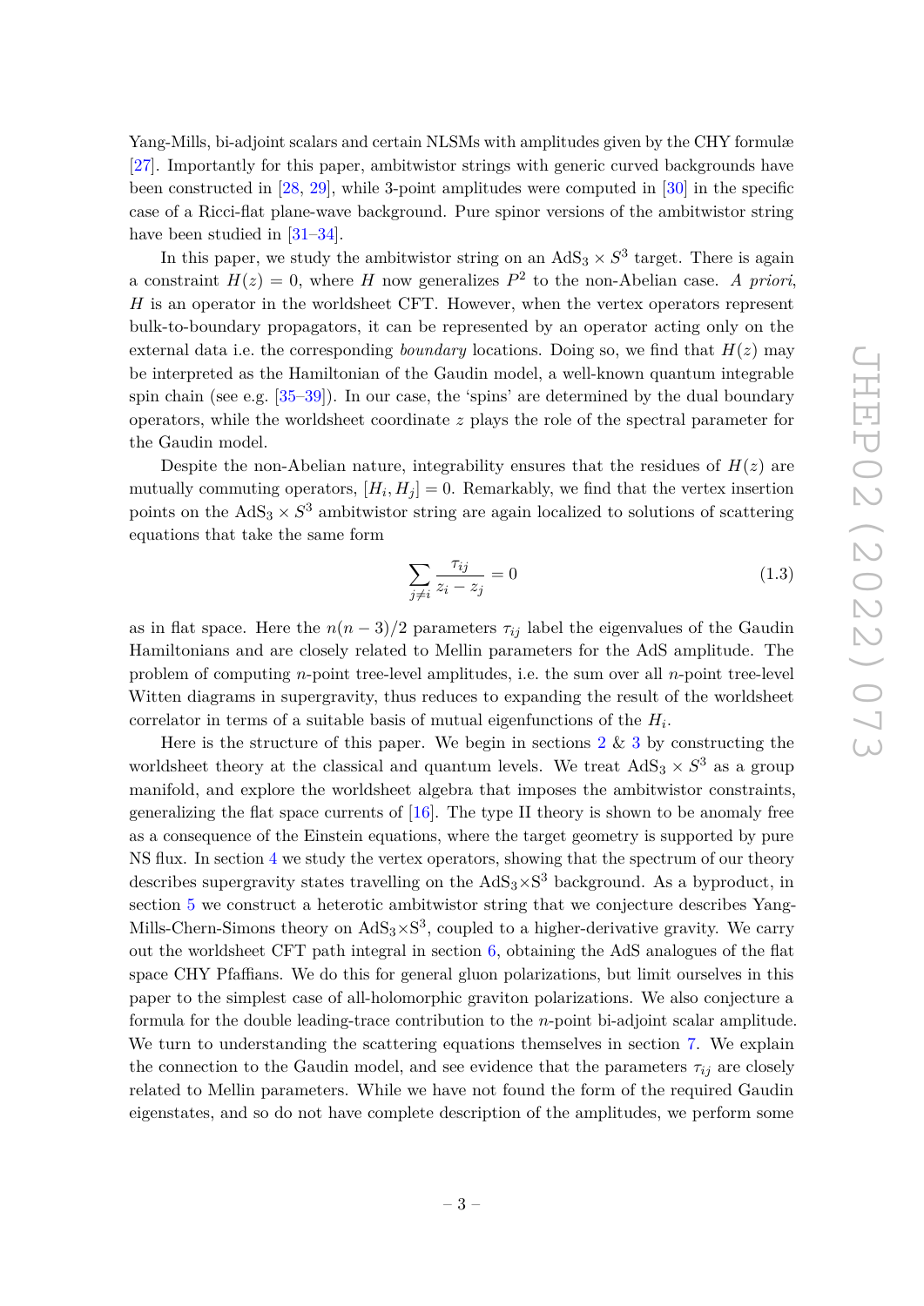Yang-Mills, bi-adjoint scalars and certain NLSMs with amplitudes given by the CHY formulæ [27]. Importantly for this paper, ambitwistor strings with generic curved backgrounds have been constructed in [28, 29], while 3-point amplitudes were computed in [30] in the specific case of a Ricci-flat plane-wave background. Pure spinor versions of the ambitwistor string have been studied in [31–34].

In this paper, we study the ambitwistor string on an $\mathrm{AdS}_3 \times S^3$ target. There is again a constraint $H(z) = 0$, where $H$ now generalizes $P^2$ to the non-Abelian case. *A priori*, $H$ is an operator in the worldsheet CFT. However, when the vertex operators represent bulk-to-boundary propagators, it can be represented by an operator acting only on the external data i.e. the corresponding *boundary* locations. Doing so, we find that $H(z)$ may be interpreted as the Hamiltonian of the Gaudin model, a well-known quantum integrable spin chain (see e.g. [35–39]). In our case, the 'spins' are determined by the dual boundary operators, while the worldsheet coordinate $z$ plays the role of the spectral parameter for the Gaudin model.

Despite the non-Abelian nature, integrability ensures that the residues of $H(z)$ are mutually commuting operators, $[H_i, H_j] = 0$. Remarkably, we find that the vertex insertion points on the $\mathrm{AdS}_3 \times S^3$ ambitwistor string are again localized to solutions of scattering equations that take the same form

$$\sum_{j \neq i} \frac{\tau_{ij}}{z_i - z_j} = 0 \tag{1.3}$$

as in flat space. Here the $n(n-3)/2$ parameters $\tau_{ij}$ label the eigenvalues of the Gaudin Hamiltonians and are closely related to Mellin parameters for the AdS amplitude. The problem of computing $n$-point tree-level amplitudes, i.e. the sum over all $n$-point tree-level Witten diagrams in supergravity, thus reduces to expanding the result of the worldsheet correlator in terms of a suitable basis of mutual eigenfunctions of the $H_i$.

Here is the structure of this paper. We begin in sections 2 & 3 by constructing the worldsheet theory at the classical and quantum levels. We treat $\mathrm{AdS}_3 \times S^3$ as a group manifold, and explore the worldsheet algebra that imposes the ambitwistor constraints, generalizing the flat space currents of [16]. The type II theory is shown to be anomaly free as a consequence of the Einstein equations, where the target geometry is supported by pure NS flux. In section 4 we study the vertex operators, showing that the spectrum of our theory describes supergravity states travelling on the $\mathrm{AdS}_3 \times \mathrm{S}^3$ background. As a byproduct, in section 5 we construct a heterotic ambitwistor string that we conjecture describes Yang-Mills-Chern-Simons theory on $\mathrm{AdS}_3 \times \mathrm{S}^3$, coupled to a higher-derivative gravity. We carry out the worldsheet CFT path integral in section 6, obtaining the AdS analogues of the flat space CHY Pfaffians. We do this for general gluon polarizations, but limit ourselves in this paper to the simplest case of all-holomorphic graviton polarizations. We also conjecture a formula for the double leading-trace contribution to the $n$-point bi-adjoint scalar amplitude. We turn to understanding the scattering equations themselves in section 7. We explain the connection to the Gaudin model, and see evidence that the parameters $\tau_{ij}$ are closely related to Mellin parameters. While we have not found the form of the required Gaudin eigenstates, and so do not have complete description of the amplitudes, we perform some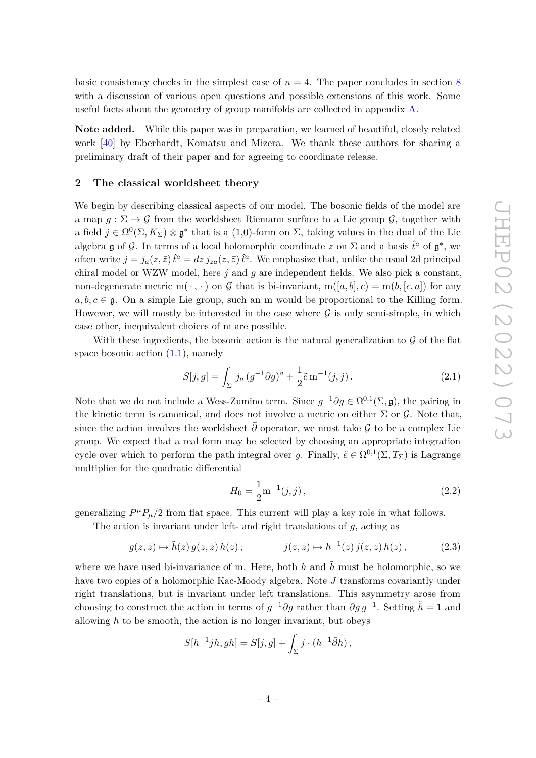basic consistency checks in the simplest case of $n = 4$. The paper concludes in section 8 with a discussion of various open questions and possible extensions of this work. Some useful facts about the geometry of group manifolds are collected in appendix A.

**Note added.** While this paper was in preparation, we learned of beautiful, closely related work [40] by Eberhardt, Komatsu and Mizera. We thank these authors for sharing a preliminary draft of their paper and for agreeing to coordinate release.

## 2 The classical worldsheet theory

We begin by describing classical aspects of our model. The bosonic fields of the model are a map $g : \Sigma \to \mathcal{G}$ from the worldsheet Riemann surface to a Lie group $\mathcal{G}$, together with a field $j \in \Omega^0(\Sigma, K_\Sigma) \otimes \mathfrak{g}^*$ that is a (1,0)-form on $\Sigma$, taking values in the dual of the Lie algebra $\mathfrak{g}$ of $\mathcal{G}$. In terms of a local holomorphic coordinate $z$ on $\Sigma$ and a basis $\hat{t}^a$ of $\mathfrak{g}^*$, we often write $j = j_a(z,\bar{z})\,\hat{t}^a = dz\, j_{za}(z,\bar{z})\,\hat{t}^a$. We emphasize that, unlike the usual 2d principal chiral model or WZW model, here $j$ and $g$ are independent fields. We also pick a constant, non-degenerate metric $\mathrm{m}(\,\cdot\,,\cdot\,)$ on $\mathcal{G}$ that is bi-invariant, $\mathrm{m}([a,b],c) = \mathrm{m}(b,[c,a])$ for any $a,b,c \in \mathfrak{g}$. On a simple Lie group, such an m would be proportional to the Killing form. However, we will mostly be interested in the case where $\mathcal{G}$ is only semi-simple, in which case other, inequivalent choices of m are possible.

With these ingredients, the bosonic action is the natural generalization to $\mathcal{G}$ of the flat space bosonic action (1.1), namely

$$S[j,g] = \int_\Sigma j_a\,(g^{-1}\bar{\partial}g)^a + \frac{1}{2}\tilde{e}\,\mathrm{m}^{-1}(j,j)\,. \tag{2.1}$$

Note that we do not include a Wess-Zumino term. Since $g^{-1}\bar{\partial}g \in \Omega^{0,1}(\Sigma,\mathfrak{g})$, the pairing in the kinetic term is canonical, and does not involve a metric on either $\Sigma$ or $\mathcal{G}$. Note that, since the action involves the worldsheet $\bar{\partial}$ operator, we must take $\mathcal{G}$ to be a complex Lie group. We expect that a real form may be selected by choosing an appropriate integration cycle over which to perform the path integral over $g$. Finally, $\tilde{e} \in \Omega^{0,1}(\Sigma, T_\Sigma)$ is Lagrange multiplier for the quadratic differential

$$H_0 = \frac{1}{2}\mathrm{m}^{-1}(j,j)\,, \tag{2.2}$$

generalizing $P^\mu P_\mu/2$ from flat space. This current will play a key role in what follows.

The action is invariant under left- and right translations of $g$, acting as

$$g(z,\bar{z}) \mapsto \tilde{h}(z)\,g(z,\bar{z})\,h(z)\,, \qquad\qquad j(z,\bar{z}) \mapsto h^{-1}(z)\,j(z,\bar{z})\,h(z)\,, \tag{2.3}$$

where we have used bi-invariance of m. Here, both $h$ and $\tilde{h}$ must be holomorphic, so we have two copies of a holomorphic Kac-Moody algebra. Note $J$ transforms covariantly under right translations, but is invariant under left translations. This asymmetry arose from choosing to construct the action in terms of $g^{-1}\bar{\partial}g$ rather than $\bar{\partial}g\,g^{-1}$. Setting $\tilde{h} = 1$ and allowing $h$ to be smooth, the action is no longer invariant, but obeys

$$S[h^{-1}jh, gh] = S[j,g] + \int_\Sigma j \cdot (h^{-1}\bar{\partial}h)\,,$$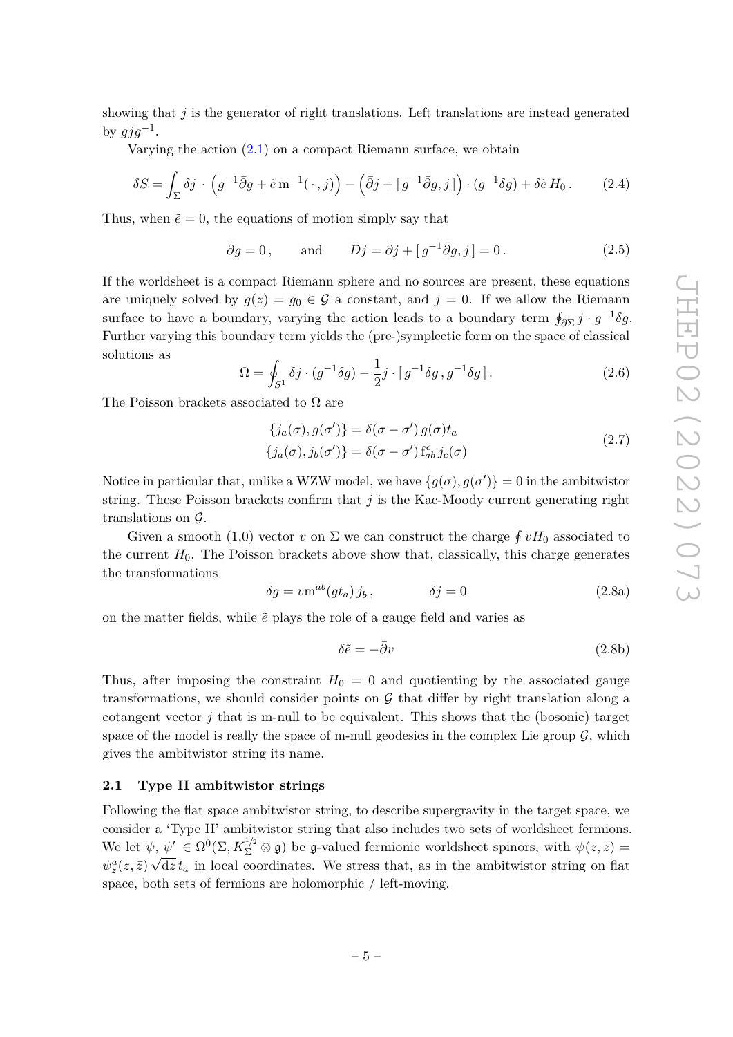showing that $j$ is the generator of right translations. Left translations are instead generated by $gjg^{-1}$.

Varying the action (2.1) on a compact Riemann surface, we obtain

$$\delta S = \int_\Sigma \delta j \cdot \left(g^{-1}\bar{\partial} g + \tilde{e}\,\mathrm{m}^{-1}(\,\cdot\,, j)\right) - \left(\bar{\partial} j + [\,g^{-1}\bar{\partial} g\,, j\,]\right) \cdot (g^{-1}\delta g) + \delta\tilde{e}\, H_0\,. \tag{2.4}$$

Thus, when $\tilde{e} = 0$, the equations of motion simply say that

$$\bar{\partial} g = 0\,, \qquad \text{and} \qquad \bar{D} j = \bar{\partial} j + [\,g^{-1}\bar{\partial} g\,, j\,] = 0\,. \tag{2.5}$$

If the worldsheet is a compact Riemann sphere and no sources are present, these equations are uniquely solved by $g(z) = g_0 \in \mathcal{G}$ a constant, and $j = 0$. If we allow the Riemann surface to have a boundary, varying the action leads to a boundary term $\oint_{\partial\Sigma} j \cdot g^{-1}\delta g$. Further varying this boundary term yields the (pre-)symplectic form on the space of classical solutions as

$$\Omega = \oint_{S^1} \delta j \cdot (g^{-1}\delta g) - \frac{1}{2} j \cdot [\,g^{-1}\delta g\,, g^{-1}\delta g\,]\,. \tag{2.6}$$

The Poisson brackets associated to $\Omega$ are

$$\begin{aligned} \{j_a(\sigma), g(\sigma')\} &= \delta(\sigma - \sigma')\, g(\sigma) t_a \\ \{j_a(\sigma), j_b(\sigma')\} &= \delta(\sigma - \sigma')\, \mathrm{f}_{ab}^{c}\, j_c(\sigma) \end{aligned} \tag{2.7}$$

Notice in particular that, unlike a WZW model, we have $\{g(\sigma), g(\sigma')\} = 0$ in the ambitwistor string. These Poisson brackets confirm that $j$ is the Kac-Moody current generating right translations on $\mathcal{G}$.

Given a smooth (1,0) vector $v$ on $\Sigma$ we can construct the charge $\oint vH_0$ associated to the current $H_0$. The Poisson brackets above show that, classically, this charge generates the transformations

$$\delta g = v \mathrm{m}^{ab} (g t_a)\, j_b\,, \qquad\qquad \delta j = 0 \tag{2.8a}$$

on the matter fields, while $\tilde{e}$ plays the role of a gauge field and varies as

$$\delta\tilde{e} = -\bar{\partial} v \tag{2.8b}$$

Thus, after imposing the constraint $H_0 = 0$ and quotienting by the associated gauge transformations, we should consider points on $\mathcal{G}$ that differ by right translation along a cotangent vector $j$ that is m-null to be equivalent. This shows that the (bosonic) target space of the model is really the space of m-null geodesics in the complex Lie group $\mathcal{G}$, which gives the ambitwistor string its name.

### 2.1 Type II ambitwistor strings

Following the flat space ambitwistor string, to describe supergravity in the target space, we consider a 'Type II' ambitwistor string that also includes two sets of worldsheet fermions. We let $\psi,\, \psi' \in \Omega^0(\Sigma, K_\Sigma^{1/2} \otimes \mathfrak{g})$ be $\mathfrak{g}$-valued fermionic worldsheet spinors, with $\psi(z,\bar{z}) = \psi_z^a(z,\bar{z})\sqrt{\mathrm{d}z}\, t_a$ in local coordinates. We stress that, as in the ambitwistor string on flat space, both sets of fermions are holomorphic / left-moving.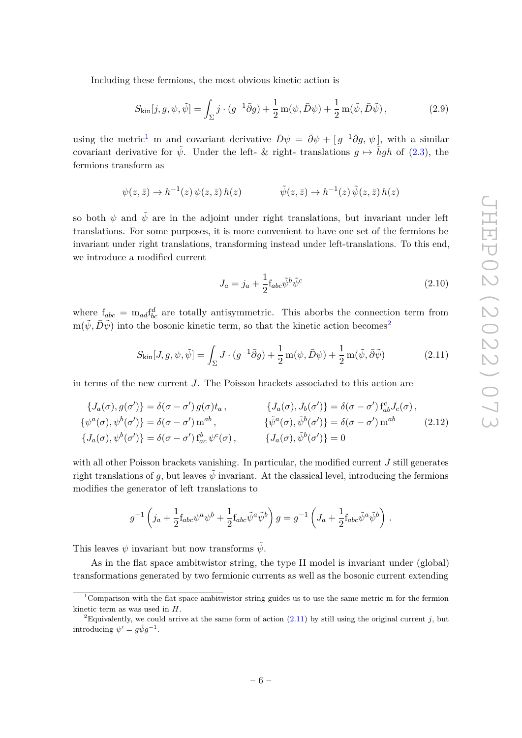Including these fermions, the most obvious kinetic action is

$$S_{\rm kin}[j,g,\psi,\tilde{\psi}] = \int_\Sigma j\cdot(g^{-1}\bar{\partial}g) + \frac{1}{2}\,\mathrm{m}(\psi,\bar{D}\psi) + \frac{1}{2}\,\mathrm{m}(\tilde{\psi},\bar{D}\tilde{\psi})\,, \tag{2.9}$$

using the metric[1] m and covariant derivative $\bar{D}\psi = \bar{\partial}\psi + [\,g^{-1}\bar{\partial}g,\,\psi\,]$, with a similar covariant derivative for $\tilde{\psi}$. Under the left- & right- translations $g\mapsto \tilde{h}gh$ of (2.3), the fermions transform as

$$\psi(z,\bar{z}) \to h^{-1}(z)\,\psi(z,\bar{z})\,h(z) \qquad\qquad \tilde{\psi}(z,\bar{z}) \to h^{-1}(z)\,\tilde{\psi}(z,\bar{z})\,h(z)$$

so both $\psi$ and $\tilde{\psi}$ are in the adjoint under right translations, but invariant under left translations. For some purposes, it is more convenient to have one set of the fermions be invariant under right translations, transforming instead under left-translations. To this end, we introduce a modified current

$$J_a = j_a + \frac{1}{2}\mathrm{f}_{abc}\tilde{\psi}^b\tilde{\psi}^c \tag{2.10}$$

where $\mathrm{f}_{abc} = \mathrm{m}_{ad}\mathrm{f}^d_{bc}$ are totally antisymmetric. This aborbs the connection term from $\mathrm{m}(\tilde{\psi},\bar{D}\tilde{\psi})$ into the bosonic kinetic term, so that the kinetic action becomes[2]

$$S_{\rm kin}[J,g,\psi,\tilde{\psi}] = \int_\Sigma J\cdot(g^{-1}\bar{\partial}g) + \frac{1}{2}\,\mathrm{m}(\psi,\bar{D}\psi) + \frac{1}{2}\,\mathrm{m}(\tilde{\psi},\bar{\partial}\tilde{\psi}) \tag{2.11}$$

in terms of the new current $J$. The Poisson brackets associated to this action are

$$\begin{aligned}
&\{J_a(\sigma),g(\sigma')\} = \delta(\sigma-\sigma')\,g(\sigma)t_a\,, && \{J_a(\sigma),J_b(\sigma')\} = \delta(\sigma-\sigma')\,\mathrm{f}^c_{ab}J_c(\sigma)\,,\\
&\{\psi^a(\sigma),\psi^b(\sigma')\} = \delta(\sigma-\sigma')\,\mathrm{m}^{ab}\,, && \{\tilde{\psi}^a(\sigma),\tilde{\psi}^b(\sigma')\} = \delta(\sigma-\sigma')\,\mathrm{m}^{ab}\\
&\{J_a(\sigma),\psi^b(\sigma')\} = \delta(\sigma-\sigma')\,\mathrm{f}^b_{ac}\,\psi^c(\sigma)\,, && \{J_a(\sigma),\tilde{\psi}^b(\sigma')\} = 0
\end{aligned} \tag{2.12}$$

with all other Poisson brackets vanishing. In particular, the modified current $J$ still generates right translations of $g$, but leaves $\tilde{\psi}$ invariant. At the classical level, introducing the fermions modifies the generator of left translations to

$$g^{-1}\left(j_a + \frac{1}{2}\mathrm{f}_{abc}\psi^a\psi^b + \frac{1}{2}\mathrm{f}_{abc}\tilde{\psi}^a\tilde{\psi}^b\right)g = g^{-1}\left(J_a + \frac{1}{2}\mathrm{f}_{abc}\tilde{\psi}^a\tilde{\psi}^b\right).$$

This leaves $\psi$ invariant but now transforms $\tilde{\psi}$.

As in the flat space ambitwistor string, the type II model is invariant under (global) transformations generated by two fermionic currents as well as the bosonic current extending

---

[1] Comparison with the flat space ambitwistor string guides us to use the same metric m for the fermion kinetic term as was used in $H$.

[2] Equivalently, we could arrive at the same form of action (2.11) by still using the original current $j$, but introducing $\psi' = g\tilde{\psi}g^{-1}$.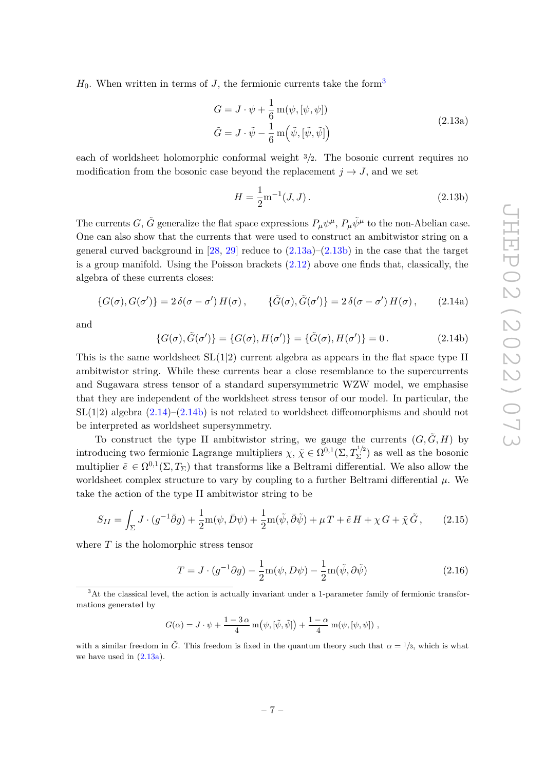$H_0$. When written in terms of $J$, the fermionic currents take the form[3]

$$
\begin{aligned}
G &= J \cdot \psi + \frac{1}{6}\,\mathrm{m}(\psi, [\psi, \psi]) \\
\tilde{G} &= J \cdot \tilde{\psi} - \frac{1}{6}\,\mathrm{m}\Big(\tilde{\psi}, [\tilde{\psi}, \tilde{\psi}]\Big)
\end{aligned}
\tag{2.13a}
$$

each of worldsheet holomorphic conformal weight $3/2$. The bosonic current requires no modification from the bosonic case beyond the replacement $j \to J$, and we set

$$
H = \frac{1}{2}\mathrm{m}^{-1}(J, J)\,. \tag{2.13b}
$$

The currents $G$, $\tilde{G}$ generalize the flat space expressions $P_\mu \psi^\mu$, $P_\mu \tilde{\psi}^\mu$ to the non-Abelian case. One can also show that the currents that were used to construct an ambitwistor string on a general curved background in [28, 29] reduce to (2.13a)–(2.13b) in the case that the target is a group manifold. Using the Poisson brackets (2.12) above one finds that, classically, the algebra of these currents closes:

$$
\{G(\sigma), G(\sigma')\} = 2\,\delta(\sigma - \sigma')\,H(\sigma)\,, \qquad \{\tilde{G}(\sigma), \tilde{G}(\sigma')\} = 2\,\delta(\sigma - \sigma')\,H(\sigma)\,, \tag{2.14a}
$$

and

$$
\{G(\sigma), \tilde{G}(\sigma')\} = \{G(\sigma), H(\sigma')\} = \{\tilde{G}(\sigma), H(\sigma')\} = 0\,. \tag{2.14b}
$$

This is the same worldsheet SL(1|2) current algebra as appears in the flat space type II ambitwistor string. While these currents bear a close resemblance to the supercurrents and Sugawara stress tensor of a standard supersymmetric WZW model, we emphasise that they are independent of the worldsheet stress tensor of our model. In particular, the SL(1|2) algebra (2.14)–(2.14b) is not related to worldsheet diffeomorphisms and should not be interpreted as worldsheet supersymmetry.

To construct the type II ambitwistor string, we gauge the currents $(G, \tilde{G}, H)$ by introducing two fermionic Lagrange multipliers $\chi,\, \tilde{\chi} \in \Omega^{0,1}(\Sigma, T_\Sigma^{1/2})$ as well as the bosonic multiplier $\tilde{e} \in \Omega^{0,1}(\Sigma, T_\Sigma)$ that transforms like a Beltrami differential. We also allow the worldsheet complex structure to vary by coupling to a further Beltrami differential $\mu$. We take the action of the type II ambitwistor string to be

$$
S_{II} = \int_\Sigma J \cdot (g^{-1}\bar{\partial} g) + \frac{1}{2}\mathrm{m}(\psi, \bar{D}\psi) + \frac{1}{2}\mathrm{m}(\tilde{\psi}, \bar{\partial}\tilde{\psi}) + \mu\, T + \tilde{e}\, H + \chi\, G + \tilde{\chi}\, \tilde{G}\,, \tag{2.15}
$$

where $T$ is the holomorphic stress tensor

$$
T = J \cdot (g^{-1}\partial g) - \frac{1}{2}\mathrm{m}(\psi, D\psi) - \frac{1}{2}\mathrm{m}(\tilde{\psi}, \partial\tilde{\psi}) \tag{2.16}
$$

[3] At the classical level, the action is actually invariant under a 1-parameter family of fermionic transformations generated by

$$
G(\alpha) = J \cdot \psi + \frac{1 - 3\,\alpha}{4}\,\mathrm{m}\big(\psi, [\tilde{\psi}, \tilde{\psi}]\big) + \frac{1 - \alpha}{4}\,\mathrm{m}(\psi, [\psi, \psi])\;,
$$

with a similar freedom in $\tilde{G}$. This freedom is fixed in the quantum theory such that $\alpha = 1/3$, which is what we have used in (2.13a).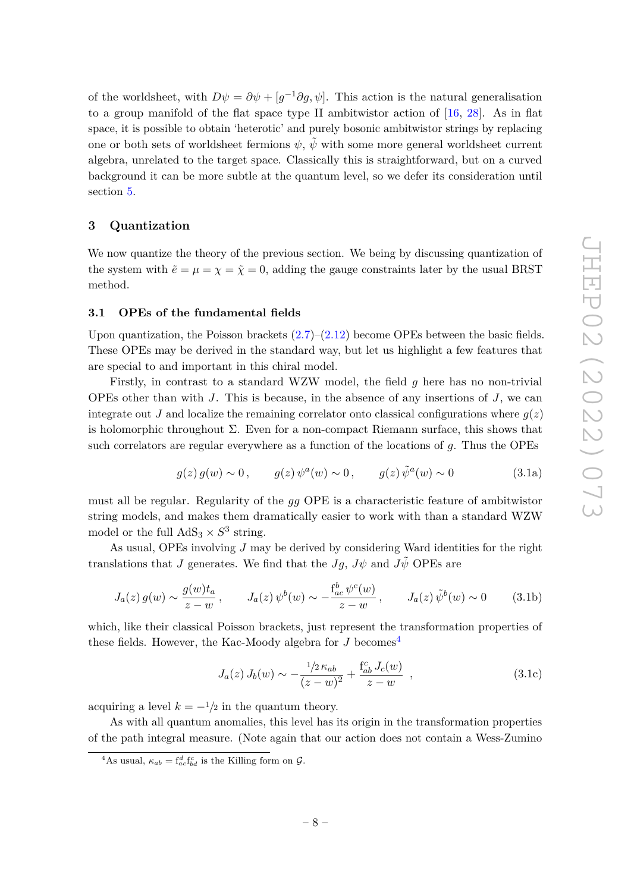of the worldsheet, with $D\psi = \partial\psi + [g^{-1}\partial g, \psi]$. This action is the natural generalisation to a group manifold of the flat space type II ambitwistor action of [16, 28]. As in flat space, it is possible to obtain 'heterotic' and purely bosonic ambitwistor strings by replacing one or both sets of worldsheet fermions $\psi$, $\tilde{\psi}$ with some more general worldsheet current algebra, unrelated to the target space. Classically this is straightforward, but on a curved background it can be more subtle at the quantum level, so we defer its consideration until section 5.

## 3 Quantization

We now quantize the theory of the previous section. We being by discussing quantization of the system with $\tilde{e} = \mu = \chi = \tilde{\chi} = 0$, adding the gauge constraints later by the usual BRST method.

### 3.1 OPEs of the fundamental fields

Upon quantization, the Poisson brackets (2.7)–(2.12) become OPEs between the basic fields. These OPEs may be derived in the standard way, but let us highlight a few features that are special to and important in this chiral model.

Firstly, in contrast to a standard WZW model, the field $g$ here has no non-trivial OPEs other than with $J$. This is because, in the absence of any insertions of $J$, we can integrate out $J$ and localize the remaining correlator onto classical configurations where $g(z)$ is holomorphic throughout $\Sigma$. Even for a non-compact Riemann surface, this shows that such correlators are regular everywhere as a function of the locations of $g$. Thus the OPEs

$$g(z)\,g(w) \sim 0\,, \qquad g(z)\,\psi^a(w) \sim 0\,, \qquad g(z)\,\tilde{\psi}^a(w) \sim 0 \tag{3.1a}$$

must all be regular. Regularity of the $gg$ OPE is a characteristic feature of ambitwistor string models, and makes them dramatically easier to work with than a standard WZW model or the full $\mathrm{AdS}_3 \times S^3$ string.

As usual, OPEs involving $J$ may be derived by considering Ward identities for the right translations that $J$ generates. We find that the $Jg$, $J\psi$ and $J\tilde{\psi}$ OPEs are

$$J_a(z)\,g(w) \sim \frac{g(w)t_a}{z-w}\,, \qquad J_a(z)\,\psi^b(w) \sim -\frac{\mathrm{f}^b_{ac}\,\psi^c(w)}{z-w}\,, \qquad J_a(z)\,\tilde{\psi}^b(w) \sim 0 \tag{3.1b}$$

which, like their classical Poisson brackets, just represent the transformation properties of these fields. However, the Kac-Moody algebra for $J$ becomes[4]

$$J_a(z)\,J_b(w) \sim -\frac{{}^1\!/\!{}_2\,\kappa_{ab}}{(z-w)^2} + \frac{\mathrm{f}^c_{ab}\,J_c(w)}{z-w}\ , \tag{3.1c}$$

acquiring a level $k = -{}^1\!/\!{}_2$ in the quantum theory.

As with all quantum anomalies, this level has its origin in the transformation properties of the path integral measure. (Note again that our action does not contain a Wess-Zumino

[4]As usual, $\kappa_{ab} = \mathrm{f}^d_{ac}\mathrm{f}^c_{bd}$ is the Killing form on $\mathcal{G}$.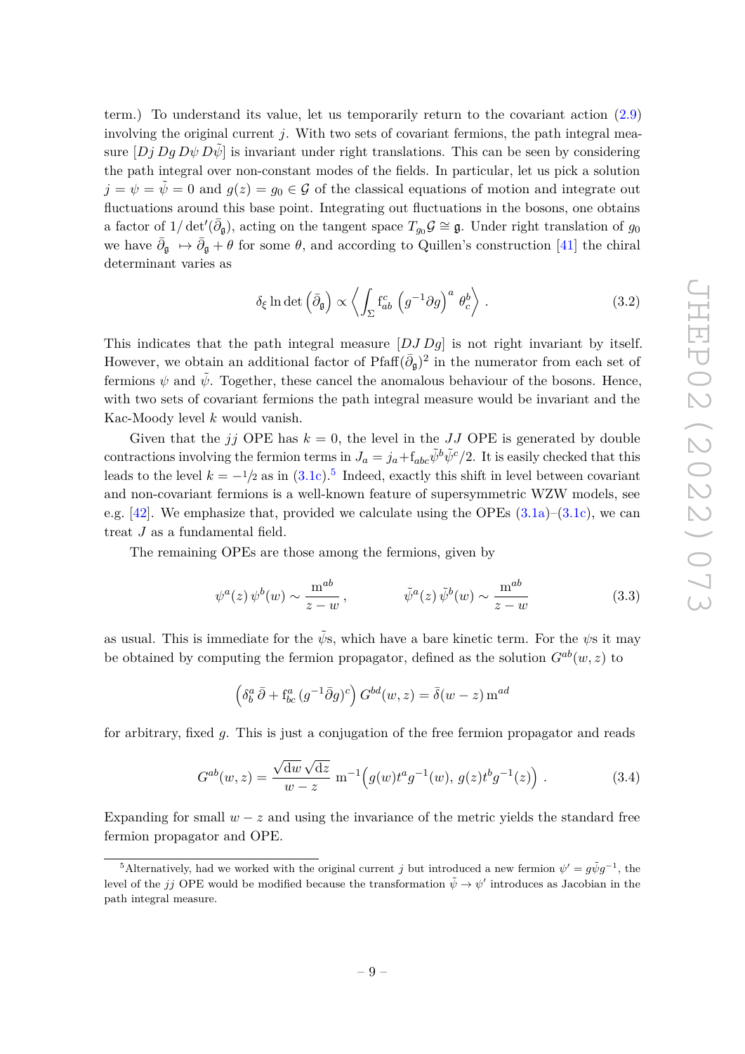term.) To understand its value, let us temporarily return to the covariant action (2.9) involving the original current $j$. With two sets of covariant fermions, the path integral measure $[Dj\, Dg\, D\psi\, D\tilde{\psi}]$ is invariant under right translations. This can be seen by considering the path integral over non-constant modes of the fields. In particular, let us pick a solution $j = \psi = \tilde{\psi} = 0$ and $g(z) = g_0 \in \mathcal{G}$ of the classical equations of motion and integrate out fluctuations around this base point. Integrating out fluctuations in the bosons, one obtains a factor of $1/\det'(\bar{\partial}_{\mathfrak{g}})$, acting on the tangent space $T_{g_0}\mathcal{G} \cong \mathfrak{g}$. Under right translation of $g_0$ we have $\bar{\partial}_{\mathfrak{g}} \mapsto \bar{\partial}_{\mathfrak{g}} + \theta$ for some $\theta$, and according to Quillen's construction [41] the chiral determinant varies as

$$\delta_\xi \ln \det\left(\bar{\partial}_{\mathfrak{g}}\right) \propto \left\langle \int_\Sigma \mathrm{f}_{ab}^{c} \left(g^{-1}\partial g\right)^a \theta_c^b \right\rangle . \tag{3.2}$$

This indicates that the path integral measure $[DJ\, Dg]$ is not right invariant by itself. However, we obtain an additional factor of $\mathrm{Pfaff}(\bar{\partial}_{\mathfrak{g}})^2$ in the numerator from each set of fermions $\psi$ and $\tilde{\psi}$. Together, these cancel the anomalous behaviour of the bosons. Hence, with two sets of covariant fermions the path integral measure would be invariant and the Kac-Moody level $k$ would vanish.

Given that the $jj$ OPE has $k = 0$, the level in the $JJ$ OPE is generated by double contractions involving the fermion terms in $J_a = j_a + \mathrm{f}_{abc}\tilde{\psi}^b\tilde{\psi}^c/2$. It is easily checked that this leads to the level $k = -1/2$ as in (3.1c).[5] Indeed, exactly this shift in level between covariant and non-covariant fermions is a well-known feature of supersymmetric WZW models, see e.g. [42]. We emphasize that, provided we calculate using the OPEs (3.1a)–(3.1c), we can treat $J$ as a fundamental field.

The remaining OPEs are those among the fermions, given by

$$\psi^a(z)\, \psi^b(w) \sim \frac{\mathrm{m}^{ab}}{z-w}\,, \qquad\qquad \tilde{\psi}^a(z)\, \tilde{\psi}^b(w) \sim \frac{\mathrm{m}^{ab}}{z-w} \tag{3.3}$$

as usual. This is immediate for the $\tilde{\psi}$s, which have a bare kinetic term. For the $\psi$s it may be obtained by computing the fermion propagator, defined as the solution $G^{ab}(w,z)$ to

$$\left(\delta_b^a\, \bar{\partial} + \mathrm{f}_{bc}^{a}\, (g^{-1}\bar{\partial} g)^c\right) G^{bd}(w,z) = \bar{\delta}(w-z)\, \mathrm{m}^{ad}$$

for arbitrary, fixed $g$. This is just a conjugation of the free fermion propagator and reads

$$G^{ab}(w,z) = \frac{\sqrt{\mathrm{d}w}\,\sqrt{\mathrm{d}z}}{w-z}\ \mathrm{m}^{-1}\Big(g(w)t^a g^{-1}(w),\, g(z)t^b g^{-1}(z)\Big)\ . \tag{3.4}$$

Expanding for small $w - z$ and using the invariance of the metric yields the standard free fermion propagator and OPE.

---

[5] Alternatively, had we worked with the original current $j$ but introduced a new fermion $\psi' = g\tilde{\psi}g^{-1}$, the level of the $jj$ OPE would be modified because the transformation $\tilde{\psi} \to \psi'$ introduces as Jacobian in the path integral measure.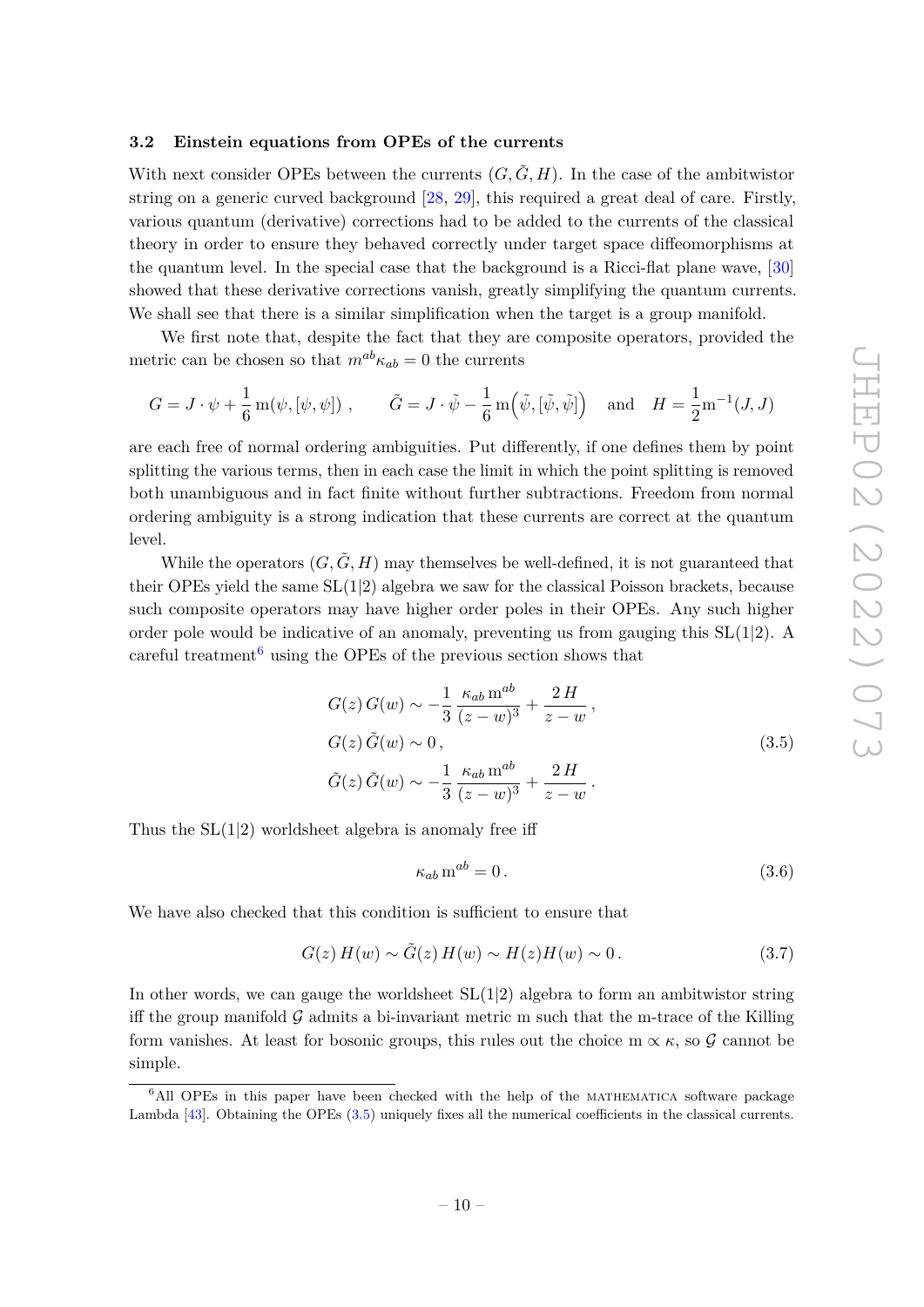### 3.2 Einstein equations from OPEs of the currents

With next consider OPEs between the currents $(G, \tilde{G}, H)$. In the case of the ambitwistor string on a generic curved background [28, 29], this required a great deal of care. Firstly, various quantum (derivative) corrections had to be added to the currents of the classical theory in order to ensure they behaved correctly under target space diffeomorphisms at the quantum level. In the special case that the background is a Ricci-flat plane wave, [30] showed that these derivative corrections vanish, greatly simplifying the quantum currents. We shall see that there is a similar simplification when the target is a group manifold.

We first note that, despite the fact that they are composite operators, provided the metric can be chosen so that $m^{ab}\kappa_{ab} = 0$ the currents

$$G = J \cdot \psi + \frac{1}{6}\,\mathrm{m}(\psi, [\psi, \psi]) \,, \qquad \tilde{G} = J \cdot \tilde{\psi} - \frac{1}{6}\,\mathrm{m}\Big(\tilde{\psi}, [\tilde{\psi}, \tilde{\psi}]\Big) \quad \text{and} \quad H = \frac{1}{2}\mathrm{m}^{-1}(J, J)$$

are each free of normal ordering ambiguities. Put differently, if one defines them by point splitting the various terms, then in each case the limit in which the point splitting is removed both unambiguous and in fact finite without further subtractions. Freedom from normal ordering ambiguity is a strong indication that these currents are correct at the quantum level.

While the operators $(G, \tilde{G}, H)$ may themselves be well-defined, it is not guaranteed that their OPEs yield the same SL(1|2) algebra we saw for the classical Poisson brackets, because such composite operators may have higher order poles in their OPEs. Any such higher order pole would be indicative of an anomaly, preventing us from gauging this SL(1|2). A careful treatment[6] using the OPEs of the previous section shows that

$$\begin{aligned}
G(z)\, G(w) &\sim -\frac{1}{3}\,\frac{\kappa_{ab}\,\mathrm{m}^{ab}}{(z-w)^3} + \frac{2\,H}{z-w}\,, \\
G(z)\, \tilde{G}(w) &\sim 0\,, \\
\tilde{G}(z)\, \tilde{G}(w) &\sim -\frac{1}{3}\,\frac{\kappa_{ab}\,\mathrm{m}^{ab}}{(z-w)^3} + \frac{2\,H}{z-w}\,.
\end{aligned} \tag{3.5}$$

Thus the SL(1|2) worldsheet algebra is anomaly free iff

$$\kappa_{ab}\,\mathrm{m}^{ab} = 0\,. \tag{3.6}$$

We have also checked that this condition is sufficient to ensure that

$$G(z)\, H(w) \sim \tilde{G}(z)\, H(w) \sim H(z) H(w) \sim 0\,. \tag{3.7}$$

In other words, we can gauge the worldsheet SL(1|2) algebra to form an ambitwistor string iff the group manifold $\mathcal{G}$ admits a bi-invariant metric m such that the m-trace of the Killing form vanishes. At least for bosonic groups, this rules out the choice $\mathrm{m} \propto \kappa$, so $\mathcal{G}$ cannot be simple.

[6] All OPEs in this paper have been checked with the help of the MATHEMATICA software package Lambda [43]. Obtaining the OPEs (3.5) uniquely fixes all the numerical coefficients in the classical currents.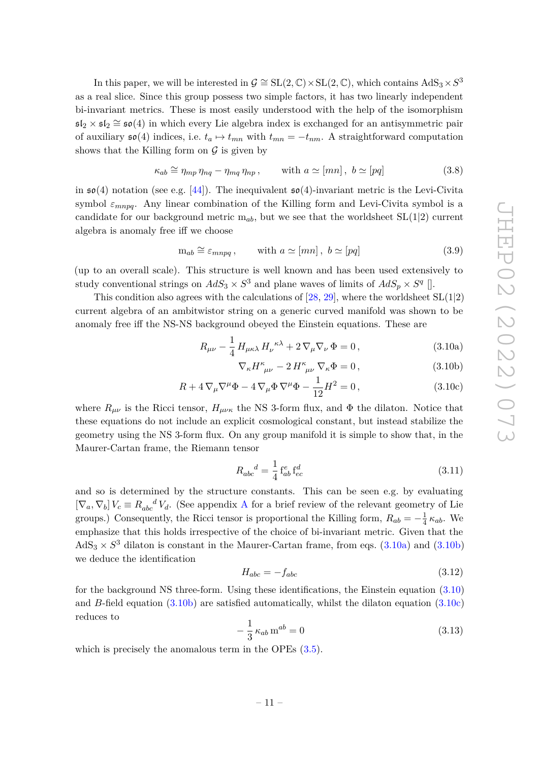In this paper, we will be interested in $\mathcal{G} \cong \mathrm{SL}(2,\mathbb{C}) \times \mathrm{SL}(2,\mathbb{C})$, which contains $\mathrm{AdS}_3 \times S^3$ as a real slice. Since this group possess two simple factors, it has two linearly independent bi-invariant metrics. These is most easily understood with the help of the isomorphism $\mathfrak{sl}_2 \times \mathfrak{sl}_2 \cong \mathfrak{so}(4)$ in which every Lie algebra index is exchanged for an antisymmetric pair of auxiliary $\mathfrak{so}(4)$ indices, i.e. $t_a \mapsto t_{mn}$ with $t_{mn} = -t_{nm}$. A straightforward computation shows that the Killing form on $\mathcal{G}$ is given by

$$\kappa_{ab} \cong \eta_{mp}\,\eta_{nq} - \eta_{mq}\,\eta_{np}\,, \qquad \text{with } a \simeq [mn]\,,\ b \simeq [pq] \tag{3.8}$$

in $\mathfrak{so}(4)$ notation (see e.g. [44]). The inequivalent $\mathfrak{so}(4)$-invariant metric is the Levi-Civita symbol $\varepsilon_{mnpq}$. Any linear combination of the Killing form and Levi-Civita symbol is a candidate for our background metric $\mathrm{m}_{ab}$, but we see that the worldsheet SL(1|2) current algebra is anomaly free iff we choose

$$\mathrm{m}_{ab} \cong \varepsilon_{mnpq}\,, \qquad \text{with } a \simeq [mn]\,,\ b \simeq [pq] \tag{3.9}$$

(up to an overall scale). This structure is well known and has been used extensively to study conventional strings on $AdS_3 \times S^3$ and plane waves of limits of $AdS_p \times S^q$ [].

This condition also agrees with the calculations of [28, 29], where the worldsheet SL(1|2) current algebra of an ambitwistor string on a generic curved manifold was shown to be anomaly free iff the NS-NS background obeyed the Einstein equations. These are

$$R_{\mu\nu} - \frac{1}{4}\,H_{\mu\kappa\lambda}\,H_{\nu}{}^{\kappa\lambda} + 2\,\nabla_\mu \nabla_\nu\,\Phi = 0\,, \tag{3.10a}$$

$$\nabla_\kappa H^\kappa{}_{\mu\nu} - 2\,H^\kappa{}_{\mu\nu}\,\nabla_\kappa \Phi = 0\,, \tag{3.10b}$$

$$R + 4\,\nabla_\mu \nabla^\mu \Phi - 4\,\nabla_\mu \Phi\,\nabla^\mu \Phi - \frac{1}{12}H^2 = 0\,, \tag{3.10c}$$

where $R_{\mu\nu}$ is the Ricci tensor, $H_{\mu\nu\kappa}$ the NS 3-form flux, and $\Phi$ the dilaton. Notice that these equations do not include an explicit cosmological constant, but instead stabilize the geometry using the NS 3-form flux. On any group manifold it is simple to show that, in the Maurer-Cartan frame, the Riemann tensor

$$R_{abc}{}^{d} = \frac{1}{4}\,\mathrm{f}^e_{ab}\,\mathrm{f}^d_{ec} \tag{3.11}$$

and so is determined by the structure constants. This can be seen e.g. by evaluating $[\nabla_a, \nabla_b]\,V_c \equiv R_{abc}{}^d\,V_d$. (See appendix A for a brief review of the relevant geometry of Lie groups.) Consequently, the Ricci tensor is proportional the Killing form, $R_{ab} = -\frac{1}{4}\,\kappa_{ab}$. We emphasize that this holds irrespective of the choice of bi-invariant metric. Given that the $\mathrm{AdS}_3 \times S^3$ dilaton is constant in the Maurer-Cartan frame, from eqs. (3.10a) and (3.10b) we deduce the identification

$$H_{abc} = -f_{abc} \tag{3.12}$$

for the background NS three-form. Using these identifications, the Einstein equation (3.10) and $B$-field equation (3.10b) are satisfied automatically, whilst the dilaton equation (3.10c) reduces to

$$-\frac{1}{3}\,\kappa_{ab}\,\mathrm{m}^{ab} = 0 \tag{3.13}$$

which is precisely the anomalous term in the OPEs (3.5).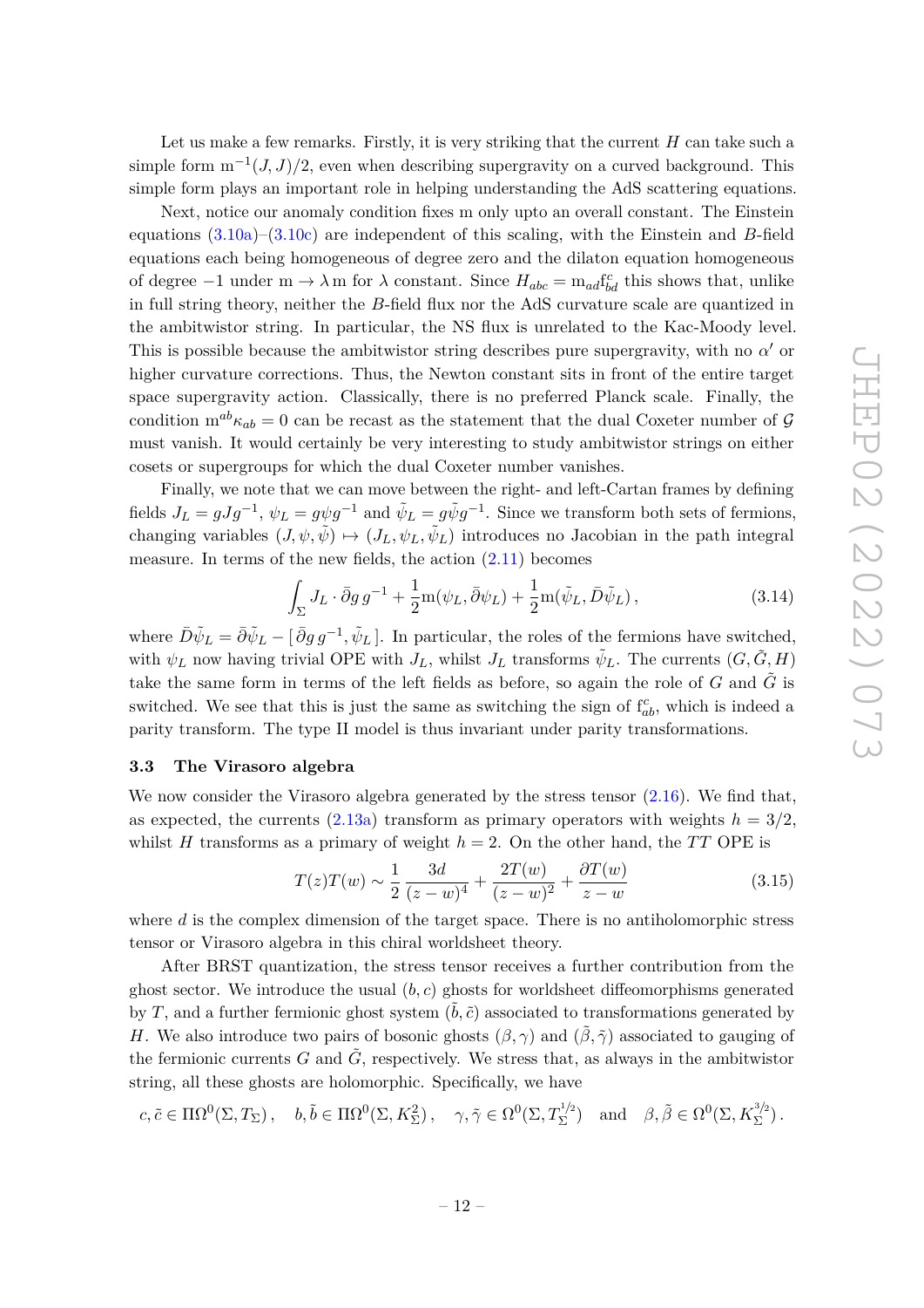Let us make a few remarks. Firstly, it is very striking that the current $H$ can take such a simple form $\mathrm{m}^{-1}(J,J)/2$, even when describing supergravity on a curved background. This simple form plays an important role in helping understanding the AdS scattering equations.

Next, notice our anomaly condition fixes m only upto an overall constant. The Einstein equations (3.10a)–(3.10c) are independent of this scaling, with the Einstein and $B$-field equations each being homogeneous of degree zero and the dilaton equation homogeneous of degree $-1$ under $\mathrm{m} \to \lambda\,\mathrm{m}$ for $\lambda$ constant. Since $H_{abc} = \mathrm{m}_{ad}\mathrm{f}^{c}_{bd}$ this shows that, unlike in full string theory, neither the $B$-field flux nor the AdS curvature scale are quantized in the ambitwistor string. In particular, the NS flux is unrelated to the Kac-Moody level. This is possible because the ambitwistor string describes pure supergravity, with no $\alpha'$ or higher curvature corrections. Thus, the Newton constant sits in front of the entire target space supergravity action. Classically, there is no preferred Planck scale. Finally, the condition $\mathrm{m}^{ab}\kappa_{ab} = 0$ can be recast as the statement that the dual Coxeter number of $\mathcal{G}$ must vanish. It would certainly be very interesting to study ambitwistor strings on either cosets or supergroups for which the dual Coxeter number vanishes.

Finally, we note that we can move between the right- and left-Cartan frames by defining fields $J_L = gJg^{-1}$, $\psi_L = g\psi g^{-1}$ and $\tilde{\psi}_L = g\tilde{\psi}g^{-1}$. Since we transform both sets of fermions, changing variables $(J,\psi,\tilde{\psi}) \mapsto (J_L,\psi_L,\tilde{\psi}_L)$ introduces no Jacobian in the path integral measure. In terms of the new fields, the action (2.11) becomes

$$\int_\Sigma J_L \cdot \bar{\partial} g\, g^{-1} + \frac{1}{2}\mathrm{m}(\psi_L, \bar{\partial}\psi_L) + \frac{1}{2}\mathrm{m}(\tilde{\psi}_L, \bar{D}\tilde{\psi}_L)\,, \tag{3.14}$$

where $\bar{D}\tilde{\psi}_L = \bar{\partial}\tilde{\psi}_L - [\,\bar{\partial} g\, g^{-1}, \tilde{\psi}_L\,]$. In particular, the roles of the fermions have switched, with $\psi_L$ now having trivial OPE with $J_L$, whilst $J_L$ transforms $\tilde{\psi}_L$. The currents $(G,\tilde{G},H)$ take the same form in terms of the left fields as before, so again the role of $G$ and $\tilde{G}$ is switched. We see that this is just the same as switching the sign of $\mathrm{f}^{c}_{ab}$, which is indeed a parity transform. The type II model is thus invariant under parity transformations.

### 3.3 The Virasoro algebra

We now consider the Virasoro algebra generated by the stress tensor (2.16). We find that, as expected, the currents (2.13a) transform as primary operators with weights $h = 3/2$, whilst $H$ transforms as a primary of weight $h = 2$. On the other hand, the $TT$ OPE is

$$T(z)T(w) \sim \frac{1}{2}\,\frac{3d}{(z-w)^4} + \frac{2T(w)}{(z-w)^2} + \frac{\partial T(w)}{z-w} \tag{3.15}$$

where $d$ is the complex dimension of the target space. There is no antiholomorphic stress tensor or Virasoro algebra in this chiral worldsheet theory.

After BRST quantization, the stress tensor receives a further contribution from the ghost sector. We introduce the usual $(b,c)$ ghosts for worldsheet diffeomorphisms generated by $T$, and a further fermionic ghost system $(\tilde{b},\tilde{c})$ associated to transformations generated by $H$. We also introduce two pairs of bosonic ghosts $(\beta,\gamma)$ and $(\tilde{\beta},\tilde{\gamma})$ associated to gauging of the fermionic currents $G$ and $\tilde{G}$, respectively. We stress that, as always in the ambitwistor string, all these ghosts are holomorphic. Specifically, we have

$$c,\tilde{c} \in \Pi\Omega^0(\Sigma, T_\Sigma)\,, \quad b,\tilde{b} \in \Pi\Omega^0(\Sigma, K_\Sigma^2)\,, \quad \gamma,\tilde{\gamma} \in \Omega^0(\Sigma, T_\Sigma^{1/2}) \quad \text{and} \quad \beta,\tilde{\beta} \in \Omega^0(\Sigma, K_\Sigma^{3/2})\,.$$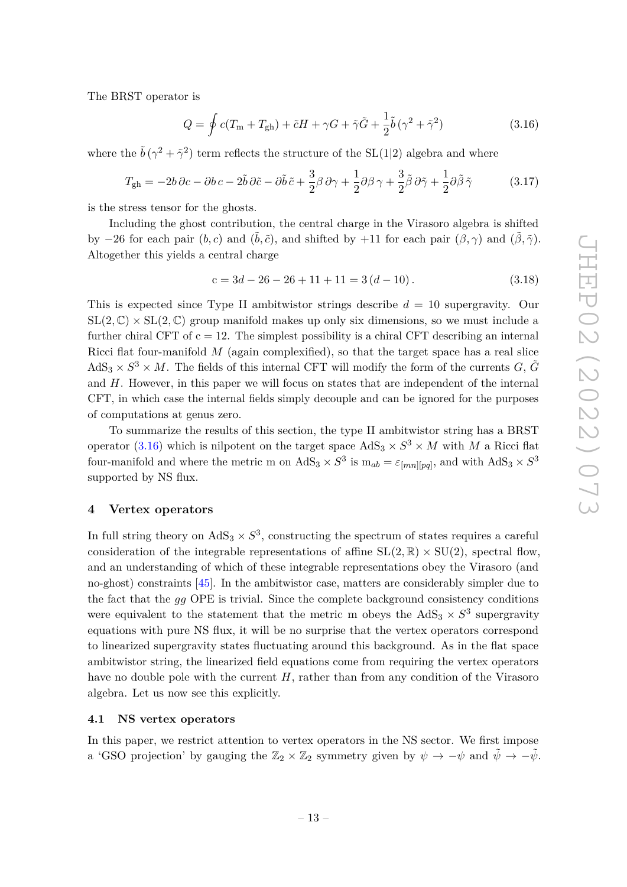The BRST operator is

$$Q = \oint c(T_{\rm m} + T_{\rm gh}) + \tilde{c}H + \gamma G + \tilde{\gamma}\tilde{G} + \frac{1}{2}\tilde{b}\,(\gamma^2 + \tilde{\gamma}^2) \tag{3.16}$$

where the $\tilde{b}\,(\gamma^2 + \tilde{\gamma}^2)$ term reflects the structure of the SL(1|2) algebra and where

$$T_{\rm gh} = -2b\,\partial c - \partial b\,c - 2\tilde{b}\,\partial\tilde{c} - \partial\tilde{b}\,\tilde{c} + \frac{3}{2}\beta\,\partial\gamma + \frac{1}{2}\partial\beta\,\gamma + \frac{3}{2}\tilde{\beta}\,\partial\tilde{\gamma} + \frac{1}{2}\partial\tilde{\beta}\,\tilde{\gamma} \tag{3.17}$$

is the stress tensor for the ghosts.

Including the ghost contribution, the central charge in the Virasoro algebra is shifted by $-26$ for each pair $(b, c)$ and $(\tilde{b}, \tilde{c})$, and shifted by $+11$ for each pair $(\beta, \gamma)$ and $(\tilde{\beta}, \tilde{\gamma})$. Altogether this yields a central charge

$$\mathrm{c} = 3d - 26 - 26 + 11 + 11 = 3\,(d - 10)\,. \tag{3.18}$$

This is expected since Type II ambitwistor strings describe $d = 10$ supergravity. Our $\mathrm{SL}(2,\mathbb{C}) \times \mathrm{SL}(2,\mathbb{C})$ group manifold makes up only six dimensions, so we must include a further chiral CFT of $\mathrm{c} = 12$. The simplest possibility is a chiral CFT describing an internal Ricci flat four-manifold $M$ (again complexified), so that the target space has a real slice $\mathrm{AdS}_3 \times S^3 \times M$. The fields of this internal CFT will modify the form of the currents $G$, $\tilde{G}$ and $H$. However, in this paper we will focus on states that are independent of the internal CFT, in which case the internal fields simply decouple and can be ignored for the purposes of computations at genus zero.

To summarize the results of this section, the type II ambitwistor string has a BRST operator (3.16) which is nilpotent on the target space $\mathrm{AdS}_3 \times S^3 \times M$ with $M$ a Ricci flat four-manifold and where the metric m on $\mathrm{AdS}_3 \times S^3$ is $\mathrm{m}_{ab} = \varepsilon_{[mn][pq]}$, and with $\mathrm{AdS}_3 \times S^3$ supported by NS flux.

## 4 Vertex operators

In full string theory on $\mathrm{AdS}_3 \times S^3$, constructing the spectrum of states requires a careful consideration of the integrable representations of affine $\mathrm{SL}(2,\mathbb{R}) \times \mathrm{SU}(2)$, spectral flow, and an understanding of which of these integrable representations obey the Virasoro (and no-ghost) constraints [45]. In the ambitwistor case, matters are considerably simpler due to the fact that the $gg$ OPE is trivial. Since the complete background consistency conditions were equivalent to the statement that the metric m obeys the $\mathrm{AdS}_3 \times S^3$ supergravity equations with pure NS flux, it will be no surprise that the vertex operators correspond to linearized supergravity states fluctuating around this background. As in the flat space ambitwistor string, the linearized field equations come from requiring the vertex operators have no double pole with the current $H$, rather than from any condition of the Virasoro algebra. Let us now see this explicitly.

### 4.1 NS vertex operators

In this paper, we restrict attention to vertex operators in the NS sector. We first impose a 'GSO projection' by gauging the $\mathbb{Z}_2 \times \mathbb{Z}_2$ symmetry given by $\psi \to -\psi$ and $\tilde{\psi} \to -\tilde{\psi}$.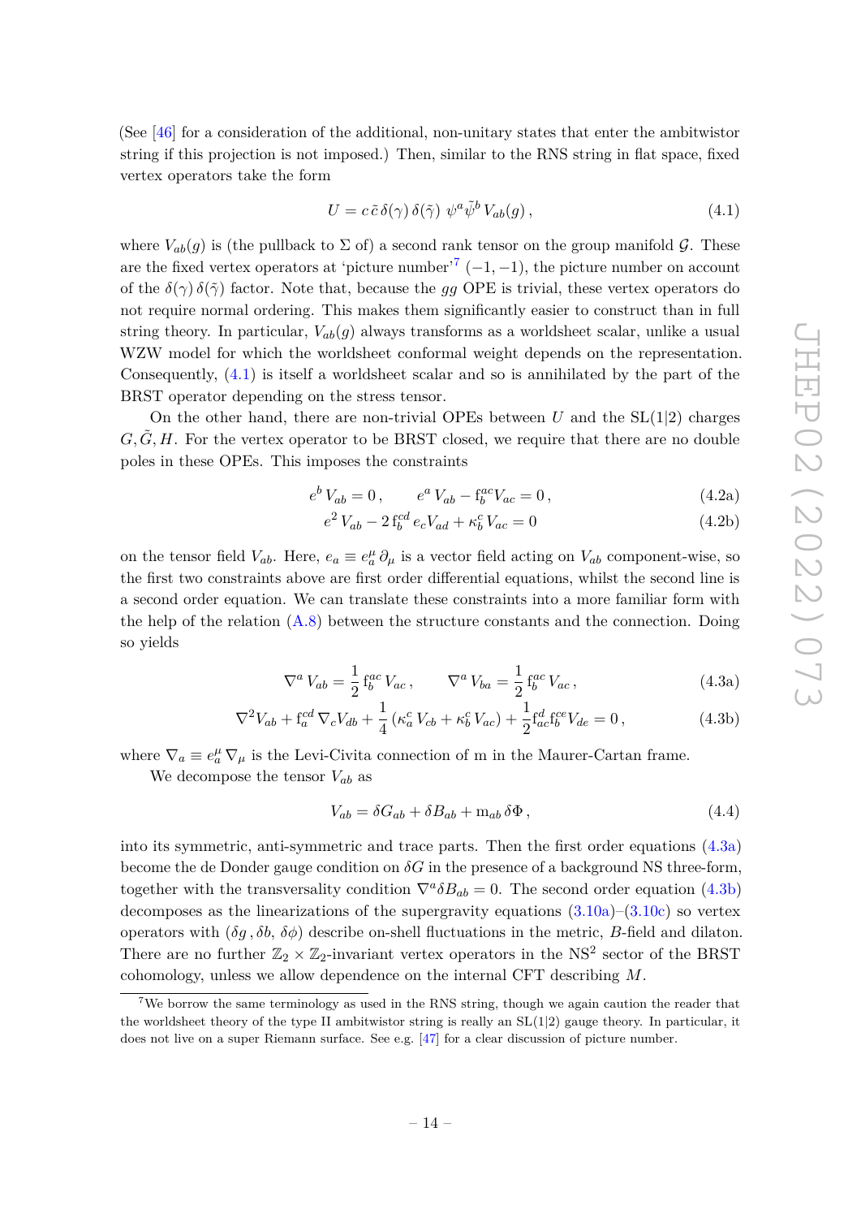(See [46] for a consideration of the additional, non-unitary states that enter the ambitwistor string if this projection is not imposed.) Then, similar to the RNS string in flat space, fixed vertex operators take the form

$$U = c\,\tilde{c}\,\delta(\gamma)\,\delta(\tilde{\gamma})\;\psi^a\tilde{\psi}^b\,V_{ab}(g)\,, \tag{4.1}$$

where $V_{ab}(g)$ is (the pullback to $\Sigma$ of) a second rank tensor on the group manifold $\mathcal{G}$. These are the fixed vertex operators at 'picture number'[7] $(-1,-1)$, the picture number on account of the $\delta(\gamma)\,\delta(\tilde{\gamma})$ factor. Note that, because the $gg$ OPE is trivial, these vertex operators do not require normal ordering. This makes them significantly easier to construct than in full string theory. In particular, $V_{ab}(g)$ always transforms as a worldsheet scalar, unlike a usual WZW model for which the worldsheet conformal weight depends on the representation. Consequently, (4.1) is itself a worldsheet scalar and so is annihilated by the part of the BRST operator depending on the stress tensor.

On the other hand, there are non-trivial OPEs between $U$ and the SL(1|2) charges $G, \tilde{G}, H$. For the vertex operator to be BRST closed, we require that there are no double poles in these OPEs. This imposes the constraints

$$e^b\,V_{ab} = 0\,, \qquad e^a\,V_{ab} - \mathrm{f}_b^{ac}V_{ac} = 0\,, \tag{4.2a}$$

$$e^2\,V_{ab} - 2\,\mathrm{f}_b^{cd}\,e_c V_{ad} + \kappa_b^c\,V_{ac} = 0 \tag{4.2b}$$

on the tensor field $V_{ab}$. Here, $e_a \equiv e_a^\mu\,\partial_\mu$ is a vector field acting on $V_{ab}$ component-wise, so the first two constraints above are first order differential equations, whilst the second line is a second order equation. We can translate these constraints into a more familiar form with the help of the relation (A.8) between the structure constants and the connection. Doing so yields

$$\nabla^a\,V_{ab} = \frac{1}{2}\,\mathrm{f}_b^{ac}\,V_{ac}\,, \qquad \nabla^a\,V_{ba} = \frac{1}{2}\,\mathrm{f}_b^{ac}\,V_{ac}\,, \tag{4.3a}$$

$$\nabla^2 V_{ab} + \mathrm{f}_a^{cd}\,\nabla_c V_{db} + \frac{1}{4}\left(\kappa_a^c\,V_{cb} + \kappa_b^c\,V_{ac}\right) + \frac{1}{2}\mathrm{f}_{ac}^d\mathrm{f}_b^{ce}V_{de} = 0\,, \tag{4.3b}$$

where $\nabla_a \equiv e_a^\mu\,\nabla_\mu$ is the Levi-Civita connection of m in the Maurer-Cartan frame.

We decompose the tensor $V_{ab}$ as

$$V_{ab} = \delta G_{ab} + \delta B_{ab} + \mathrm{m}_{ab}\,\delta\Phi\,, \tag{4.4}$$

into its symmetric, anti-symmetric and trace parts. Then the first order equations (4.3a) become the de Donder gauge condition on $\delta G$ in the presence of a background NS three-form, together with the transversality condition $\nabla^a\delta B_{ab} = 0$. The second order equation (4.3b) decomposes as the linearizations of the supergravity equations (3.10a)–(3.10c) so vertex operators with $(\delta g\,, \delta b,\, \delta\phi)$ describe on-shell fluctuations in the metric, $B$-field and dilaton. There are no further $\mathbb{Z}_2 \times \mathbb{Z}_2$-invariant vertex operators in the NS$^2$ sector of the BRST cohomology, unless we allow dependence on the internal CFT describing $M$.

[7] We borrow the same terminology as used in the RNS string, though we again caution the reader that the worldsheet theory of the type II ambitwistor string is really an SL(1|2) gauge theory. In particular, it does not live on a super Riemann surface. See e.g. [47] for a clear discussion of picture number.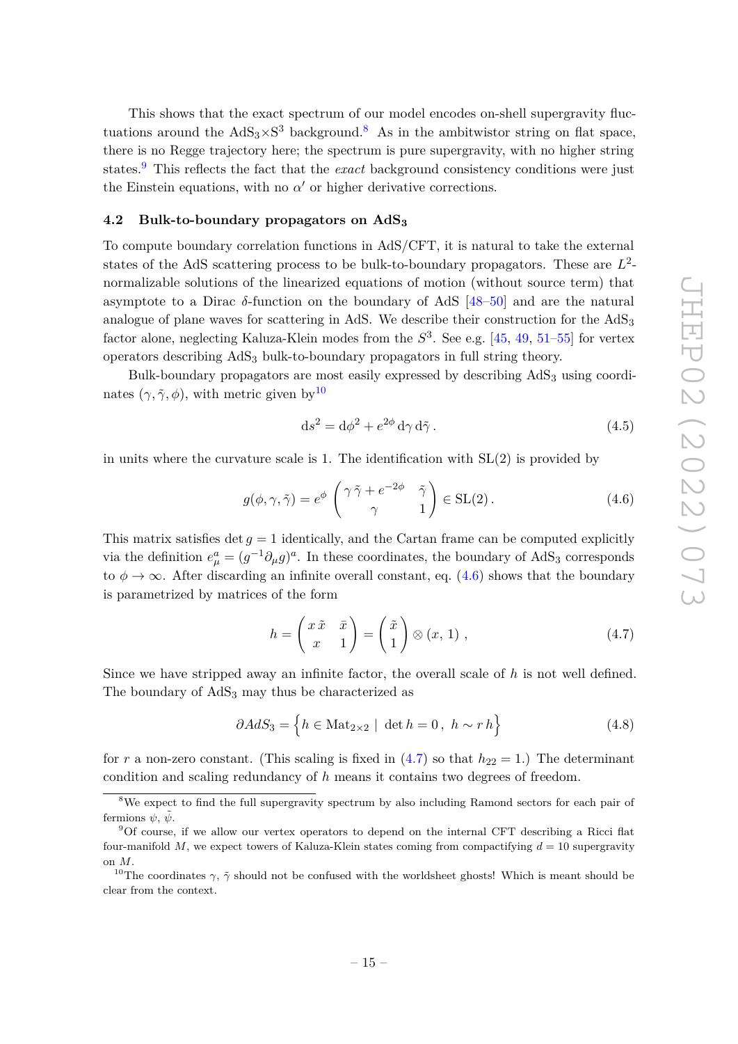This shows that the exact spectrum of our model encodes on-shell supergravity fluctuations around the $\mathrm{AdS}_3\times\mathrm{S}^3$ background.[8] As in the ambitwistor string on flat space, there is no Regge trajectory here; the spectrum is pure supergravity, with no higher string states.[9] This reflects the fact that the *exact* background consistency conditions were just the Einstein equations, with no $\alpha'$ or higher derivative corrections.

### 4.2 Bulk-to-boundary propagators on $\mathbf{AdS_3}$

To compute boundary correlation functions in AdS/CFT, it is natural to take the external states of the AdS scattering process to be bulk-to-boundary propagators. These are $L^2$-normalizable solutions of the linearized equations of motion (without source term) that asymptote to a Dirac $\delta$-function on the boundary of AdS [48–50] and are the natural analogue of plane waves for scattering in AdS. We describe their construction for the $\mathrm{AdS}_3$ factor alone, neglecting Kaluza-Klein modes from the $S^3$. See e.g. [45, 49, 51–55] for vertex operators describing $\mathrm{AdS}_3$ bulk-to-boundary propagators in full string theory.

Bulk-boundary propagators are most easily expressed by describing $\mathrm{AdS}_3$ using coordinates $(\gamma,\tilde{\gamma},\phi)$, with metric given by[10]

$$\mathrm{d}s^2 = \mathrm{d}\phi^2 + e^{2\phi}\,\mathrm{d}\gamma\,\mathrm{d}\tilde{\gamma}\,. \tag{4.5}$$

in units where the curvature scale is 1. The identification with SL(2) is provided by

$$g(\phi,\gamma,\tilde{\gamma}) = e^{\phi}\begin{pmatrix} \gamma\,\tilde{\gamma}+e^{-2\phi} & \tilde{\gamma} \\ \gamma & 1\end{pmatrix} \in \mathrm{SL}(2)\,. \tag{4.6}$$

This matrix satisfies $\det g = 1$ identically, and the Cartan frame can be computed explicitly via the definition $e^a_\mu = (g^{-1}\partial_\mu g)^a$. In these coordinates, the boundary of $\mathrm{AdS}_3$ corresponds to $\phi\to\infty$. After discarding an infinite overall constant, eq. (4.6) shows that the boundary is parametrized by matrices of the form

$$h = \begin{pmatrix} x\,\tilde{x} & \bar{x} \\ x & 1\end{pmatrix} = \begin{pmatrix} \tilde{x} \\ 1\end{pmatrix}\otimes(x,\,1)\;, \tag{4.7}$$

Since we have stripped away an infinite factor, the overall scale of $h$ is not well defined. The boundary of $\mathrm{AdS}_3$ may thus be characterized as

$$\partial AdS_3 = \Big\{ h\in \mathrm{Mat}_{2\times 2}\;|\;\det h = 0\,,\; h\sim r\,h\Big\} \tag{4.8}$$

for $r$ a non-zero constant. (This scaling is fixed in (4.7) so that $h_{22}=1$.) The determinant condition and scaling redundancy of $h$ means it contains two degrees of freedom.

---

[8] We expect to find the full supergravity spectrum by also including Ramond sectors for each pair of fermions $\psi$, $\tilde{\psi}$.

[9] Of course, if we allow our vertex operators to depend on the internal CFT describing a Ricci flat four-manifold $M$, we expect towers of Kaluza-Klein states coming from compactifying $d=10$ supergravity on $M$.

[10] The coordinates $\gamma$, $\tilde{\gamma}$ should not be confused with the worldsheet ghosts! Which is meant should be clear from the context.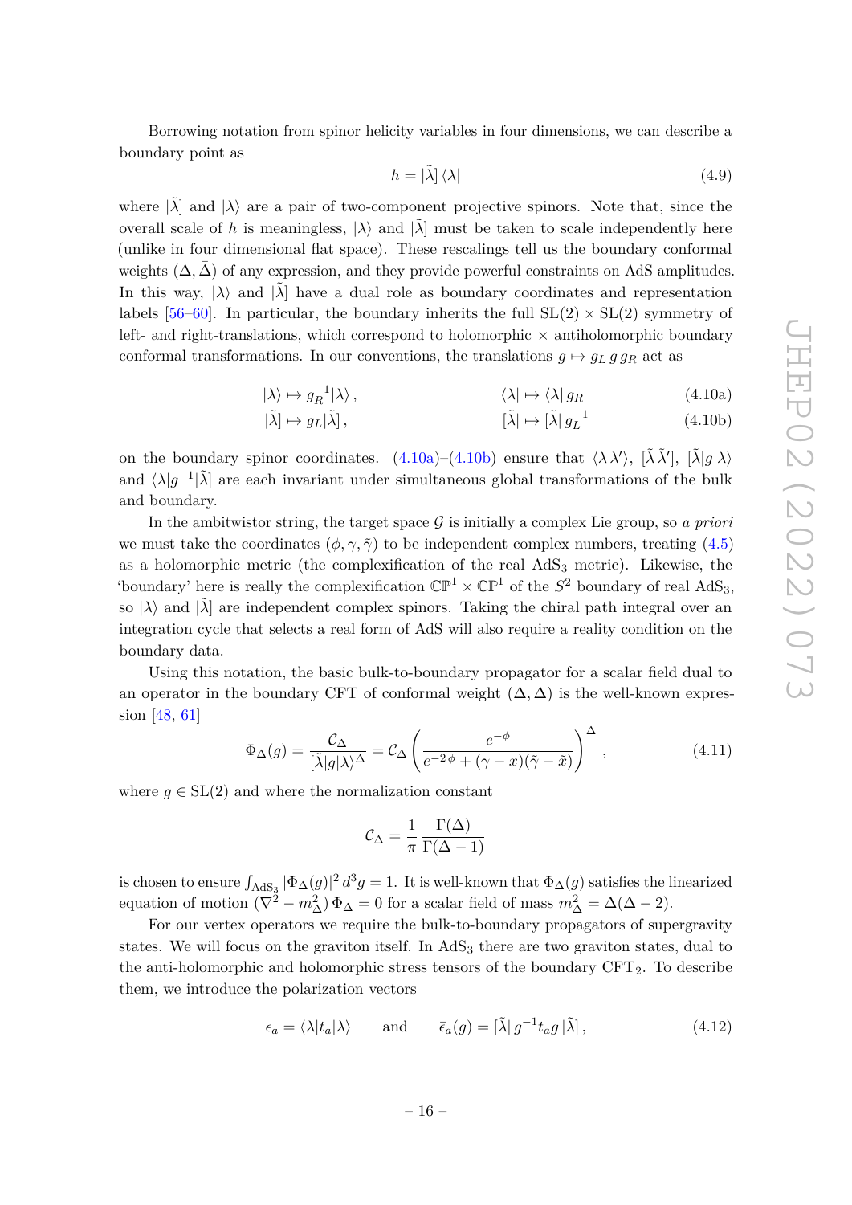Borrowing notation from spinor helicity variables in four dimensions, we can describe a boundary point as

$$h = |\tilde{\lambda}]\,\langle\lambda| \tag{4.9}$$

where $|\tilde{\lambda}]$ and $|\lambda\rangle$ are a pair of two-component projective spinors. Note that, since the overall scale of $h$ is meaningless, $|\lambda\rangle$ and $|\tilde{\lambda}]$ must be taken to scale independently here (unlike in four dimensional flat space). These rescalings tell us the boundary conformal weights $(\Delta, \bar{\Delta})$ of any expression, and they provide powerful constraints on AdS amplitudes. In this way, $|\lambda\rangle$ and $|\tilde{\lambda}]$ have a dual role as boundary coordinates and representation labels [56–60]. In particular, the boundary inherits the full $\mathrm{SL}(2) \times \mathrm{SL}(2)$ symmetry of left- and right-translations, which correspond to holomorphic $\times$ antiholomorphic boundary conformal transformations. In our conventions, the translations $g \mapsto g_L\, g\, g_R$ act as

$$|\lambda\rangle \mapsto g_R^{-1}|\lambda\rangle\,, \qquad\qquad \langle\lambda| \mapsto \langle\lambda|\, g_R \tag{4.10a}$$

$$|\tilde{\lambda}] \mapsto g_L|\tilde{\lambda}]\,, \qquad\qquad [\tilde{\lambda}| \mapsto [\tilde{\lambda}|\, g_L^{-1} \tag{4.10b}$$

on the boundary spinor coordinates. (4.10a)–(4.10b) ensure that $\langle\lambda\,\lambda'\rangle$, $[\tilde{\lambda}\,\tilde{\lambda}']$, $[\tilde{\lambda}|g|\lambda\rangle$ and $\langle\lambda|g^{-1}|\tilde{\lambda}]$ are each invariant under simultaneous global transformations of the bulk and boundary.

In the ambitwistor string, the target space $\mathcal{G}$ is initially a complex Lie group, so *a priori* we must take the coordinates $(\phi, \gamma, \tilde{\gamma})$ to be independent complex numbers, treating (4.5) as a holomorphic metric (the complexification of the real $\mathrm{AdS}_3$ metric). Likewise, the 'boundary' here is really the complexification $\mathbb{CP}^1 \times \mathbb{CP}^1$ of the $S^2$ boundary of real $\mathrm{AdS}_3$, so $|\lambda\rangle$ and $|\tilde{\lambda}]$ are independent complex spinors. Taking the chiral path integral over an integration cycle that selects a real form of AdS will also require a reality condition on the boundary data.

Using this notation, the basic bulk-to-boundary propagator for a scalar field dual to an operator in the boundary CFT of conformal weight $(\Delta, \Delta)$ is the well-known expression [48, 61]

$$\Phi_\Delta(g) = \frac{\mathcal{C}_\Delta}{[\tilde{\lambda}|g|\lambda\rangle^\Delta} = \mathcal{C}_\Delta \left(\frac{e^{-\phi}}{e^{-2\phi} + (\gamma - x)(\tilde{\gamma} - \tilde{x})}\right)^\Delta\,, \tag{4.11}$$

where $g \in \mathrm{SL}(2)$ and where the normalization constant

$$\mathcal{C}_\Delta = \frac{1}{\pi}\,\frac{\Gamma(\Delta)}{\Gamma(\Delta - 1)}$$

is chosen to ensure $\int_{\mathrm{AdS}_3} |\Phi_\Delta(g)|^2\, d^3g = 1$. It is well-known that $\Phi_\Delta(g)$ satisfies the linearized equation of motion $(\nabla^2 - m_\Delta^2)\,\Phi_\Delta = 0$ for a scalar field of mass $m_\Delta^2 = \Delta(\Delta - 2)$.

For our vertex operators we require the bulk-to-boundary propagators of supergravity states. We will focus on the graviton itself. In $\mathrm{AdS}_3$ there are two graviton states, dual to the anti-holomorphic and holomorphic stress tensors of the boundary $\mathrm{CFT}_2$. To describe them, we introduce the polarization vectors

$$\epsilon_a = \langle\lambda|t_a|\lambda\rangle \qquad \text{and} \qquad \bar{\epsilon}_a(g) = [\tilde{\lambda}|\, g^{-1} t_a g\, |\tilde{\lambda}]\,, \tag{4.12}$$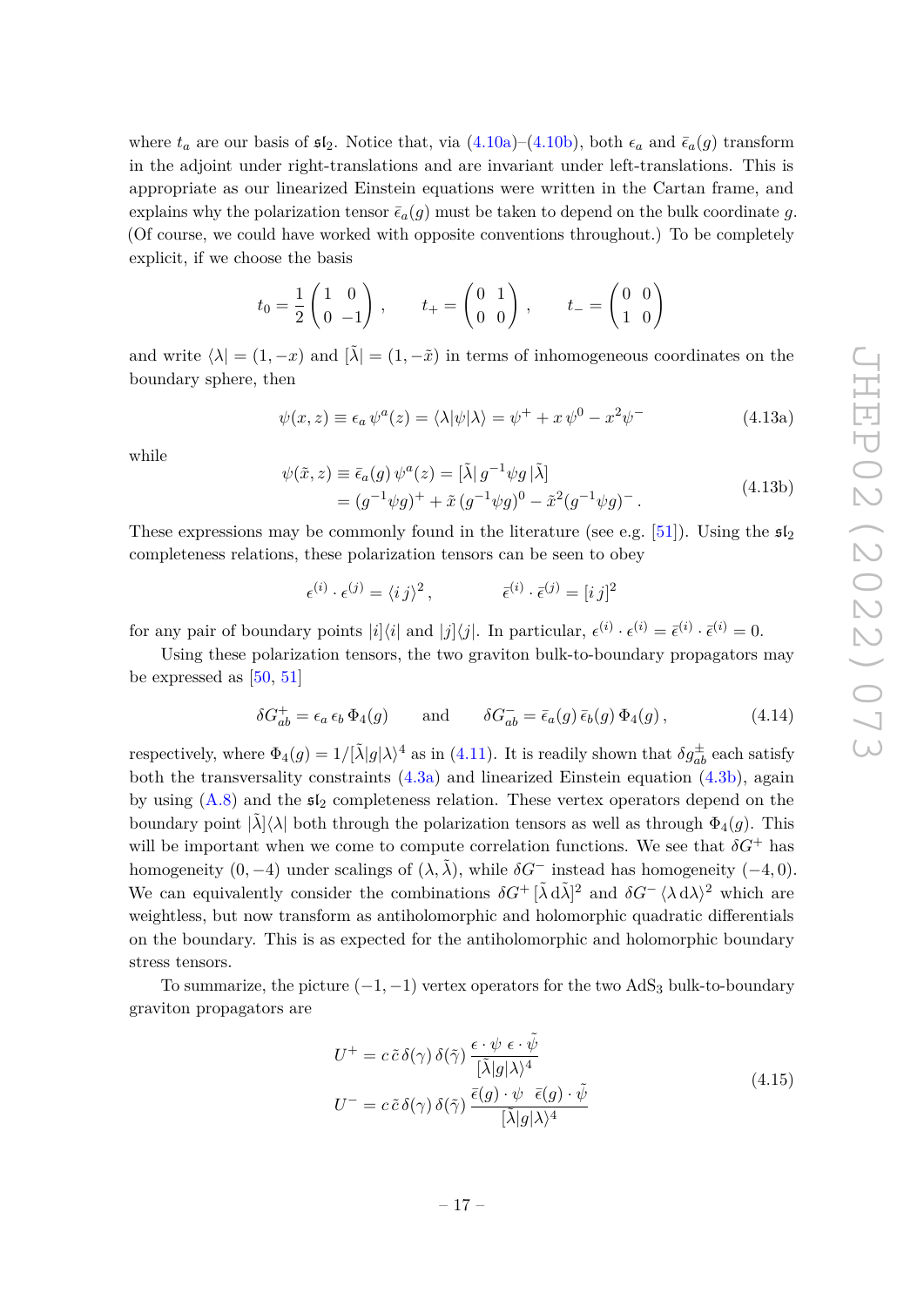where $t_a$ are our basis of $\mathfrak{sl}_2$. Notice that, via (4.10a)–(4.10b), both $\epsilon_a$ and $\bar{\epsilon}_a(g)$ transform in the adjoint under right-translations and are invariant under left-translations. This is appropriate as our linearized Einstein equations were written in the Cartan frame, and explains why the polarization tensor $\bar{\epsilon}_a(g)$ must be taken to depend on the bulk coordinate $g$. (Of course, we could have worked with opposite conventions throughout.) To be completely explicit, if we choose the basis

$$t_0 = \frac{1}{2}\begin{pmatrix} 1 & 0 \\ 0 & -1 \end{pmatrix}, \qquad t_+ = \begin{pmatrix} 0 & 1 \\ 0 & 0 \end{pmatrix}, \qquad t_- = \begin{pmatrix} 0 & 0 \\ 1 & 0 \end{pmatrix}$$

and write $\langle\lambda| = (1, -x)$ and $[\tilde{\lambda}| = (1, -\tilde{x})$ in terms of inhomogeneous coordinates on the boundary sphere, then

$$\psi(x, z) \equiv \epsilon_a\, \psi^a(z) = \langle\lambda|\psi|\lambda\rangle = \psi^+ + x\,\psi^0 - x^2\psi^- \tag{4.13a}$$

while

$$\begin{aligned} \psi(\tilde{x}, z) &\equiv \bar{\epsilon}_a(g)\, \psi^a(z) = [\tilde{\lambda}|\, g^{-1}\psi g\, |\tilde{\lambda}] \\ &= (g^{-1}\psi g)^+ + \tilde{x}\,(g^{-1}\psi g)^0 - \tilde{x}^2(g^{-1}\psi g)^- \,. \end{aligned} \tag{4.13b}$$

These expressions may be commonly found in the literature (see e.g. [51]). Using the $\mathfrak{sl}_2$ completeness relations, these polarization tensors can be seen to obey

$$\epsilon^{(i)} \cdot \epsilon^{(j)} = \langle i\, j\rangle^2\,, \qquad \bar{\epsilon}^{(i)} \cdot \bar{\epsilon}^{(j)} = [i\, j]^2$$

for any pair of boundary points $|i]\langle i|$ and $|j]\langle j|$. In particular, $\epsilon^{(i)} \cdot \epsilon^{(i)} = \bar{\epsilon}^{(i)} \cdot \bar{\epsilon}^{(i)} = 0$.

Using these polarization tensors, the two graviton bulk-to-boundary propagators may be expressed as [50, 51]

$$\delta G^+_{ab} = \epsilon_a\, \epsilon_b\, \Phi_4(g) \qquad \text{and} \qquad \delta G^-_{ab} = \bar{\epsilon}_a(g)\, \bar{\epsilon}_b(g)\, \Phi_4(g)\,, \tag{4.14}$$

respectively, where $\Phi_4(g) = 1/[\tilde{\lambda}|g|\lambda\rangle^4$ as in (4.11). It is readily shown that $\delta g^\pm_{ab}$ each satisfy both the transversality constraints (4.3a) and linearized Einstein equation (4.3b), again by using (A.8) and the $\mathfrak{sl}_2$ completeness relation. These vertex operators depend on the boundary point $|\tilde{\lambda}]\langle\lambda|$ both through the polarization tensors as well as through $\Phi_4(g)$. This will be important when we come to compute correlation functions. We see that $\delta G^+$ has homogeneity $(0, -4)$ under scalings of $(\lambda, \tilde{\lambda})$, while $\delta G^-$ instead has homogeneity $(-4, 0)$. We can equivalently consider the combinations $\delta G^+\,[\tilde{\lambda}\, \mathrm{d}\tilde{\lambda}]^2$ and $\delta G^-\,\langle\lambda\, \mathrm{d}\lambda\rangle^2$ which are weightless, but now transform as antiholomorphic and holomorphic quadratic differentials on the boundary. This is as expected for the antiholomorphic and holomorphic boundary stress tensors.

To summarize, the picture $(-1, -1)$ vertex operators for the two AdS$_3$ bulk-to-boundary graviton propagators are

$$\begin{aligned} U^+ &= c\,\tilde{c}\,\delta(\gamma)\,\delta(\tilde{\gamma})\,\frac{\epsilon\cdot\psi\;\epsilon\cdot\tilde{\psi}}{[\tilde{\lambda}|g|\lambda\rangle^4} \\ U^- &= c\,\tilde{c}\,\delta(\gamma)\,\delta(\tilde{\gamma})\,\frac{\bar{\epsilon}(g)\cdot\psi\;\;\bar{\epsilon}(g)\cdot\tilde{\psi}}{[\tilde{\lambda}|g|\lambda\rangle^4} \end{aligned} \tag{4.15}$$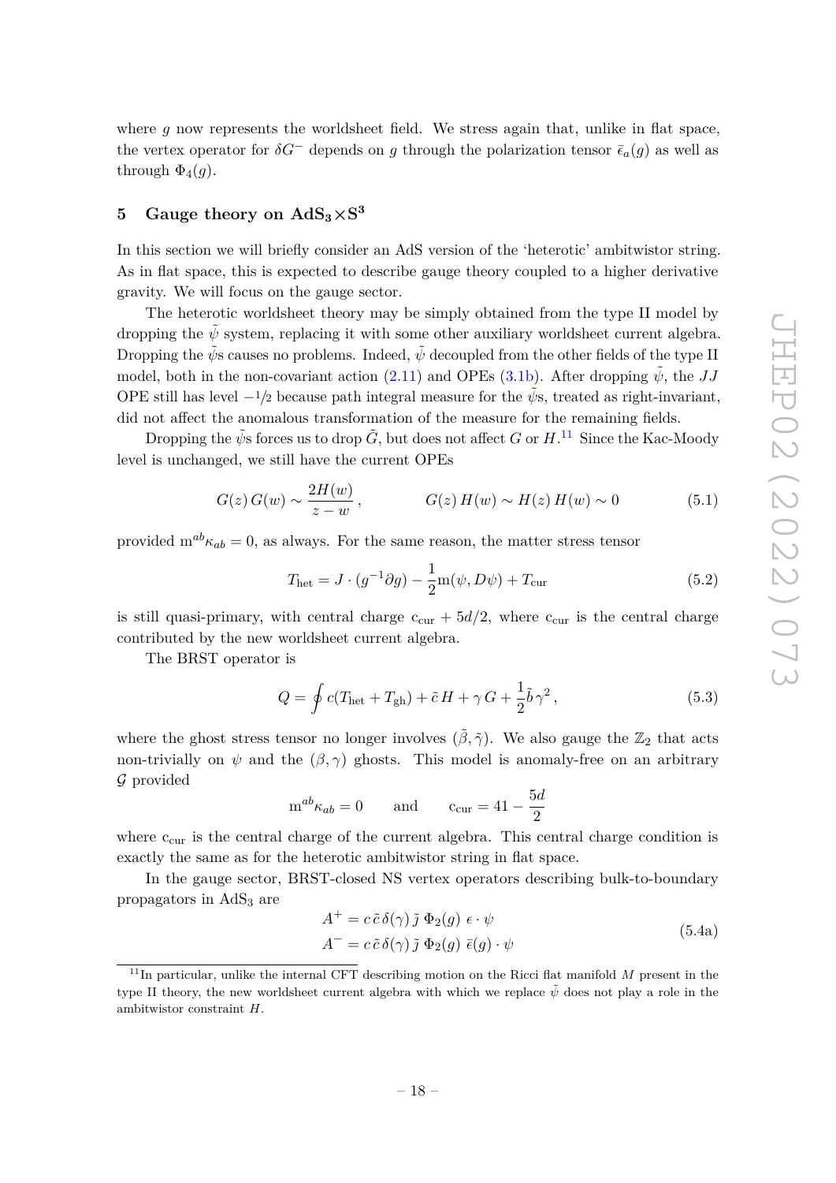where $g$ now represents the worldsheet field. We stress again that, unlike in flat space, the vertex operator for $\delta G^-$ depends on $g$ through the polarization tensor $\bar{\epsilon}_a(g)$ as well as through $\Phi_4(g)$.

## 5 Gauge theory on $\mathrm{AdS_3 \times S^3}$

In this section we will briefly consider an AdS version of the 'heterotic' ambitwistor string. As in flat space, this is expected to describe gauge theory coupled to a higher derivative gravity. We will focus on the gauge sector.

The heterotic worldsheet theory may be simply obtained from the type II model by dropping the $\tilde{\psi}$ system, replacing it with some other auxiliary worldsheet current algebra. Dropping the $\tilde{\psi}$s causes no problems. Indeed, $\tilde{\psi}$ decoupled from the other fields of the type II model, both in the non-covariant action (2.11) and OPEs (3.1b). After dropping $\tilde{\psi}$, the $JJ$ OPE still has level $-1/2$ because path integral measure for the $\tilde{\psi}$s, treated as right-invariant, did not affect the anomalous transformation of the measure for the remaining fields.

Dropping the $\tilde{\psi}$s forces us to drop $\tilde{G}$, but does not affect $G$ or $H$.[11] Since the Kac-Moody level is unchanged, we still have the current OPEs

$$G(z)\,G(w) \sim \frac{2H(w)}{z-w}\,, \qquad\qquad G(z)\,H(w) \sim H(z)\,H(w) \sim 0 \tag{5.1}$$

provided $\mathrm{m}^{ab}\kappa_{ab} = 0$, as always. For the same reason, the matter stress tensor

$$T_{\rm het} = J\cdot(g^{-1}\partial g) - \frac{1}{2}\mathrm{m}(\psi, D\psi) + T_{\rm cur} \tag{5.2}$$

is still quasi-primary, with central charge $\mathrm{c}_{\rm cur} + 5d/2$, where $\mathrm{c}_{\rm cur}$ is the central charge contributed by the new worldsheet current algebra.

The BRST operator is

$$Q = \oint c(T_{\rm het} + T_{\rm gh}) + \tilde{c}\,H + \gamma\,G + \frac{1}{2}\tilde{b}\,\gamma^2\,, \tag{5.3}$$

where the ghost stress tensor no longer involves $(\tilde{\beta},\tilde{\gamma})$. We also gauge the $\mathbb{Z}_2$ that acts non-trivially on $\psi$ and the $(\beta,\gamma)$ ghosts. This model is anomaly-free on an arbitrary $\mathcal{G}$ provided

$$\mathrm{m}^{ab}\kappa_{ab} = 0 \qquad \text{and} \qquad \mathrm{c}_{\rm cur} = 41 - \frac{5d}{2}$$

where $\mathrm{c}_{\rm cur}$ is the central charge of the current algebra. This central charge condition is exactly the same as for the heterotic ambitwistor string in flat space.

In the gauge sector, BRST-closed NS vertex operators describing bulk-to-boundary propagators in $\mathrm{AdS}_3$ are

$$\begin{aligned} A^+ &= c\,\tilde{c}\,\delta(\gamma)\,\bar{\jmath}\;\Phi_2(g)\;\epsilon\cdot\psi \\ A^- &= c\,\tilde{c}\,\delta(\gamma)\,\bar{\jmath}\;\Phi_2(g)\;\bar{\epsilon}(g)\cdot\psi \end{aligned} \tag{5.4a}$$

[11] In particular, unlike the internal CFT describing motion on the Ricci flat manifold $M$ present in the type II theory, the new worldsheet current algebra with which we replace $\tilde{\psi}$ does not play a role in the ambitwistor constraint $H$.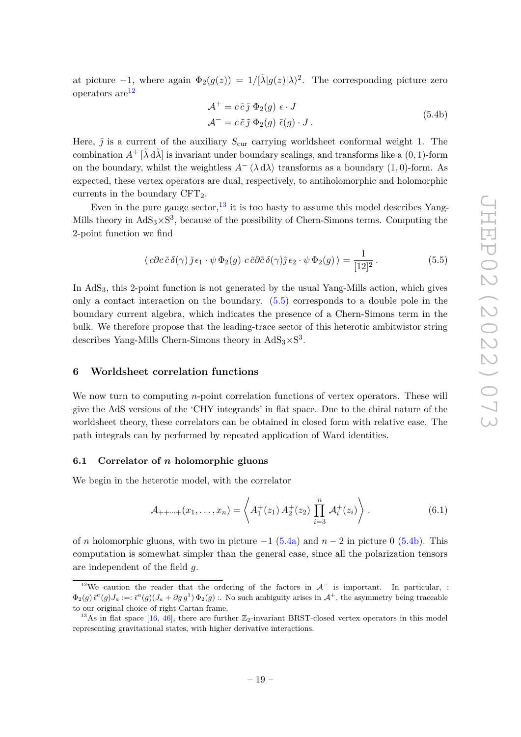at picture $-1$, where again $\Phi_2(g(z)) = 1/[\tilde\lambda|g(z)|\lambda\rangle^2$. The corresponding picture zero operators are[12]

$$
\begin{aligned}
\mathcal{A}^+ &= c\,\tilde c\,\tilde\jmath\;\Phi_2(g)\;\epsilon\cdot J \\
\mathcal{A}^- &= c\,\tilde c\,\tilde\jmath\;\Phi_2(g)\;\bar\epsilon(g)\cdot J\,.
\end{aligned}
\tag{5.4b}
$$

Here, $\tilde\jmath$ is a current of the auxiliary $S_{\rm cur}$ carrying worldsheet conformal weight 1. The combination $A^+\,[\tilde\lambda\,\mathrm{d}\tilde\lambda]$ is invariant under boundary scalings, and transforms like a $(0,1)$-form on the boundary, whilst the weightless $A^-\,\langle\lambda\,\mathrm{d}\lambda\rangle$ transforms as a boundary $(1,0)$-form. As expected, these vertex operators are dual, respectively, to antiholomorphic and holomorphic currents in the boundary CFT$_2$.

Even in the pure gauge sector,[13] it is too hasty to assume this model describes Yang-Mills theory in AdS$_3\times$S$^3$, because of the possibility of Chern-Simons terms. Computing the 2-point function we find

$$
\langle\, c\partial c\,\tilde c\,\delta(\gamma)\,\tilde\jmath\,\epsilon_1\cdot\psi\,\Phi_2(g)\;\, c\,\tilde c\partial\tilde c\,\delta(\gamma)\tilde\jmath\,\epsilon_2\cdot\psi\,\Phi_2(g)\,\rangle = \frac{1}{[12]^2}\,.
\tag{5.5}
$$

In AdS$_3$, this 2-point function is not generated by the usual Yang-Mills action, which gives only a contact interaction on the boundary. (5.5) corresponds to a double pole in the boundary current algebra, which indicates the presence of a Chern-Simons term in the bulk. We therefore propose that the leading-trace sector of this heterotic ambitwistor string describes Yang-Mills Chern-Simons theory in AdS$_3\times$S$^3$.

## 6 Worldsheet correlation functions

We now turn to computing $n$-point correlation functions of vertex operators. These will give the AdS versions of the 'CHY integrands' in flat space. Due to the chiral nature of the worldsheet theory, these correlators can be obtained in closed form with relative ease. The path integrals can by performed by repeated application of Ward identities.

### 6.1 Correlator of $n$ holomorphic gluons

We begin in the heterotic model, with the correlator

$$
\mathcal{A}_{++\cdots+}(x_1,\ldots,x_n) = \left\langle A_1^+(z_1)\,A_2^+(z_2)\,\prod_{i=3}^{n}\mathcal{A}_i^+(z_i)\right\rangle.
\tag{6.1}
$$

of $n$ holomorphic gluons, with two in picture $-1$ (5.4a) and $n-2$ in picture 0 (5.4b). This computation is somewhat simpler than the general case, since all the polarization tensors are independent of the field $g$.

---

[12] We caution the reader that the ordering of the factors in $\mathcal{A}^-$ is important. In particular, $:\Phi_2(g)\,\bar\epsilon^a(g)J_a := \bar\epsilon^a(g)(J_a + \partial g\, g^1)\,\Phi_2(g):$. No such ambiguity arises in $\mathcal{A}^+$, the asymmetry being traceable to our original choice of right-Cartan frame.

[13] As in flat space [16, 46], there are further $\mathbb{Z}_2$-invariant BRST-closed vertex operators in this model representing gravitational states, with higher derivative interactions.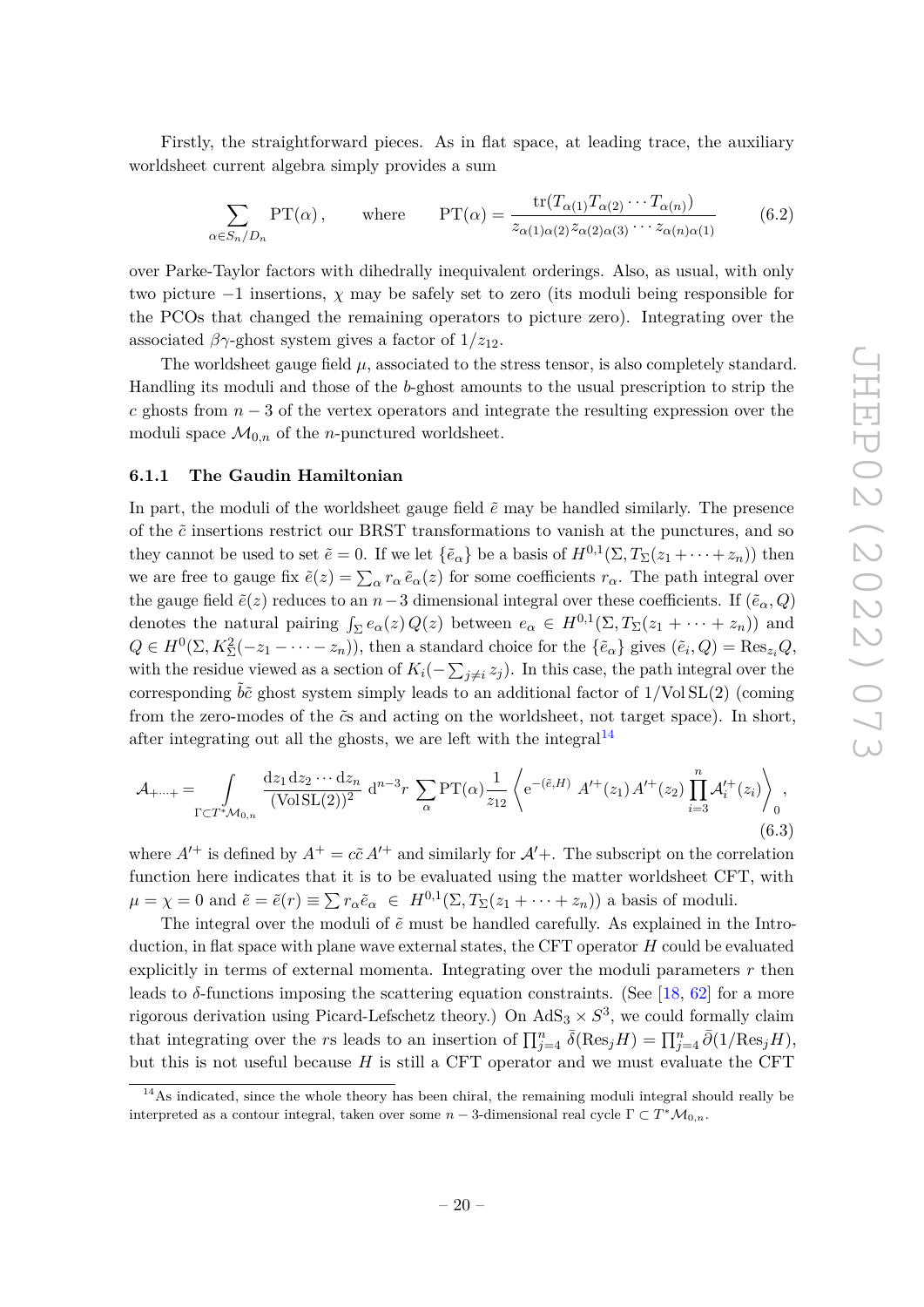Firstly, the straightforward pieces. As in flat space, at leading trace, the auxiliary worldsheet current algebra simply provides a sum

$$\sum_{\alpha\in S_n/D_n} \mathrm{PT}(\alpha)\,, \qquad \text{where} \qquad \mathrm{PT}(\alpha) = \frac{\mathrm{tr}(T_{\alpha(1)}T_{\alpha(2)}\cdots T_{\alpha(n)})}{z_{\alpha(1)\alpha(2)}z_{\alpha(2)\alpha(3)}\cdots z_{\alpha(n)\alpha(1)}} \tag{6.2}$$

over Parke-Taylor factors with dihedrally inequivalent orderings. Also, as usual, with only two picture $-1$ insertions, $\chi$ may be safely set to zero (its moduli being responsible for the PCOs that changed the remaining operators to picture zero). Integrating over the associated $\beta\gamma$-ghost system gives a factor of $1/z_{12}$.

The worldsheet gauge field $\mu$, associated to the stress tensor, is also completely standard. Handling its moduli and those of the $b$-ghost amounts to the usual prescription to strip the $c$ ghosts from $n-3$ of the vertex operators and integrate the resulting expression over the moduli space $\mathcal{M}_{0,n}$ of the $n$-punctured worldsheet.

### 6.1.1 The Gaudin Hamiltonian

In part, the moduli of the worldsheet gauge field $\tilde{e}$ may be handled similarly. The presence of the $\tilde{c}$ insertions restrict our BRST transformations to vanish at the punctures, and so they cannot be used to set $\tilde{e}=0$. If we let $\{\tilde{e}_\alpha\}$ be a basis of $H^{0,1}(\Sigma, T_\Sigma(z_1+\cdots+z_n))$ then we are free to gauge fix $\tilde{e}(z)=\sum_\alpha r_\alpha\,\tilde{e}_\alpha(z)$ for some coefficients $r_\alpha$. The path integral over the gauge field $\tilde{e}(z)$ reduces to an $n-3$ dimensional integral over these coefficients. If $(\tilde{e}_\alpha, Q)$ denotes the natural pairing $\int_\Sigma e_\alpha(z)\,Q(z)$ between $e_\alpha \in H^{0,1}(\Sigma, T_\Sigma(z_1+\cdots+z_n))$ and $Q\in H^0(\Sigma, K^2_\Sigma(-z_1-\cdots-z_n))$, then a standard choice for the $\{\tilde{e}_\alpha\}$ gives $(\tilde{e}_i, Q) = \mathrm{Res}_{z_i}Q$, with the residue viewed as a section of $K_i(-\sum_{j\neq i} z_j)$. In this case, the path integral over the corresponding $\tilde{b}\tilde{c}$ ghost system simply leads to an additional factor of $1/\mathrm{Vol}\,\mathrm{SL}(2)$ (coming from the zero-modes of the $\tilde{c}$s and acting on the worldsheet, not target space). In short, after integrating out all the ghosts, we are left with the integral[14]

$$\mathcal{A}_{+\cdots+} = \int\limits_{\Gamma\subset T^*\mathcal{M}_{0,n}} \frac{\mathrm{d}z_1\,\mathrm{d}z_2\cdots\mathrm{d}z_n}{(\mathrm{Vol}\,\mathrm{SL}(2))^2}\,\mathrm{d}^{n-3}r\,\sum_\alpha \mathrm{PT}(\alpha)\frac{1}{z_{12}}\left\langle \mathrm{e}^{-(\tilde{e},H)}\;A'^{+}(z_1)\,A'^{+}(z_2)\prod_{i=3}^n \mathcal{A}_i'^{+}(z_i)\right\rangle_0, \tag{6.3}$$

where $A'^{+}$ is defined by $A^+ = c\tilde{c}\,A'^{+}$ and similarly for $\mathcal{A}'+$. The subscript on the correlation function here indicates that it is to be evaluated using the matter worldsheet CFT, with $\mu=\chi=0$ and $\tilde{e}=\tilde{e}(r)\equiv\sum r_\alpha\tilde{e}_\alpha \;\in\; H^{0,1}(\Sigma, T_\Sigma(z_1+\cdots+z_n))$ a basis of moduli.

The integral over the moduli of $\tilde{e}$ must be handled carefully. As explained in the Introduction, in flat space with plane wave external states, the CFT operator $H$ could be evaluated explicitly in terms of external momenta. Integrating over the moduli parameters $r$ then leads to $\delta$-functions imposing the scattering equation constraints. (See [18, 62] for a more rigorous derivation using Picard-Lefschetz theory.) On $\mathrm{AdS}_3\times S^3$, we could formally claim that integrating over the $r$s leads to an insertion of $\prod_{j=4}^n \bar{\delta}(\mathrm{Res}_j H) = \prod_{j=4}^n \bar{\partial}(1/\mathrm{Res}_j H)$, but this is not useful because $H$ is still a CFT operator and we must evaluate the CFT

[14] As indicated, since the whole theory has been chiral, the remaining moduli integral should really be interpreted as a contour integral, taken over some $n-3$-dimensional real cycle $\Gamma\subset T^*\mathcal{M}_{0,n}$.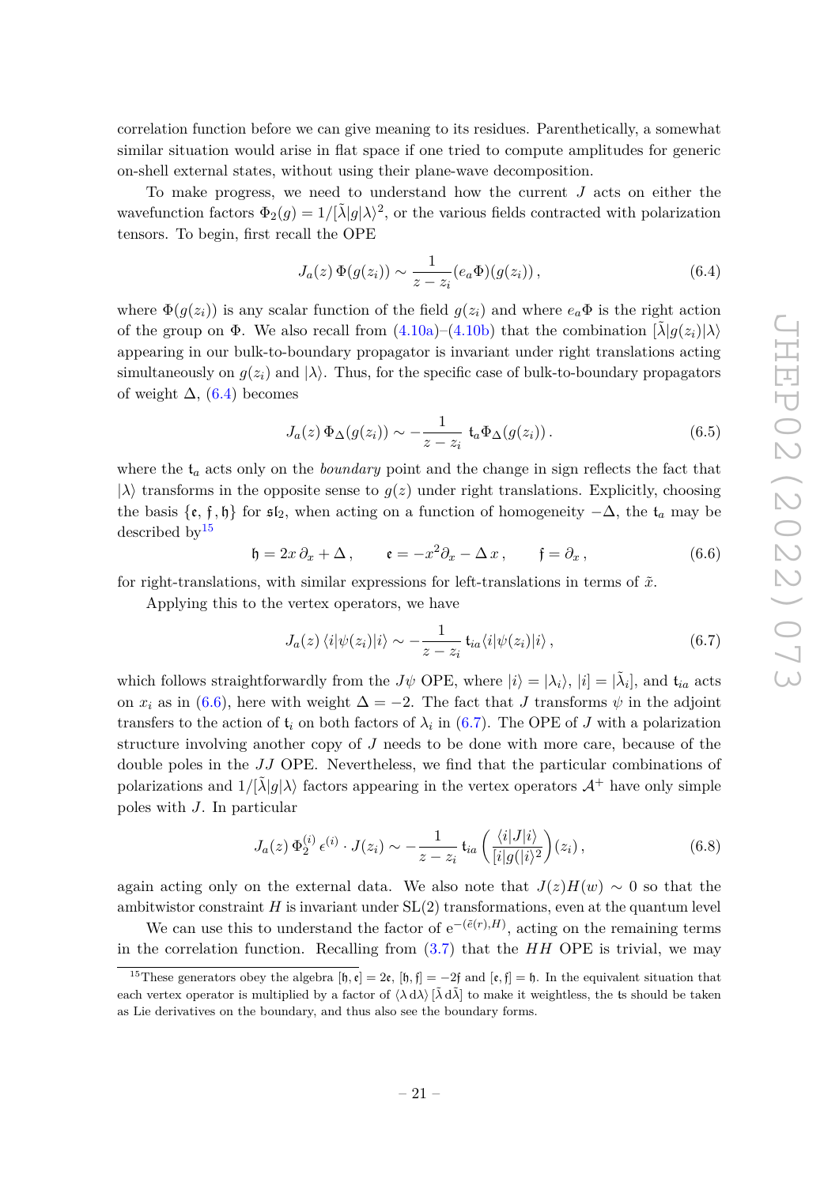correlation function before we can give meaning to its residues. Parenthetically, a somewhat similar situation would arise in flat space if one tried to compute amplitudes for generic on-shell external states, without using their plane-wave decomposition.

To make progress, we need to understand how the current $J$ acts on either the wavefunction factors $\Phi_2(g) = 1/[\tilde{\lambda}|g|\lambda\rangle^2$, or the various fields contracted with polarization tensors. To begin, first recall the OPE

$$J_a(z)\,\Phi(g(z_i)) \sim \frac{1}{z-z_i}(e_a\Phi)(g(z_i))\,, \tag{6.4}$$

where $\Phi(g(z_i))$ is any scalar function of the field $g(z_i)$ and where $e_a\Phi$ is the right action of the group on $\Phi$. We also recall from (4.10a)–(4.10b) that the combination $[\tilde{\lambda}|g(z_i)|\lambda\rangle$ appearing in our bulk-to-boundary propagator is invariant under right translations acting simultaneously on $g(z_i)$ and $|\lambda\rangle$. Thus, for the specific case of bulk-to-boundary propagators of weight $\Delta$, (6.4) becomes

$$J_a(z)\,\Phi_\Delta(g(z_i)) \sim -\frac{1}{z-z_i}\;\mathfrak{t}_a\Phi_\Delta(g(z_i))\,. \tag{6.5}$$

where the $\mathfrak{t}_a$ acts only on the *boundary* point and the change in sign reflects the fact that $|\lambda\rangle$ transforms in the opposite sense to $g(z)$ under right translations. Explicitly, choosing the basis $\{\mathfrak{e},\,\mathfrak{f},\mathfrak{h}\}$ for $\mathfrak{sl}_2$, when acting on a function of homogeneity $-\Delta$, the $\mathfrak{t}_a$ may be described by[15]

$$\mathfrak{h} = 2x\,\partial_x + \Delta\,, \qquad \mathfrak{e} = -x^2\partial_x - \Delta\,x\,, \qquad \mathfrak{f} = \partial_x\,, \tag{6.6}$$

for right-translations, with similar expressions for left-translations in terms of $\tilde{x}$.

Applying this to the vertex operators, we have

$$J_a(z)\,\langle i|\psi(z_i)|i\rangle \sim -\frac{1}{z-z_i}\,\mathfrak{t}_{ia}\langle i|\psi(z_i)|i\rangle\,, \tag{6.7}$$

which follows straightforwardly from the $J\psi$ OPE, where $|i\rangle = |\lambda_i\rangle$, $|i] = |\tilde{\lambda}_i]$, and $\mathfrak{t}_{ia}$ acts on $x_i$ as in (6.6), here with weight $\Delta = -2$. The fact that $J$ transforms $\psi$ in the adjoint transfers to the action of $\mathfrak{t}_i$ on both factors of $\lambda_i$ in (6.7). The OPE of $J$ with a polarization structure involving another copy of $J$ needs to be done with more care, because of the double poles in the $JJ$ OPE. Nevertheless, we find that the particular combinations of polarizations and $1/[\tilde{\lambda}|g|\lambda\rangle$ factors appearing in the vertex operators $\mathcal{A}^+$ have only simple poles with $J$. In particular

$$J_a(z)\,\Phi_2^{(i)}\,\epsilon^{(i)}\cdot J(z_i) \sim -\frac{1}{z-z_i}\,\mathfrak{t}_{ia}\left(\frac{\langle i|J|i\rangle}{[i|g(|i\rangle^2}\right)(z_i)\,, \tag{6.8}$$

again acting only on the external data. We also note that $J(z)H(w) \sim 0$ so that the ambitwistor constraint $H$ is invariant under SL(2) transformations, even at the quantum level

We can use this to understand the factor of $\mathrm{e}^{-(\tilde{e}(r),H)}$, acting on the remaining terms in the correlation function. Recalling from (3.7) that the $HH$ OPE is trivial, we may

[15] These generators obey the algebra $[\mathfrak{h},\mathfrak{e}] = 2\mathfrak{e}$, $[\mathfrak{h},\mathfrak{f}] = -2\mathfrak{f}$ and $[\mathfrak{e},\mathfrak{f}] = \mathfrak{h}$. In the equivalent situation that each vertex operator is multiplied by a factor of $\langle\lambda\,\mathrm{d}\lambda\rangle\,[\tilde{\lambda}\,\mathrm{d}\tilde{\lambda}]$ to make it weightless, the $\mathfrak{t}$s should be taken as Lie derivatives on the boundary, and thus also see the boundary forms.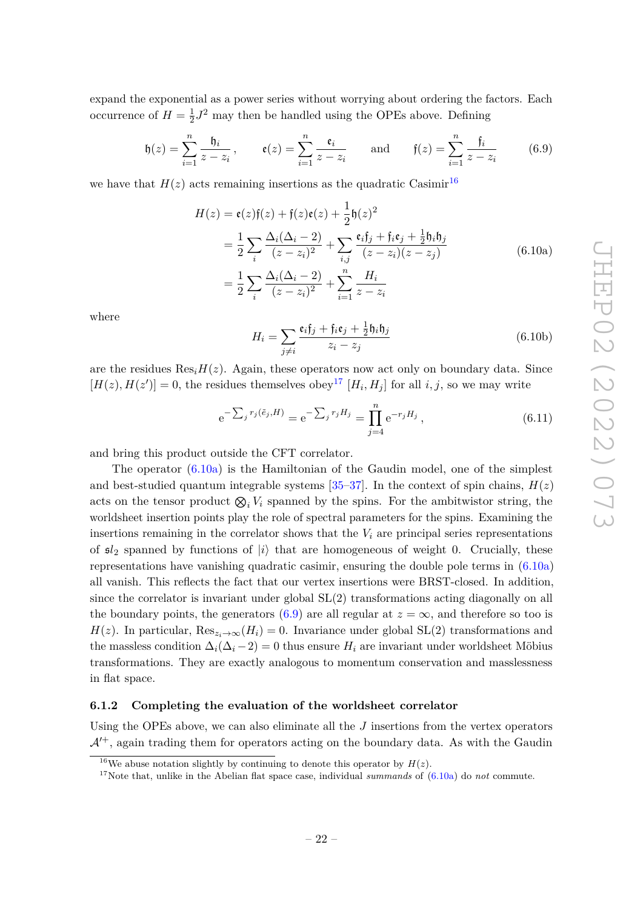expand the exponential as a power series without worrying about ordering the factors. Each occurrence of $H = \frac{1}{2}J^2$ may then be handled using the OPEs above. Defining

$$\mathfrak{h}(z) = \sum_{i=1}^{n} \frac{\mathfrak{h}_i}{z - z_i}\,, \qquad \mathfrak{e}(z) = \sum_{i=1}^{n} \frac{\mathfrak{e}_i}{z - z_i} \qquad \text{and} \qquad \mathfrak{f}(z) = \sum_{i=1}^{n} \frac{\mathfrak{f}_i}{z - z_i} \tag{6.9}$$

we have that $H(z)$ acts remaining insertions as the quadratic Casimir[16]

$$\begin{aligned} H(z) &= \mathfrak{e}(z)\mathfrak{f}(z) + \mathfrak{f}(z)\mathfrak{e}(z) + \frac{1}{2}\mathfrak{h}(z)^2 \\ &= \frac{1}{2}\sum_i \frac{\Delta_i(\Delta_i - 2)}{(z - z_i)^2} + \sum_{i,j} \frac{\mathfrak{e}_i\mathfrak{f}_j + \mathfrak{f}_i\mathfrak{e}_j + \frac{1}{2}\mathfrak{h}_i\mathfrak{h}_j}{(z - z_i)(z - z_j)} \\ &= \frac{1}{2}\sum_i \frac{\Delta_i(\Delta_i - 2)}{(z - z_i)^2} + \sum_{i=1}^{n} \frac{H_i}{z - z_i} \end{aligned} \tag{6.10a}$$

where

$$H_i = \sum_{j \neq i} \frac{\mathfrak{e}_i\mathfrak{f}_j + \mathfrak{f}_i\mathfrak{e}_j + \frac{1}{2}\mathfrak{h}_i\mathfrak{h}_j}{z_i - z_j} \tag{6.10b}$$

are the residues $\text{Res}_i H(z)$. Again, these operators now act only on boundary data. Since $[H(z), H(z')] = 0$, the residues themselves obey[17] $[H_i, H_j]$ for all $i, j$, so we may write

$$\mathrm{e}^{-\sum_j r_j (\bar{\epsilon}_j, H)} = \mathrm{e}^{-\sum_j r_j H_j} = \prod_{j=4}^{n} \mathrm{e}^{-r_j H_j}\,, \tag{6.11}$$

and bring this product outside the CFT correlator.

The operator (6.10a) is the Hamiltonian of the Gaudin model, one of the simplest and best-studied quantum integrable systems [35–37]. In the context of spin chains, $H(z)$ acts on the tensor product $\bigotimes_i V_i$ spanned by the spins. For the ambitwistor string, the worldsheet insertion points play the role of spectral parameters for the spins. Examining the insertions remaining in the correlator shows that the $V_i$ are principal series representations of $\mathfrak{sl}_2$ spanned by functions of $|i\rangle$ that are homogeneous of weight 0. Crucially, these representations have vanishing quadratic casimir, ensuring the double pole terms in (6.10a) all vanish. This reflects the fact that our vertex insertions were BRST-closed. In addition, since the correlator is invariant under global SL(2) transformations acting diagonally on all the boundary points, the generators (6.9) are all regular at $z = \infty$, and therefore so too is $H(z)$. In particular, $\text{Res}_{z_i \to \infty}(H_i) = 0$. Invariance under global SL(2) transformations and the massless condition $\Delta_i(\Delta_i - 2) = 0$ thus ensure $H_i$ are invariant under worldsheet Möbius transformations. They are exactly analogous to momentum conservation and masslessness in flat space.

### 6.1.2 Completing the evaluation of the worldsheet correlator

Using the OPEs above, we can also eliminate all the $J$ insertions from the vertex operators $\mathcal{A}'^{+}$, again trading them for operators acting on the boundary data. As with the Gaudin

---

[16] We abuse notation slightly by continuing to denote this operator by $H(z)$.

[17] Note that, unlike in the Abelian flat space case, individual *summands* of (6.10a) do *not* commute.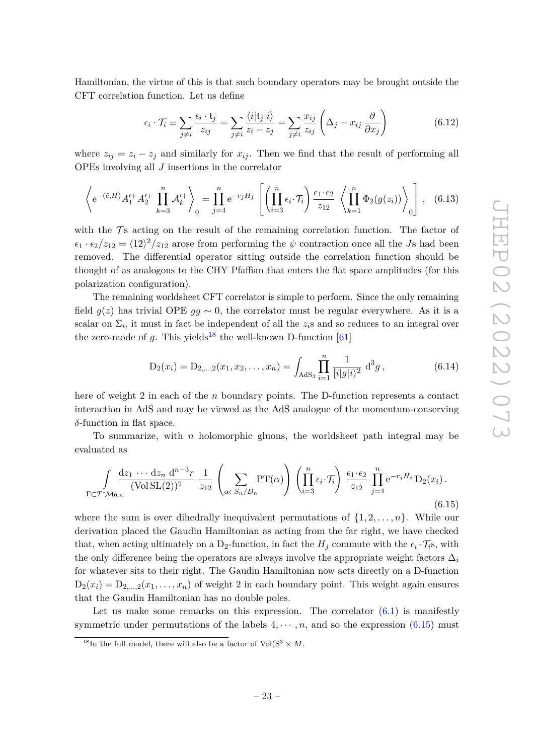Hamiltonian, the virtue of this is that such boundary operators may be brought outside the CFT correlation function. Let us define

$$\epsilon_i \cdot \mathcal{T}_i \equiv \sum_{j\neq i} \frac{\epsilon_i \cdot \mathsf{t}_j}{z_{ij}} = \sum_{j\neq i} \frac{\langle i|\mathsf{t}_j|i\rangle}{z_i - z_j} = \sum_{j\neq i} \frac{x_{ij}}{z_{ij}} \left( \Delta_j - x_{ij} \frac{\partial}{\partial x_j} \right) \tag{6.12}$$

where $z_{ij} = z_i - z_j$ and similarly for $x_{ij}$. Then we find that the result of performing all OPEs involving all $J$ insertions in the correlator

$$\left\langle \mathrm{e}^{-(\tilde{\epsilon},H)} A_1'^{+} A_2'^{+} \prod_{k=3}^{n} \mathcal{A}_k'^{+} \right\rangle_0 = \prod_{j=4}^{n} \mathrm{e}^{-r_j H_j} \left[ \left( \prod_{i=3}^{n} \epsilon_i \cdot \mathcal{T}_i \right) \frac{\epsilon_1 \cdot \epsilon_2}{z_{12}} \left\langle \prod_{k=1}^{n} \Phi_2(g(z_i)) \right\rangle_0 \right], \tag{6.13}$$

with the $\mathcal{T}$s acting on the result of the remaining correlation function. The factor of $\epsilon_1 \cdot \epsilon_2 / z_{12} = \langle 12 \rangle^2 / z_{12}$ arose from performing the $\psi$ contraction once all the $J$s had been removed. The differential operator sitting outside the correlation function should be thought of as analogous to the CHY Pfaffian that enters the flat space amplitudes (for this polarization configuration).

The remaining worldsheet CFT correlator is simple to perform. Since the only remaining field $g(z)$ has trivial OPE $gg \sim 0$, the correlator must be regular everywhere. As it is a scalar on $\Sigma_i$, it must in fact be independent of all the $z_i$s and so reduces to an integral over the zero-mode of $g$. This yields[18] the well-known D-function [61]

$$\mathrm{D}_2(x_i) = \mathrm{D}_{2,\dots,2}(x_1, x_2, \dots, x_n) = \int_{\mathrm{AdS}_3} \prod_{i=1}^{n} \frac{1}{[i|g|i\rangle^2} \, \mathrm{d}^3 g \,, \tag{6.14}$$

here of weight 2 in each of the $n$ boundary points. The D-function represents a contact interaction in AdS and may be viewed as the AdS analogue of the momentum-conserving $\delta$-function in flat space.

To summarize, with $n$ holomorphic gluons, the worldsheet path integral may be evaluated as

$$\int\limits_{\Gamma \subset T^*\mathcal{M}_{0,n}} \frac{\mathrm{d}z_1 \cdots \mathrm{d}z_n \, \mathrm{d}^{n-3} r}{(\mathrm{Vol}\,\mathrm{SL}(2))^2} \, \frac{1}{z_{12}} \left( \sum_{\alpha \in S_n / D_n} \mathrm{PT}(\alpha) \right) \left( \prod_{i=3}^{n} \epsilon_i \cdot \mathcal{T}_i \right) \frac{\epsilon_1 \cdot \epsilon_2}{z_{12}} \prod_{j=4}^{n} \mathrm{e}^{-r_j H_j} \, \mathrm{D}_2(x_i) \,. \tag{6.15}$$

where the sum is over dihedrally inequivalent permutations of $\{1, 2, \dots, n\}$. While our derivation placed the Gaudin Hamiltonian as acting from the far right, we have checked that, when acting ultimately on a $\mathrm{D}_2$-function, in fact the $H_j$ commute with the $\epsilon_i \cdot \mathcal{T}_i$s, with the only difference being the operators are always involve the appropriate weight factors $\Delta_i$ for whatever sits to their right. The Gaudin Hamiltonian now acts directly on a D-function $\mathrm{D}_2(x_i) = \mathrm{D}_{2,\dots,2}(x_1, \dots, x_n)$ of weight 2 in each boundary point. This weight again ensures that the Gaudin Hamiltonian has no double poles.

Let us make some remarks on this expression. The correlator (6.1) is manifestly symmetric under permutations of the labels $4, \cdots, n$, and so the expression (6.15) must

---

[18] In the full model, there will also be a factor of $\mathrm{Vol}(\mathrm{S}^3 \times M$.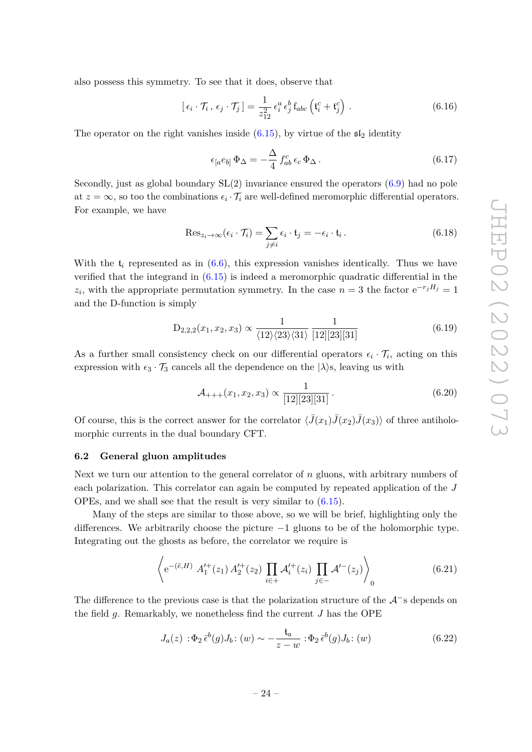also possess this symmetry. To see that it does, observe that

$$[\,\epsilon_i\cdot\mathcal{T}_i\,,\,\epsilon_j\cdot\mathcal{T}_j\,]=\frac{1}{z_{12}^2}\,\epsilon_i^a\,\epsilon_j^b\,\mathfrak{f}_{abc}\left(\mathfrak{t}_i^c+\mathfrak{t}_j^c\right)\,. \tag{6.16}$$

The operator on the right vanishes inside (6.15), by virtue of the $\mathfrak{sl}_2$ identity

$$\epsilon_{[a}e_{b]}\,\Phi_\Delta=-\frac{\Delta}{4}\,f_{ab}^c\,\epsilon_c\,\Phi_\Delta\,. \tag{6.17}$$

Secondly, just as global boundary SL(2) invariance ensured the operators (6.9) had no pole at $z=\infty$, so too the combinations $\epsilon_i\cdot\mathcal{T}_i$ are well-defined meromorphic differential operators. For example, we have

$$\mathrm{Res}_{z_i\to\infty}(\epsilon_i\cdot\mathcal{T}_i)=\sum_{j\neq i}\epsilon_i\cdot\mathfrak{t}_j=-\epsilon_i\cdot\mathfrak{t}_i\,. \tag{6.18}$$

With the $\mathfrak{t}_i$ represented as in (6.6), this expression vanishes identically. Thus we have verified that the integrand in (6.15) is indeed a meromorphic quadratic differential in the $z_i$, with the appropriate permutation symmetry. In the case $n=3$ the factor $\mathrm{e}^{-r_jH_j}=1$ and the D-function is simply

$$\mathrm{D}_{2,2,2}(x_1,x_2,x_3)\propto\frac{1}{\langle12\rangle\langle23\rangle\langle31\rangle}\,\frac{1}{[12][23][31]} \tag{6.19}$$

As a further small consistency check on our differential operators $\epsilon_i\cdot\mathcal{T}_i$, acting on this expression with $\epsilon_3\cdot\mathcal{T}_3$ cancels all the dependence on the $|\lambda\rangle$s, leaving us with

$$\mathcal{A}_{+++}(x_1,x_2,x_3)\propto\frac{1}{[12][23][31]}\,. \tag{6.20}$$

Of course, this is the correct answer for the correlator $\langle\bar{J}(x_1)\bar{J}(x_2)\bar{J}(x_3)\rangle$ of three antiholomorphic currents in the dual boundary CFT.

### 6.2 General gluon amplitudes

Next we turn our attention to the general correlator of $n$ gluons, with arbitrary numbers of each polarization. This correlator can again be computed by repeated application of the $J$ OPEs, and we shall see that the result is very similar to (6.15).

Many of the steps are similar to those above, so we will be brief, highlighting only the differences. We arbitrarily choose the picture $-1$ gluons to be of the holomorphic type. Integrating out the ghosts as before, the correlator we require is

$$\left\langle \mathrm{e}^{-(\bar{e},H)}\;A_1'^{+}(z_1)\,A_2'^{+}(z_2)\,\prod_{i\in+}\mathcal{A}_i'^{+}(z_i)\,\prod_{j\in-}\mathcal{A}'^{-}(z_j)\right\rangle_0 \tag{6.21}$$

The difference to the previous case is that the polarization structure of the $\mathcal{A}^-$s depends on the field $g$. Remarkably, we nonetheless find the current $J$ has the OPE

$$J_a(z)\;:\Phi_2\,\bar{\epsilon}^b(g)J_b\!:(w)\sim-\frac{\mathfrak{t}_a}{z-w}\,:\Phi_2\,\bar{\epsilon}^b(g)J_b\!:(w) \tag{6.22}$$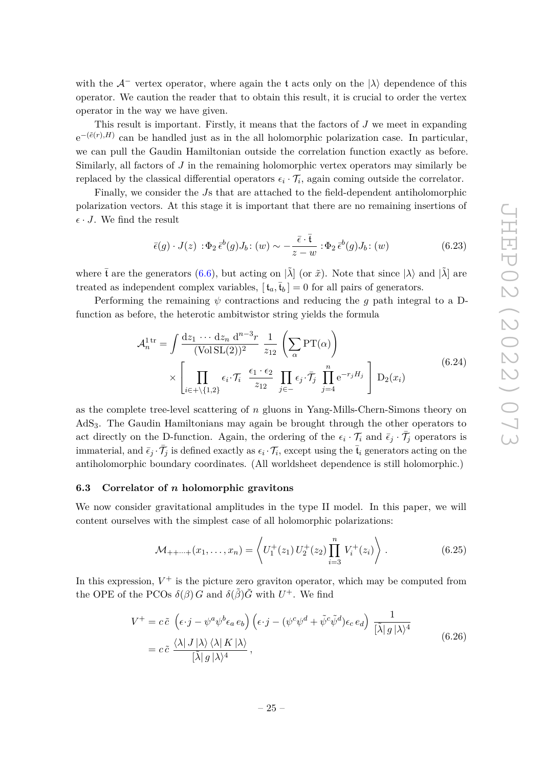with the $\mathcal{A}^-$ vertex operator, where again the $\mathfrak{t}$ acts only on the $|\lambda\rangle$ dependence of this operator. We caution the reader that to obtain this result, it is crucial to order the vertex operator in the way we have given.

This result is important. Firstly, it means that the factors of $J$ we meet in expanding $\mathrm{e}^{-(\bar{\epsilon}(r),H)}$ can be handled just as in the all holomorphic polarization case. In particular, we can pull the Gaudin Hamiltonian outside the correlation function exactly as before. Similarly, all factors of $J$ in the remaining holomorphic vertex operators may similarly be replaced by the classical differential operators $\epsilon_i \cdot \mathcal{T}_i$, again coming outside the correlator.

Finally, we consider the $J$s that are attached to the field-dependent antiholomorphic polarization vectors. At this stage it is important that there are no remaining insertions of $\epsilon \cdot J$. We find the result

$$\bar{\epsilon}(g) \cdot J(z) \; :\!\Phi_2\, \bar{\epsilon}^b(g) J_b\!: (w) \sim -\frac{\bar{\epsilon} \cdot \bar{\mathfrak{t}}}{z-w} :\!\Phi_2\, \bar{\epsilon}^b(g) J_b\!: (w) \tag{6.23}$$

where $\bar{\mathfrak{t}}$ are the generators (6.6), but acting on $|\tilde{\lambda}]$ (or $\tilde{x}$). Note that since $|\lambda\rangle$ and $|\tilde{\lambda}]$ are treated as independent complex variables, $[\,\mathfrak{t}_a, \bar{\mathfrak{t}}_b\,] = 0$ for all pairs of generators.

Performing the remaining $\psi$ contractions and reducing the $g$ path integral to a D-function as before, the heterotic ambitwistor string yields the formula

$$\begin{aligned}\mathcal{A}_n^{1\,\mathrm{tr}} = \int \frac{\mathrm{d}z_1 \cdots \mathrm{d}z_n\ \mathrm{d}^{n-3}r}{(\mathrm{Vol}\,\mathrm{SL}(2))^2}\ \frac{1}{z_{12}} \left(\sum_\alpha \mathrm{PT}(\alpha)\right) \\ \times \left[\prod_{i\in+\backslash\{1,2\}} \epsilon_i \!\cdot\! \mathcal{T}_i\ \ \frac{\epsilon_1 \cdot \epsilon_2}{z_{12}}\ \prod_{j\in-} \epsilon_j \!\cdot\! \bar{\mathcal{T}}_j\ \prod_{j=4}^n \mathrm{e}^{-r_j H_j}\right] \mathrm{D}_2(x_i)\end{aligned} \tag{6.24}$$

as the complete tree-level scattering of $n$ gluons in Yang-Mills-Chern-Simons theory on $\mathrm{AdS}_3$. The Gaudin Hamiltonians may again be brought through the other operators to act directly on the D-function. Again, the ordering of the $\epsilon_i \cdot \mathcal{T}_i$ and $\bar{\epsilon}_j \cdot \bar{\mathcal{T}}_j$ operators is immaterial, and $\bar{\epsilon}_j \!\cdot\! \bar{\mathcal{T}}_j$ is defined exactly as $\epsilon_i \!\cdot\! \mathcal{T}_i$, except using the $\bar{\mathfrak{t}}_i$ generators acting on the antiholomorphic boundary coordinates. (All worldsheet dependence is still holomorphic.)

### 6.3 Correlator of $n$ holomorphic gravitons

We now consider gravitational amplitudes in the type II model. In this paper, we will content ourselves with the simplest case of all holomorphic polarizations:

$$\mathcal{M}_{++\cdots+}(x_1,\ldots,x_n) = \left\langle U_1^+(z_1)\, U_2^+(z_2) \prod_{i=3}^n V_i^+(z_i)\right\rangle . \tag{6.25}$$

In this expression, $V^+$ is the picture zero graviton operator, which may be computed from the OPE of the PCOs $\delta(\beta)\, G$ and $\delta(\tilde{\beta})\tilde{G}$ with $U^+$. We find

$$\begin{aligned}V^+ &= c\,\tilde{c}\ \left(\epsilon\!\cdot\! j - \psi^a\psi^b\epsilon_a\, e_b\right)\left(\epsilon\!\cdot\! j - (\psi^c\psi^d + \tilde{\psi}^c\tilde{\psi}^d)\epsilon_c\, e_d\right)\ \frac{1}{[\tilde{\lambda}|\, g\,|\lambda\rangle^4} \\ &= c\,\tilde{c}\ \frac{\langle\lambda|\, J\,|\lambda\rangle\,\langle\lambda|\, K\,|\lambda\rangle}{[\tilde{\lambda}|\, g\,|\lambda\rangle^4}\,,\end{aligned} \tag{6.26}$$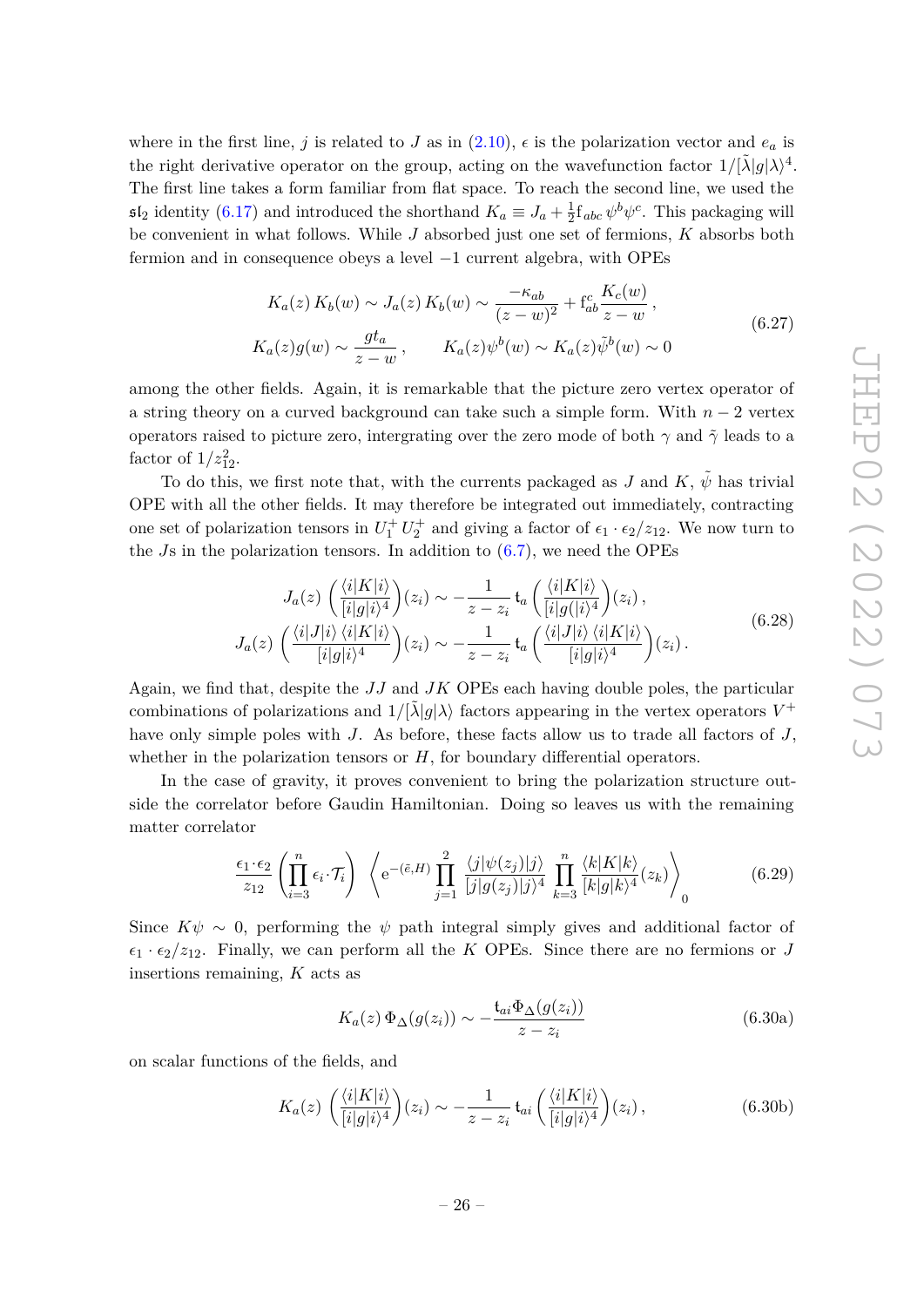where in the first line, $j$ is related to $J$ as in (2.10), $\epsilon$ is the polarization vector and $e_a$ is the right derivative operator on the group, acting on the wavefunction factor $1/[\tilde{\lambda}|g|\lambda\rangle^4$. The first line takes a form familiar from flat space. To reach the second line, we used the $\mathfrak{sl}_2$ identity (6.17) and introduced the shorthand $K_a \equiv J_a + \frac{1}{2}\mathrm{f}_{abc}\,\psi^b\psi^c$. This packaging will be convenient in what follows. While $J$ absorbed just one set of fermions, $K$ absorbs both fermion and in consequence obeys a level $-1$ current algebra, with OPEs

$$
\begin{aligned}
K_a(z)\,K_b(w) \sim J_a(z)\,K_b(w) &\sim \frac{-\kappa_{ab}}{(z-w)^2} + \mathrm{f}^c_{ab}\frac{K_c(w)}{z-w}\,, \\
K_a(z)g(w) \sim \frac{g t_a}{z-w}\,, &\qquad K_a(z)\psi^b(w) \sim K_a(z)\tilde{\psi}^b(w) \sim 0
\end{aligned}
\tag{6.27}
$$

among the other fields. Again, it is remarkable that the picture zero vertex operator of a string theory on a curved background can take such a simple form. With $n-2$ vertex operators raised to picture zero, intergrating over the zero mode of both $\gamma$ and $\tilde{\gamma}$ leads to a factor of $1/z_{12}^2$.

To do this, we first note that, with the currents packaged as $J$ and $K$, $\tilde{\psi}$ has trivial OPE with all the other fields. It may therefore be integrated out immediately, contracting one set of polarization tensors in $U_1^+\,U_2^+$ and giving a factor of $\epsilon_1\cdot\epsilon_2/z_{12}$. We now turn to the $J$s in the polarization tensors. In addition to (6.7), we need the OPEs

$$
\begin{aligned}
J_a(z)\,\left(\frac{\langle i|K|i\rangle}{[i|g|i\rangle^4}\right)(z_i) &\sim -\frac{1}{z-z_i}\,\mathrm{t}_a\left(\frac{\langle i|K|i\rangle}{[i|g(|i\rangle^4}\right)(z_i)\,, \\
J_a(z)\,\left(\frac{\langle i|J|i\rangle\,\langle i|K|i\rangle}{[i|g|i\rangle^4}\right)(z_i) &\sim -\frac{1}{z-z_i}\,\mathrm{t}_a\left(\frac{\langle i|J|i\rangle\,\langle i|K|i\rangle}{[i|g|i\rangle^4}\right)(z_i)\,.
\end{aligned}
\tag{6.28}
$$

Again, we find that, despite the $JJ$ and $JK$ OPEs each having double poles, the particular combinations of polarizations and $1/[\tilde{\lambda}|g|\lambda\rangle$ factors appearing in the vertex operators $V^+$ have only simple poles with $J$. As before, these facts allow us to trade all factors of $J$, whether in the polarization tensors or $H$, for boundary differential operators.

In the case of gravity, it proves convenient to bring the polarization structure outside the correlator before Gaudin Hamiltonian. Doing so leaves us with the remaining matter correlator

$$
\frac{\epsilon_1\cdot\epsilon_2}{z_{12}}\left(\prod_{i=3}^{n}\epsilon_i\cdot\mathcal{T}_i\right)\,\left\langle \mathrm{e}^{-(\bar{\epsilon},H)}\prod_{j=1}^{2}\frac{\langle j|\psi(z_j)|j\rangle}{[j|g(z_j)|j\rangle^4}\prod_{k=3}^{n}\frac{\langle k|K|k\rangle}{[k|g|k\rangle^4}(z_k)\right\rangle_0
\tag{6.29}
$$

Since $K\psi \sim 0$, performing the $\psi$ path integral simply gives and additional factor of $\epsilon_1\cdot\epsilon_2/z_{12}$. Finally, we can perform all the $K$ OPEs. Since there are no fermions or $J$ insertions remaining, $K$ acts as

$$
K_a(z)\,\Phi_\Delta(g(z_i)) \sim -\frac{\mathrm{t}_{ai}\Phi_\Delta(g(z_i))}{z-z_i}
\tag{6.30a}
$$

on scalar functions of the fields, and

$$
K_a(z)\,\left(\frac{\langle i|K|i\rangle}{[i|g|i\rangle^4}\right)(z_i) \sim -\frac{1}{z-z_i}\,\mathrm{t}_{ai}\left(\frac{\langle i|K|i\rangle}{[i|g|i\rangle^4}\right)(z_i)\,,
\tag{6.30b}
$$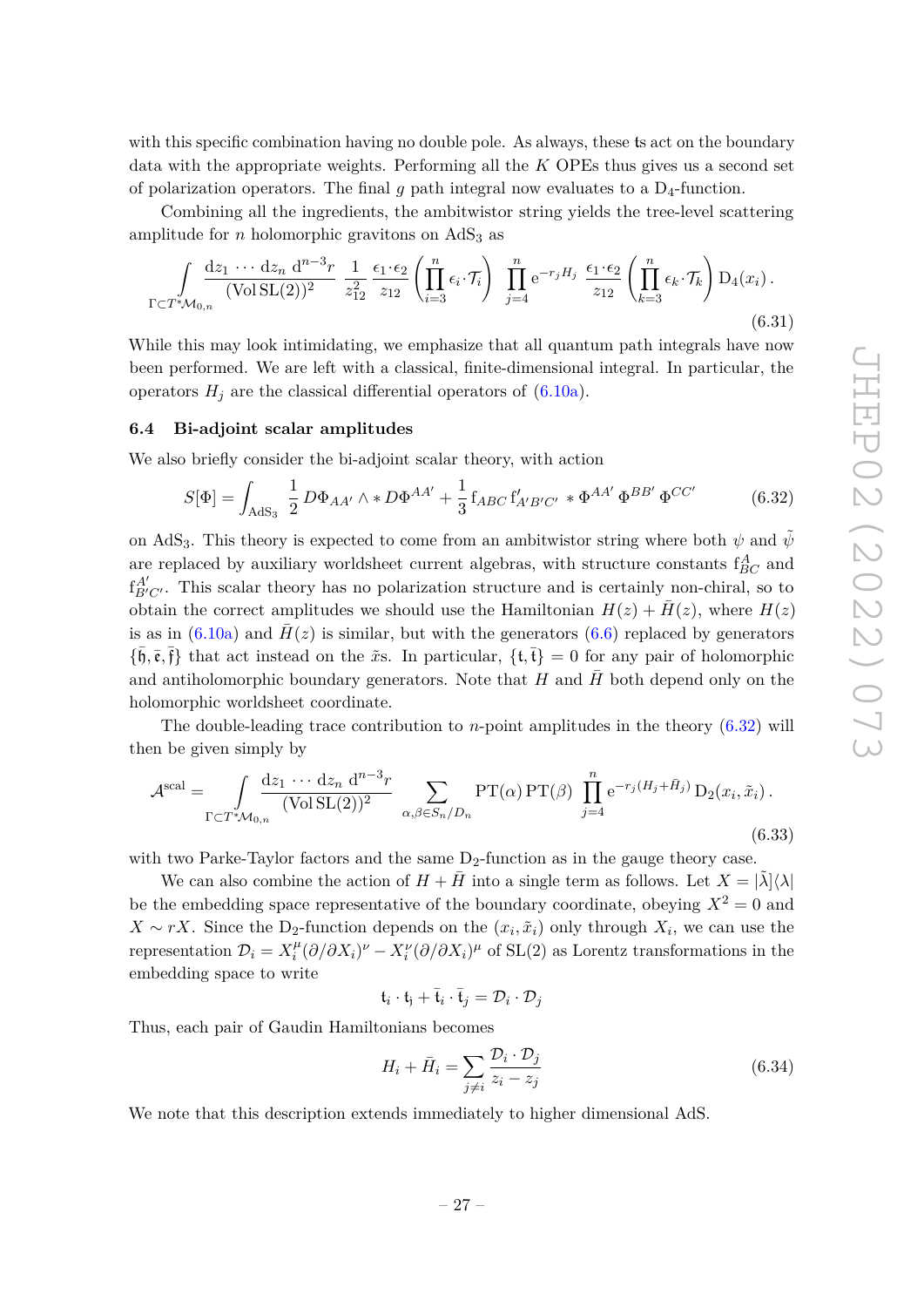with this specific combination having no double pole. As always, these $\mathfrak{t}$s act on the boundary data with the appropriate weights. Performing all the $K$ OPEs thus gives us a second set of polarization operators. The final $g$ path integral now evaluates to a $\mathrm{D}_4$-function.

Combining all the ingredients, the ambitwistor string yields the tree-level scattering amplitude for $n$ holomorphic gravitons on $\mathrm{AdS}_3$ as

$$\int_{\Gamma\subset T^*\mathcal{M}_{0,n}} \frac{\mathrm{d}z_1\cdots\mathrm{d}z_n\,\mathrm{d}^{n-3}r}{(\mathrm{Vol}\,\mathrm{SL}(2))^2}\;\frac{1}{z_{12}^2}\,\frac{\epsilon_1\!\cdot\!\epsilon_2}{z_{12}}\left(\prod_{i=3}^{n}\epsilon_i\!\cdot\!\mathcal{T}_i\right)\;\prod_{j=4}^{n}\mathrm{e}^{-r_jH_j}\;\frac{\epsilon_1\!\cdot\!\epsilon_2}{z_{12}}\left(\prod_{k=3}^{n}\epsilon_k\!\cdot\!\mathcal{T}_k\right)\mathrm{D}_4(x_i)\,. \tag{6.31}$$

While this may look intimidating, we emphasize that all quantum path integrals have now been performed. We are left with a classical, finite-dimensional integral. In particular, the operators $H_j$ are the classical differential operators of (6.10a).

### 6.4 Bi-adjoint scalar amplitudes

We also briefly consider the bi-adjoint scalar theory, with action

$$S[\Phi]=\int_{\mathrm{AdS}_3}\frac{1}{2}\,D\Phi_{AA'}\wedge *D\Phi^{AA'}+\frac{1}{3}\,\mathrm{f}_{ABC}\,\mathrm{f}'_{A'B'C'}\;*\Phi^{AA'}\,\Phi^{BB'}\,\Phi^{CC'} \tag{6.32}$$

on $\mathrm{AdS}_3$. This theory is expected to come from an ambitwistor string where both $\psi$ and $\tilde{\psi}$ are replaced by auxiliary worldsheet current algebras, with structure constants $\mathrm{f}^A_{BC}$ and $\mathrm{f}^{A'}_{B'C'}$. This scalar theory has no polarization structure and is certainly non-chiral, so to obtain the correct amplitudes we should use the Hamiltonian $H(z)+\bar{H}(z)$, where $H(z)$ is as in (6.10a) and $\bar{H}(z)$ is similar, but with the generators (6.6) replaced by generators $\{\bar{\mathfrak{h}},\bar{\mathfrak{e}},\bar{\mathfrak{f}}\}$ that act instead on the $\tilde{x}$s. In particular, $\{\mathfrak{t},\bar{\mathfrak{t}}\}=0$ for any pair of holomorphic and antiholomorphic boundary generators. Note that $H$ and $\bar{H}$ both depend only on the holomorphic worldsheet coordinate.

The double-leading trace contribution to $n$-point amplitudes in the theory (6.32) will then be given simply by

$$\mathcal{A}^{\mathrm{scal}}=\int_{\Gamma\subset T^*\mathcal{M}_{0,n}}\frac{\mathrm{d}z_1\cdots\mathrm{d}z_n\,\mathrm{d}^{n-3}r}{(\mathrm{Vol}\,\mathrm{SL}(2))^2}\sum_{\alpha,\beta\in S_n/D_n}\mathrm{PT}(\alpha)\,\mathrm{PT}(\beta)\,\prod_{j=4}^{n}\mathrm{e}^{-r_j(H_j+\bar{H}_j)}\,\mathrm{D}_2(x_i,\tilde{x}_i)\,. \tag{6.33}$$

with two Parke-Taylor factors and the same $\mathrm{D}_2$-function as in the gauge theory case.

We can also combine the action of $H+\bar{H}$ into a single term as follows. Let $X=|\tilde{\lambda}]\langle\lambda|$ be the embedding space representative of the boundary coordinate, obeying $X^2=0$ and $X\sim rX$. Since the $\mathrm{D}_2$-function depends on the $(x_i,\tilde{x}_i)$ only through $X_i$, we can use the representation $\mathcal{D}_i=X_i^\mu(\partial/\partial X_i)^\nu-X_i^\nu(\partial/\partial X_i)^\mu$ of $\mathrm{SL}(2)$ as Lorentz transformations in the embedding space to write

$$\mathfrak{t}_i\cdot\mathfrak{t}_j+\bar{\mathfrak{t}}_i\cdot\bar{\mathfrak{t}}_j=\mathcal{D}_i\cdot\mathcal{D}_j$$

Thus, each pair of Gaudin Hamiltonians becomes

$$H_i+\bar{H}_i=\sum_{j\neq i}\frac{\mathcal{D}_i\cdot\mathcal{D}_j}{z_i-z_j} \tag{6.34}$$

We note that this description extends immediately to higher dimensional AdS.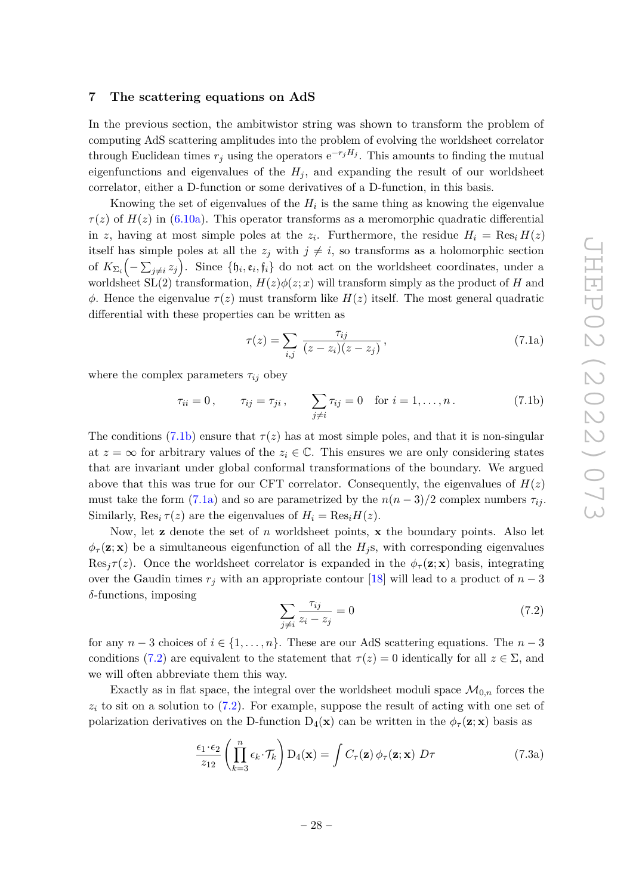## 7 The scattering equations on AdS

In the previous section, the ambitwistor string was shown to transform the problem of computing AdS scattering amplitudes into the problem of evolving the worldsheet correlator through Euclidean times $r_j$ using the operators $\mathrm{e}^{-r_j H_j}$. This amounts to finding the mutual eigenfunctions and eigenvalues of the $H_j$, and expanding the result of our worldsheet correlator, either a D-function or some derivatives of a D-function, in this basis.

Knowing the set of eigenvalues of the $H_i$ is the same thing as knowing the eigenvalue $\tau(z)$ of $H(z)$ in (6.10a). This operator transforms as a meromorphic quadratic differential in $z$, having at most simple poles at the $z_i$. Furthermore, the residue $H_i = \mathrm{Res}_i\, H(z)$ itself has simple poles at all the $z_j$ with $j \neq i$, so transforms as a holomorphic section of $K_{\Sigma_i}\Big(-\sum_{j\neq i} z_j\Big)$. Since $\{\mathfrak{h}_i, \mathfrak{e}_i, \mathfrak{f}_i\}$ do not act on the worldsheet coordinates, under a worldsheet SL(2) transformation, $H(z)\phi(z;x)$ will transform simply as the product of $H$ and $\phi$. Hence the eigenvalue $\tau(z)$ must transform like $H(z)$ itself. The most general quadratic differential with these properties can be written as

$$\tau(z) = \sum_{i,j} \frac{\tau_{ij}}{(z-z_i)(z-z_j)}\,, \tag{7.1a}$$

where the complex parameters $\tau_{ij}$ obey

$$\tau_{ii} = 0\,, \qquad \tau_{ij} = \tau_{ji}\,, \qquad \sum_{j\neq i} \tau_{ij} = 0 \quad \text{for } i = 1, \ldots, n\,. \tag{7.1b}$$

The conditions (7.1b) ensure that $\tau(z)$ has at most simple poles, and that it is non-singular at $z = \infty$ for arbitrary values of the $z_i \in \mathbb{C}$. This ensures we are only considering states that are invariant under global conformal transformations of the boundary. We argued above that this was true for our CFT correlator. Consequently, the eigenvalues of $H(z)$ must take the form (7.1a) and so are parametrized by the $n(n-3)/2$ complex numbers $\tau_{ij}$. Similarly, $\mathrm{Res}_i\, \tau(z)$ are the eigenvalues of $H_i = \mathrm{Res}_i H(z)$.

Now, let $\mathbf{z}$ denote the set of $n$ worldsheet points, $\mathbf{x}$ the boundary points. Also let $\phi_\tau(\mathbf{z};\mathbf{x})$ be a simultaneous eigenfunction of all the $H_j$s, with corresponding eigenvalues $\mathrm{Res}_j \tau(z)$. Once the worldsheet correlator is expanded in the $\phi_\tau(\mathbf{z};\mathbf{x})$ basis, integrating over the Gaudin times $r_j$ with an appropriate contour [18] will lead to a product of $n-3$ $\delta$-functions, imposing

$$\sum_{j\neq i} \frac{\tau_{ij}}{z_i - z_j} = 0 \tag{7.2}$$

for any $n-3$ choices of $i \in \{1, \ldots, n\}$. These are our AdS scattering equations. The $n-3$ conditions (7.2) are equivalent to the statement that $\tau(z) = 0$ identically for all $z \in \Sigma$, and we will often abbreviate them this way.

Exactly as in flat space, the integral over the worldsheet moduli space $\mathcal{M}_{0,n}$ forces the $z_i$ to sit on a solution to (7.2). For example, suppose the result of acting with one set of polarization derivatives on the D-function $\mathrm{D}_4(\mathbf{x})$ can be written in the $\phi_\tau(\mathbf{z};\mathbf{x})$ basis as

$$\frac{\epsilon_1\cdot\epsilon_2}{z_{12}} \left(\prod_{k=3}^{n} \epsilon_k\cdot\mathcal{T}_k\right) \mathrm{D}_4(\mathbf{x}) = \int C_\tau(\mathbf{z})\, \phi_\tau(\mathbf{z};\mathbf{x})\; D\tau \tag{7.3a}$$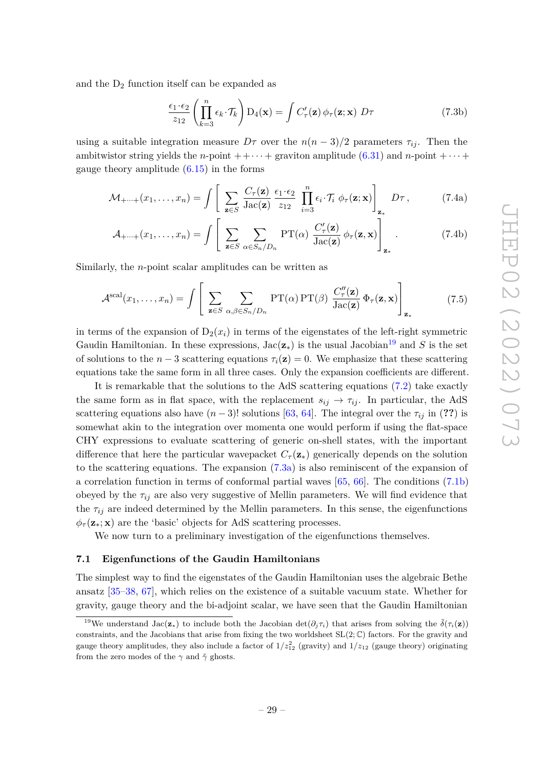and the $\mathrm{D}_2$ function itself can be expanded as

$$\frac{\epsilon_1\cdot\epsilon_2}{z_{12}}\left(\prod_{k=3}^{n}\epsilon_k\cdot\mathcal{T}_k\right)\mathrm{D}_4(\mathbf{x}) = \int C'_\tau(\mathbf{z})\,\phi_\tau(\mathbf{z};\mathbf{x})\;D\tau \tag{7.3b}$$

using a suitable integration measure $D\tau$ over the $n(n-3)/2$ parameters $\tau_{ij}$. Then the ambitwistor string yields the $n$-point $++\cdots+$ graviton amplitude (6.31) and $n$-point $+\cdots+$ gauge theory amplitude (6.15) in the forms

$$\mathcal{M}_{+\cdots+}(x_1,\ldots,x_n) = \int\left[\sum_{\mathbf{z}\in S}\frac{C_\tau(\mathbf{z})}{\mathrm{Jac}(\mathbf{z})}\,\frac{\epsilon_1\cdot\epsilon_2}{z_{12}}\,\prod_{i=3}^{n}\epsilon_i\cdot\mathcal{T}_i\;\phi_\tau(\mathbf{z};\mathbf{x})\right]_{\mathbf{z}_*} D\tau\,, \tag{7.4a}$$

$$\mathcal{A}_{+\cdots+}(x_1,\ldots,x_n) = \int\left[\sum_{\mathbf{z}\in S}\;\sum_{\alpha\in S_n/D_n}\mathrm{PT}(\alpha)\,\frac{C'_\tau(\mathbf{z})}{\mathrm{Jac}(\mathbf{z})}\,\phi_\tau(\mathbf{z},\mathbf{x})\right]_{\mathbf{z}_*}. \tag{7.4b}$$

Similarly, the $n$-point scalar amplitudes can be written as

$$\mathcal{A}^{\mathrm{scal}}(x_1,\ldots,x_n) = \int\left[\sum_{\mathbf{z}\in S}\;\sum_{\alpha,\beta\in S_n/D_n}\mathrm{PT}(\alpha)\,\mathrm{PT}(\beta)\,\frac{C''_\tau(\mathbf{z})}{\mathrm{Jac}(\mathbf{z})}\,\Phi_\tau(\mathbf{z},\mathbf{x})\right]_{\mathbf{z}_*} \tag{7.5}$$

in terms of the expansion of $\mathrm{D}_2(x_i)$ in terms of the eigenstates of the left-right symmetric Gaudin Hamiltonian. In these expressions, $\mathrm{Jac}(\mathbf{z}_*)$ is the usual Jacobian[19] and $S$ is the set of solutions to the $n-3$ scattering equations $\tau_i(\mathbf{z}) = 0$. We emphasize that these scattering equations take the same form in all three cases. Only the expansion coefficients are different.

It is remarkable that the solutions to the AdS scattering equations (7.2) take exactly the same form as in flat space, with the replacement $s_{ij}\to\tau_{ij}$. In particular, the AdS scattering equations also have $(n-3)!$ solutions [63, 64]. The integral over the $\tau_{ij}$ in (**??**) is somewhat akin to the integration over momenta one would perform if using the flat-space CHY expressions to evaluate scattering of generic on-shell states, with the important difference that here the particular wavepacket $C_\tau(\mathbf{z}_*)$ generically depends on the solution to the scattering equations. The expansion (7.3a) is also reminiscent of the expansion of a correlation function in terms of conformal partial waves [65, 66]. The conditions (7.1b) obeyed by the $\tau_{ij}$ are also very suggestive of Mellin parameters. We will find evidence that the $\tau_{ij}$ are indeed determined by the Mellin parameters. In this sense, the eigenfunctions $\phi_\tau(\mathbf{z}_*;\mathbf{x})$ are the 'basic' objects for AdS scattering processes.

We now turn to a preliminary investigation of the eigenfunctions themselves.

### 7.1 Eigenfunctions of the Gaudin Hamiltonians

The simplest way to find the eigenstates of the Gaudin Hamiltonian uses the algebraic Bethe ansatz [35–38, 67], which relies on the existence of a suitable vacuum state. Whether for gravity, gauge theory and the bi-adjoint scalar, we have seen that the Gaudin Hamiltonian

---

[19] We understand $\mathrm{Jac}(\mathbf{z}_*)$ to include both the Jacobian $\det(\partial_j\tau_i)$ that arises from solving the $\bar\delta(\tau_i(\mathbf{z}))$ constraints, and the Jacobians that arise from fixing the two worldsheet $\mathrm{SL}(2;\mathbb{C})$ factors. For the gravity and gauge theory amplitudes, they also include a factor of $1/z_{12}^2$ (gravity) and $1/z_{12}$ (gauge theory) originating from the zero modes of the $\gamma$ and $\tilde\gamma$ ghosts.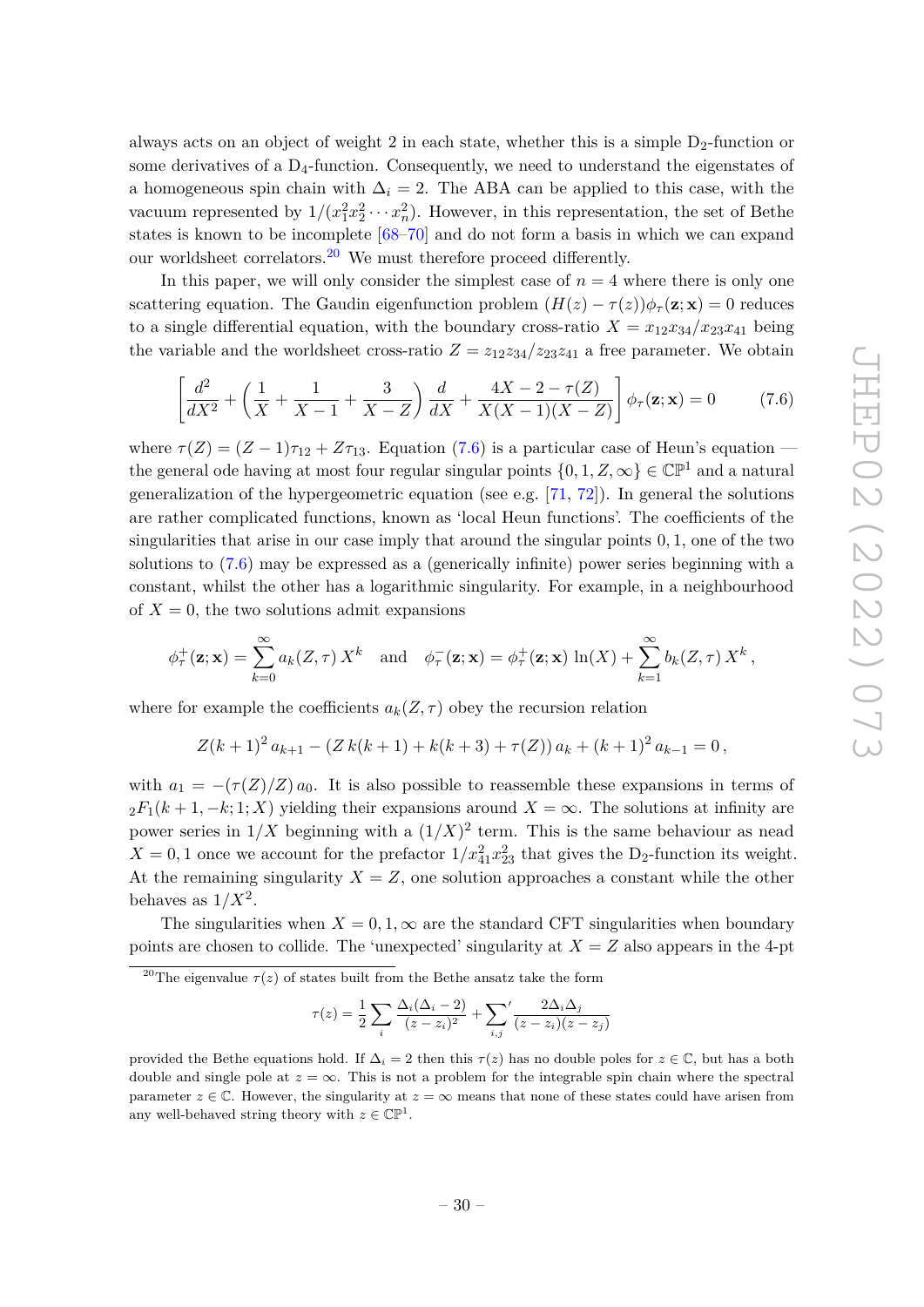always acts on an object of weight 2 in each state, whether this is a simple $D_2$-function or some derivatives of a $D_4$-function. Consequently, we need to understand the eigenstates of a homogeneous spin chain with $\Delta_i = 2$. The ABA can be applied to this case, with the vacuum represented by $1/(x_1^2 x_2^2 \cdots x_n^2)$. However, in this representation, the set of Bethe states is known to be incomplete [68–70] and do not form a basis in which we can expand our worldsheet correlators.[20] We must therefore proceed differently.

In this paper, we will only consider the simplest case of $n = 4$ where there is only one scattering equation. The Gaudin eigenfunction problem $(H(z) - \tau(z))\phi_\tau(\mathbf{z}; \mathbf{x}) = 0$ reduces to a single differential equation, with the boundary cross-ratio $X = x_{12}x_{34}/x_{23}x_{41}$ being the variable and the worldsheet cross-ratio $Z = z_{12}z_{34}/z_{23}z_{41}$ a free parameter. We obtain

$$\left[\frac{d^2}{dX^2} + \left(\frac{1}{X} + \frac{1}{X-1} + \frac{3}{X-Z}\right)\frac{d}{dX} + \frac{4X - 2 - \tau(Z)}{X(X-1)(X-Z)}\right]\phi_\tau(\mathbf{z}; \mathbf{x}) = 0 \tag{7.6}$$

where $\tau(Z) = (Z-1)\tau_{12} + Z\tau_{13}$. Equation (7.6) is a particular case of Heun's equation — the general ode having at most four regular singular points $\{0, 1, Z, \infty\} \in \mathbb{CP}^1$ and a natural generalization of the hypergeometric equation (see e.g. [71, 72]). In general the solutions are rather complicated functions, known as 'local Heun functions'. The coefficients of the singularities that arise in our case imply that around the singular points $0, 1$, one of the two solutions to (7.6) may be expressed as a (generically infinite) power series beginning with a constant, whilst the other has a logarithmic singularity. For example, in a neighbourhood of $X = 0$, the two solutions admit expansions

$$\phi_\tau^+(\mathbf{z}; \mathbf{x}) = \sum_{k=0}^{\infty} a_k(Z, \tau)\, X^k \quad \text{and} \quad \phi_\tau^-(\mathbf{z}; \mathbf{x}) = \phi_\tau^+(\mathbf{z}; \mathbf{x})\, \ln(X) + \sum_{k=1}^{\infty} b_k(Z, \tau)\, X^k\,,$$

where for example the coefficients $a_k(Z, \tau)$ obey the recursion relation

$$Z(k+1)^2\, a_{k+1} - (Z\, k(k+1) + k(k+3) + \tau(Z))\, a_k + (k+1)^2\, a_{k-1} = 0\,,$$

with $a_1 = -(\tau(Z)/Z)\, a_0$. It is also possible to reassemble these expansions in terms of ${}_2F_1(k+1, -k; 1; X)$ yielding their expansions around $X = \infty$. The solutions at infinity are power series in $1/X$ beginning with a $(1/X)^2$ term. This is the same behaviour as nead $X = 0, 1$ once we account for the prefactor $1/x_{41}^2 x_{23}^2$ that gives the $D_2$-function its weight. At the remaining singularity $X = Z$, one solution approaches a constant while the other behaves as $1/X^2$.

The singularities when $X = 0, 1, \infty$ are the standard CFT singularities when boundary points are chosen to collide. The 'unexpected' singularity at $X = Z$ also appears in the 4-pt

---

[20] The eigenvalue $\tau(z)$ of states built from the Bethe ansatz take the form

$$\tau(z) = \frac{1}{2}\sum_i \frac{\Delta_i(\Delta_i - 2)}{(z - z_i)^2} + {\sum_{i,j}}' \frac{2\Delta_i\Delta_j}{(z - z_i)(z - z_j)}$$

provided the Bethe equations hold. If $\Delta_i = 2$ then this $\tau(z)$ has no double poles for $z \in \mathbb{C}$, but has a both double and single pole at $z = \infty$. This is not a problem for the integrable spin chain where the spectral parameter $z \in \mathbb{C}$. However, the singularity at $z = \infty$ means that none of these states could have arisen from any well-behaved string theory with $z \in \mathbb{CP}^1$.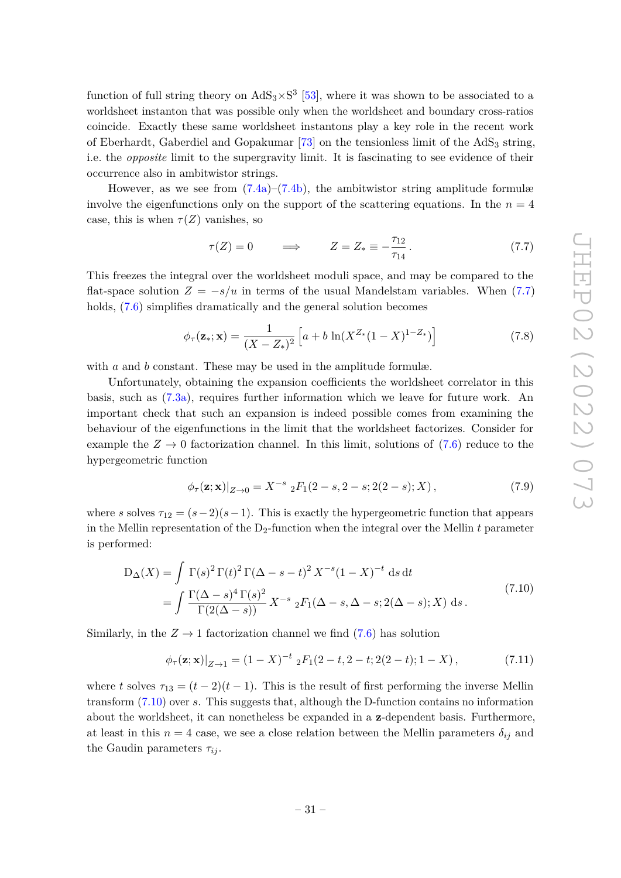function of full string theory on $\mathrm{AdS}_3\times\mathrm{S}^3$ [53], where it was shown to be associated to a worldsheet instanton that was possible only when the worldsheet and boundary cross-ratios coincide. Exactly these same worldsheet instantons play a key role in the recent work of Eberhardt, Gaberdiel and Gopakumar [73] on the tensionless limit of the $\mathrm{AdS}_3$ string, i.e. the *opposite* limit to the supergravity limit. It is fascinating to see evidence of their occurrence also in ambitwistor strings.

However, as we see from (7.4a)–(7.4b), the ambitwistor string amplitude formulæ involve the eigenfunctions only on the support of the scattering equations. In the $n=4$ case, this is when $\tau(Z)$ vanishes, so

$$\tau(Z)=0 \qquad \Longrightarrow \qquad Z=Z_*\equiv-\frac{\tau_{12}}{\tau_{14}}\,. \tag{7.7}$$

This freezes the integral over the worldsheet moduli space, and may be compared to the flat-space solution $Z=-s/u$ in terms of the usual Mandelstam variables. When (7.7) holds, (7.6) simplifies dramatically and the general solution becomes

$$\phi_\tau(\mathbf{z}_*;\mathbf{x})=\frac{1}{(X-Z_*)^2}\left[a+b\,\ln(X^{Z_*}(1-X)^{1-Z_*})\right] \tag{7.8}$$

with $a$ and $b$ constant. These may be used in the amplitude formulæ.

Unfortunately, obtaining the expansion coefficients the worldsheet correlator in this basis, such as (7.3a), requires further information which we leave for future work. An important check that such an expansion is indeed possible comes from examining the behaviour of the eigenfunctions in the limit that the worldsheet factorizes. Consider for example the $Z\to0$ factorization channel. In this limit, solutions of (7.6) reduce to the hypergeometric function

$$\phi_\tau(\mathbf{z};\mathbf{x})|_{Z\to0}=X^{-s}\;{}_2F_1(2-s,2-s;2(2-s);X)\,, \tag{7.9}$$

where $s$ solves $\tau_{12}=(s-2)(s-1)$. This is exactly the hypergeometric function that appears in the Mellin representation of the $\mathrm{D}_2$-function when the integral over the Mellin $t$ parameter is performed:

$$\begin{aligned}\mathrm{D}_\Delta(X)&=\int\,\Gamma(s)^2\,\Gamma(t)^2\,\Gamma(\Delta-s-t)^2\,X^{-s}(1-X)^{-t}\,\mathrm{d}s\,\mathrm{d}t\\&=\int\frac{\Gamma(\Delta-s)^4\,\Gamma(s)^2}{\Gamma(2(\Delta-s))}\,X^{-s}\;{}_2F_1(\Delta-s,\Delta-s;2(\Delta-s);X)\;\mathrm{d}s\,.\end{aligned} \tag{7.10}$$

Similarly, in the $Z\to1$ factorization channel we find (7.6) has solution

$$\phi_\tau(\mathbf{z};\mathbf{x})|_{Z\to1}=(1-X)^{-t}\;{}_2F_1(2-t,2-t;2(2-t);1-X)\,, \tag{7.11}$$

where $t$ solves $\tau_{13}=(t-2)(t-1)$. This is the result of first performing the inverse Mellin transform (7.10) over $s$. This suggests that, although the D-function contains no information about the worldsheet, it can nonetheless be expanded in a $\mathbf{z}$-dependent basis. Furthermore, at least in this $n=4$ case, we see a close relation between the Mellin parameters $\delta_{ij}$ and the Gaudin parameters $\tau_{ij}$.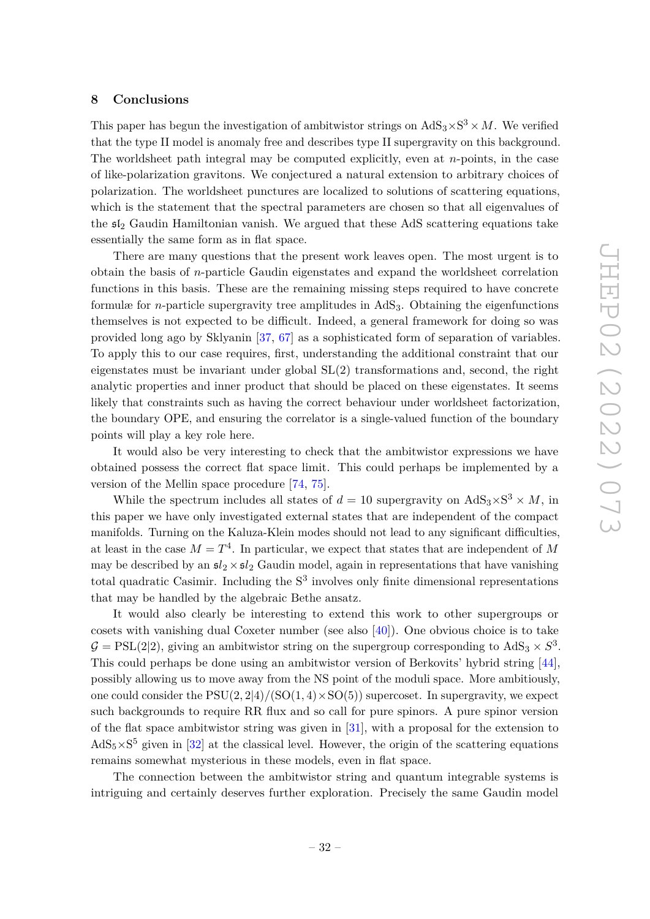## 8 Conclusions

This paper has begun the investigation of ambitwistor strings on $\mathrm{AdS}_3{\times}\mathrm{S}^3 \times M$. We verified that the type II model is anomaly free and describes type II supergravity on this background. The worldsheet path integral may be computed explicitly, even at $n$-points, in the case of like-polarization gravitons. We conjectured a natural extension to arbitrary choices of polarization. The worldsheet punctures are localized to solutions of scattering equations, which is the statement that the spectral parameters are chosen so that all eigenvalues of the $\mathfrak{sl}_2$ Gaudin Hamiltonian vanish. We argued that these AdS scattering equations take essentially the same form as in flat space.

There are many questions that the present work leaves open. The most urgent is to obtain the basis of $n$-particle Gaudin eigenstates and expand the worldsheet correlation functions in this basis. These are the remaining missing steps required to have concrete formulæ for $n$-particle supergravity tree amplitudes in $\mathrm{AdS}_3$. Obtaining the eigenfunctions themselves is not expected to be difficult. Indeed, a general framework for doing so was provided long ago by Sklyanin [37, 67] as a sophisticated form of separation of variables. To apply this to our case requires, first, understanding the additional constraint that our eigenstates must be invariant under global SL(2) transformations and, second, the right analytic properties and inner product that should be placed on these eigenstates. It seems likely that constraints such as having the correct behaviour under worldsheet factorization, the boundary OPE, and ensuring the correlator is a single-valued function of the boundary points will play a key role here.

It would also be very interesting to check that the ambitwistor expressions we have obtained possess the correct flat space limit. This could perhaps be implemented by a version of the Mellin space procedure [74, 75].

While the spectrum includes all states of $d = 10$ supergravity on $\mathrm{AdS}_3{\times}\mathrm{S}^3 \times M$, in this paper we have only investigated external states that are independent of the compact manifolds. Turning on the Kaluza-Klein modes should not lead to any significant difficulties, at least in the case $M = T^4$. In particular, we expect that states that are independent of $M$ may be described by an $\mathfrak{sl}_2 \times \mathfrak{sl}_2$ Gaudin model, again in representations that have vanishing total quadratic Casimir. Including the $\mathrm{S}^3$ involves only finite dimensional representations that may be handled by the algebraic Bethe ansatz.

It would also clearly be interesting to extend this work to other supergroups or cosets with vanishing dual Coxeter number (see also [40]). One obvious choice is to take $\mathcal{G} = \mathrm{PSL}(2|2)$, giving an ambitwistor string on the supergroup corresponding to $\mathrm{AdS}_3 \times S^3$. This could perhaps be done using an ambitwistor version of Berkovits' hybrid string [44], possibly allowing us to move away from the NS point of the moduli space. More ambitiously, one could consider the $\mathrm{PSU}(2,2|4)/(\mathrm{SO}(1,4){\times}\mathrm{SO}(5))$ supercoset. In supergravity, we expect such backgrounds to require RR flux and so call for pure spinors. A pure spinor version of the flat space ambitwistor string was given in [31], with a proposal for the extension to $\mathrm{AdS}_5{\times}\mathrm{S}^5$ given in [32] at the classical level. However, the origin of the scattering equations remains somewhat mysterious in these models, even in flat space.

The connection between the ambitwistor string and quantum integrable systems is intriguing and certainly deserves further exploration. Precisely the same Gaudin model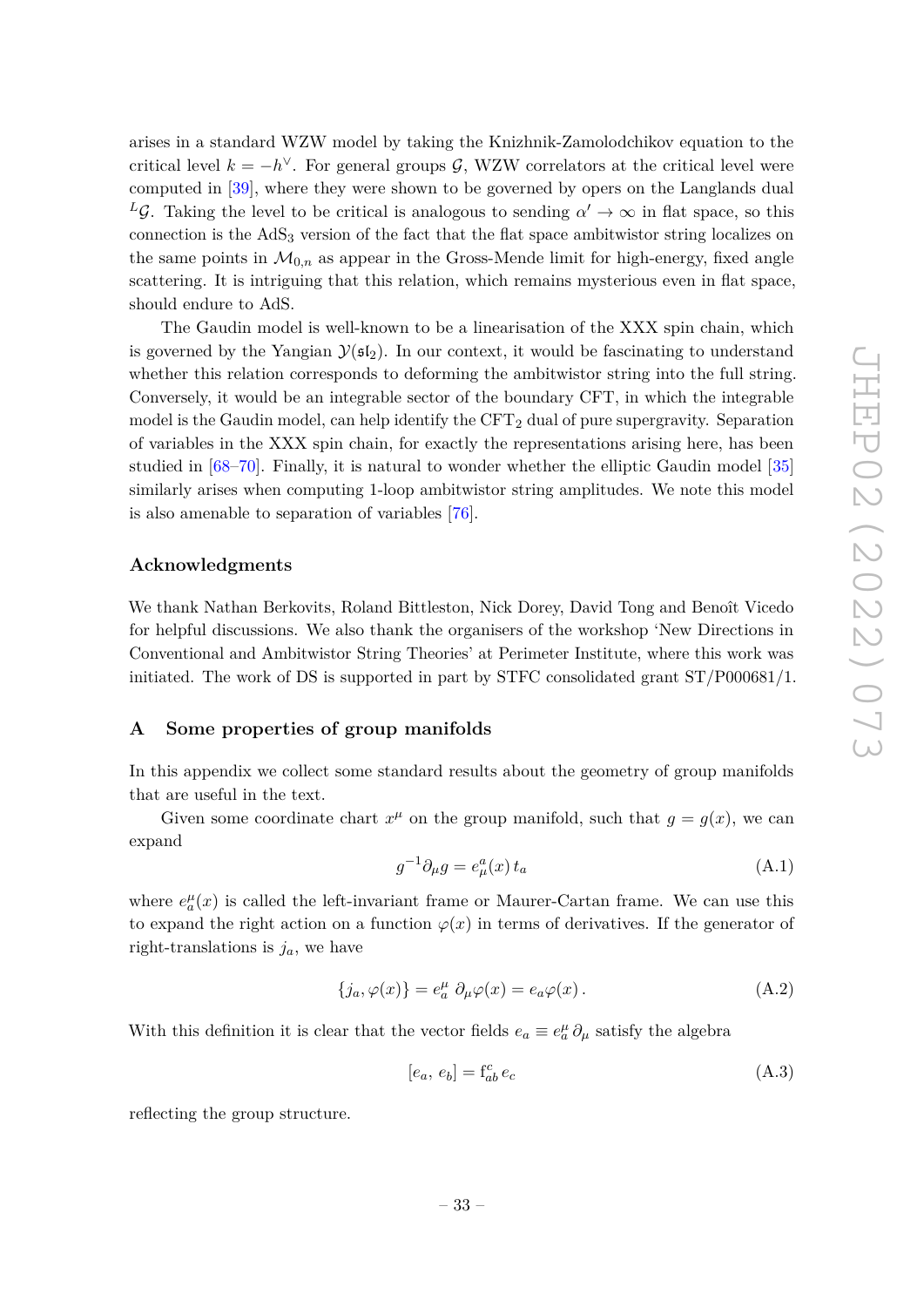arises in a standard WZW model by taking the Knizhnik-Zamolodchikov equation to the critical level $k = -h^\vee$. For general groups $\mathcal{G}$, WZW correlators at the critical level were computed in [39], where they were shown to be governed by opers on the Langlands dual ${}^L\mathcal{G}$. Taking the level to be critical is analogous to sending $\alpha' \to \infty$ in flat space, so this connection is the $\text{AdS}_3$ version of the fact that the flat space ambitwistor string localizes on the same points in $\mathcal{M}_{0,n}$ as appear in the Gross-Mende limit for high-energy, fixed angle scattering. It is intriguing that this relation, which remains mysterious even in flat space, should endure to AdS.

The Gaudin model is well-known to be a linearisation of the XXX spin chain, which is governed by the Yangian $\mathcal{Y}(\mathfrak{sl}_2)$. In our context, it would be fascinating to understand whether this relation corresponds to deforming the ambitwistor string into the full string. Conversely, it would be an integrable sector of the boundary CFT, in which the integrable model is the Gaudin model, can help identify the $\text{CFT}_2$ dual of pure supergravity. Separation of variables in the XXX spin chain, for exactly the representations arising here, has been studied in [68–70]. Finally, it is natural to wonder whether the elliptic Gaudin model [35] similarly arises when computing 1-loop ambitwistor string amplitudes. We note this model is also amenable to separation of variables [76].

## Acknowledgments

We thank Nathan Berkovits, Roland Bittleston, Nick Dorey, David Tong and Benoît Vicedo for helpful discussions. We also thank the organisers of the workshop 'New Directions in Conventional and Ambitwistor String Theories' at Perimeter Institute, where this work was initiated. The work of DS is supported in part by STFC consolidated grant ST/P000681/1.

## A Some properties of group manifolds

In this appendix we collect some standard results about the geometry of group manifolds that are useful in the text.

Given some coordinate chart $x^\mu$ on the group manifold, such that $g = g(x)$, we can expand

$$g^{-1}\partial_\mu g = e^a_\mu(x)\, t_a \tag{A.1}$$

where $e^\mu_a(x)$ is called the left-invariant frame or Maurer-Cartan frame. We can use this to expand the right action on a function $\varphi(x)$ in terms of derivatives. If the generator of right-translations is $j_a$, we have

$$\{j_a, \varphi(x)\} = e^\mu_a\, \partial_\mu \varphi(x) = e_a \varphi(x)\,. \tag{A.2}$$

With this definition it is clear that the vector fields $e_a \equiv e^\mu_a\, \partial_\mu$ satisfy the algebra

$$[e_a, e_b] = \mathrm{f}^c_{ab}\, e_c \tag{A.3}$$

reflecting the group structure.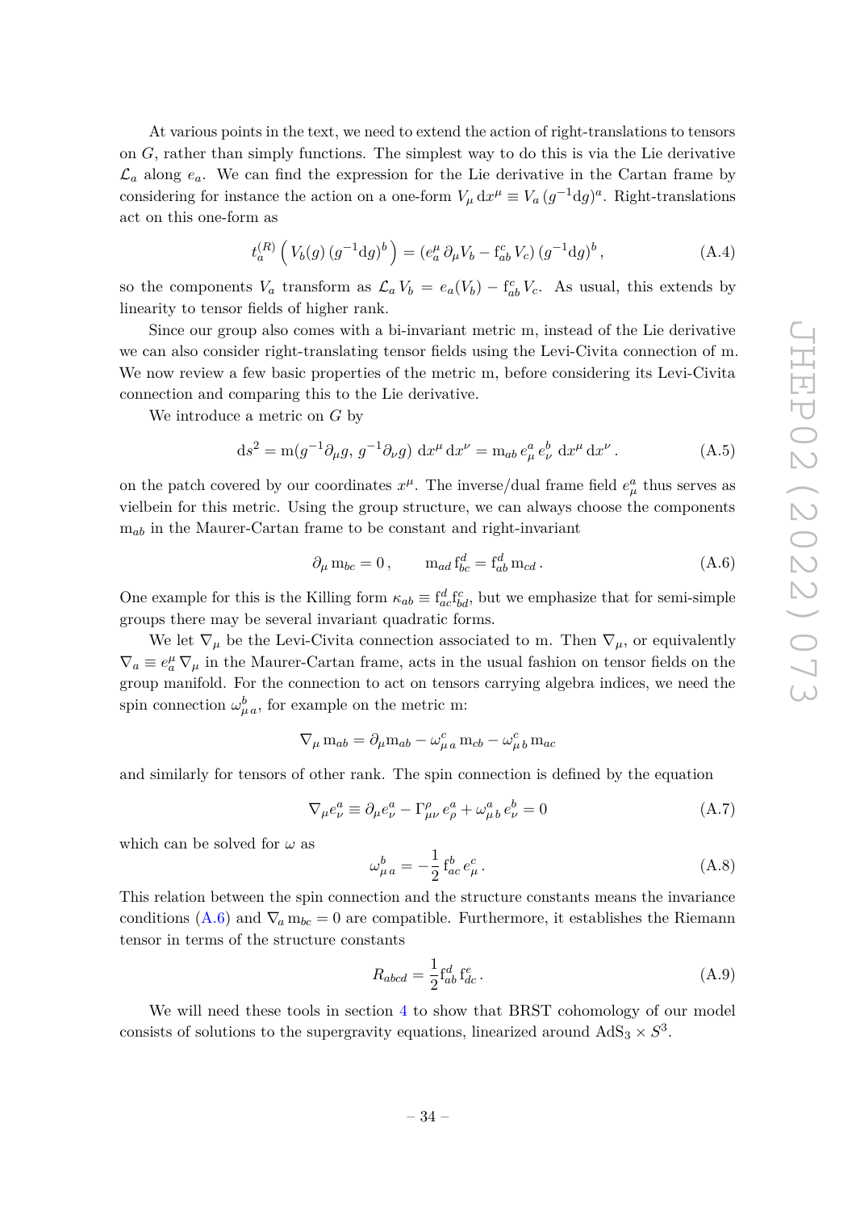At various points in the text, we need to extend the action of right-translations to tensors on $G$, rather than simply functions. The simplest way to do this is via the Lie derivative $\mathcal{L}_a$ along $e_a$. We can find the expression for the Lie derivative in the Cartan frame by considering for instance the action on a one-form $V_\mu \, \mathrm{d}x^\mu \equiv V_a \, (g^{-1}\mathrm{d}g)^a$. Right-translations act on this one-form as

$$t_a^{(R)} \left( V_b(g) \, (g^{-1}\mathrm{d}g)^b \right) = (e_a^\mu \, \partial_\mu V_b - \mathrm{f}_{ab}^c \, V_c) \, (g^{-1}\mathrm{d}g)^b \,, \tag{A.4}$$

so the components $V_a$ transform as $\mathcal{L}_a \, V_b = e_a(V_b) - \mathrm{f}_{ab}^c \, V_c$. As usual, this extends by linearity to tensor fields of higher rank.

Since our group also comes with a bi-invariant metric m, instead of the Lie derivative we can also consider right-translating tensor fields using the Levi-Civita connection of m. We now review a few basic properties of the metric m, before considering its Levi-Civita connection and comparing this to the Lie derivative.

We introduce a metric on $G$ by

$$\mathrm{d}s^2 = \mathrm{m}(g^{-1}\partial_\mu g, \, g^{-1}\partial_\nu g) \; \mathrm{d}x^\mu \, \mathrm{d}x^\nu = \mathrm{m}_{ab} \, e_\mu^a \, e_\nu^b \; \mathrm{d}x^\mu \, \mathrm{d}x^\nu \,. \tag{A.5}$$

on the patch covered by our coordinates $x^\mu$. The inverse/dual frame field $e_\mu^a$ thus serves as vielbein for this metric. Using the group structure, we can always choose the components $\mathrm{m}_{ab}$ in the Maurer-Cartan frame to be constant and right-invariant

$$\partial_\mu \, \mathrm{m}_{bc} = 0 \,, \qquad \mathrm{m}_{ad} \, \mathrm{f}_{bc}^d = \mathrm{f}_{ab}^d \, \mathrm{m}_{cd} \,. \tag{A.6}$$

One example for this is the Killing form $\kappa_{ab} \equiv \mathrm{f}_{ac}^d \mathrm{f}_{bd}^c$, but we emphasize that for semi-simple groups there may be several invariant quadratic forms.

We let $\nabla_\mu$ be the Levi-Civita connection associated to m. Then $\nabla_\mu$, or equivalently $\nabla_a \equiv e_a^\mu \, \nabla_\mu$ in the Maurer-Cartan frame, acts in the usual fashion on tensor fields on the group manifold. For the connection to act on tensors carrying algebra indices, we need the spin connection $\omega_{\mu\,a}^{\,b}$, for example on the metric m:

$$\nabla_\mu \, \mathrm{m}_{ab} = \partial_\mu \mathrm{m}_{ab} - \omega_{\mu\,a}^{\,c} \, \mathrm{m}_{cb} - \omega_{\mu\,b}^{\,c} \, \mathrm{m}_{ac}$$

and similarly for tensors of other rank. The spin connection is defined by the equation

$$\nabla_\mu e_\nu^a \equiv \partial_\mu e_\nu^a - \Gamma_{\mu\nu}^\rho \, e_\rho^a + \omega_{\mu\,b}^{\,a} \, e_\nu^b = 0 \tag{A.7}$$

which can be solved for $\omega$ as

$$\omega_{\mu\,a}^{\,b} = -\frac{1}{2} \, \mathrm{f}_{ac}^b \, e_\mu^c \,. \tag{A.8}$$

This relation between the spin connection and the structure constants means the invariance conditions (A.6) and $\nabla_a \, \mathrm{m}_{bc} = 0$ are compatible. Furthermore, it establishes the Riemann tensor in terms of the structure constants

$$R_{abcd} = \frac{1}{2} \mathrm{f}_{ab}^d \, \mathrm{f}_{dc}^e \,. \tag{A.9}$$

We will need these tools in section 4 to show that BRST cohomology of our model consists of solutions to the supergravity equations, linearized around $\mathrm{AdS}_3 \times S^3$.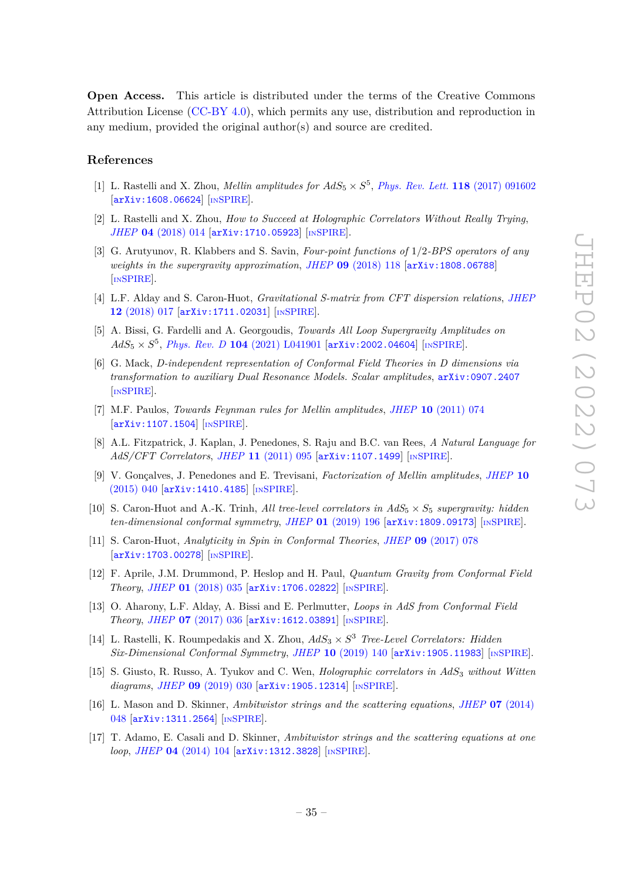**Open Access.** This article is distributed under the terms of the Creative Commons Attribution License (CC-BY 4.0), which permits any use, distribution and reproduction in any medium, provided the original author(s) and source are credited.

## References

[1] L. Rastelli and X. Zhou, *Mellin amplitudes for $AdS_5 \times S^5$*, *Phys. Rev. Lett.* **118** (2017) 091602 [arXiv:1608.06624] [INSPIRE].

[2] L. Rastelli and X. Zhou, *How to Succeed at Holographic Correlators Without Really Trying*, *JHEP* **04** (2018) 014 [arXiv:1710.05923] [INSPIRE].

[3] G. Arutyunov, R. Klabbers and S. Savin, *Four-point functions of 1/2-BPS operators of any weights in the supergravity approximation*, *JHEP* **09** (2018) 118 [arXiv:1808.06788] [INSPIRE].

[4] L.F. Alday and S. Caron-Huot, *Gravitational S-matrix from CFT dispersion relations*, *JHEP* **12** (2018) 017 [arXiv:1711.02031] [INSPIRE].

[5] A. Bissi, G. Fardelli and A. Georgoudis, *Towards All Loop Supergravity Amplitudes on $AdS_5 \times S^5$*, *Phys. Rev. D* **104** (2021) L041901 [arXiv:2002.04604] [INSPIRE].

[6] G. Mack, *D-independent representation of Conformal Field Theories in D dimensions via transformation to auxiliary Dual Resonance Models. Scalar amplitudes*, arXiv:0907.2407 [INSPIRE].

[7] M.F. Paulos, *Towards Feynman rules for Mellin amplitudes*, *JHEP* **10** (2011) 074 [arXiv:1107.1504] [INSPIRE].

[8] A.L. Fitzpatrick, J. Kaplan, J. Penedones, S. Raju and B.C. van Rees, *A Natural Language for AdS/CFT Correlators*, *JHEP* **11** (2011) 095 [arXiv:1107.1499] [INSPIRE].

[9] V. Gonçalves, J. Penedones and E. Trevisani, *Factorization of Mellin amplitudes*, *JHEP* **10** (2015) 040 [arXiv:1410.4185] [INSPIRE].

[10] S. Caron-Huot and A.-K. Trinh, *All tree-level correlators in $AdS_5 \times S_5$ supergravity: hidden ten-dimensional conformal symmetry*, *JHEP* **01** (2019) 196 [arXiv:1809.09173] [INSPIRE].

[11] S. Caron-Huot, *Analyticity in Spin in Conformal Theories*, *JHEP* **09** (2017) 078 [arXiv:1703.00278] [INSPIRE].

[12] F. Aprile, J.M. Drummond, P. Heslop and H. Paul, *Quantum Gravity from Conformal Field Theory*, *JHEP* **01** (2018) 035 [arXiv:1706.02822] [INSPIRE].

[13] O. Aharony, L.F. Alday, A. Bissi and E. Perlmutter, *Loops in AdS from Conformal Field Theory*, *JHEP* **07** (2017) 036 [arXiv:1612.03891] [INSPIRE].

[14] L. Rastelli, K. Roumpedakis and X. Zhou, *$AdS_3 \times S^3$ Tree-Level Correlators: Hidden Six-Dimensional Conformal Symmetry*, *JHEP* **10** (2019) 140 [arXiv:1905.11983] [INSPIRE].

[15] S. Giusto, R. Russo, A. Tyukov and C. Wen, *Holographic correlators in $AdS_3$ without Witten diagrams*, *JHEP* **09** (2019) 030 [arXiv:1905.12314] [INSPIRE].

[16] L. Mason and D. Skinner, *Ambitwistor strings and the scattering equations*, *JHEP* **07** (2014) 048 [arXiv:1311.2564] [INSPIRE].

[17] T. Adamo, E. Casali and D. Skinner, *Ambitwistor strings and the scattering equations at one loop*, *JHEP* **04** (2014) 104 [arXiv:1312.3828] [INSPIRE].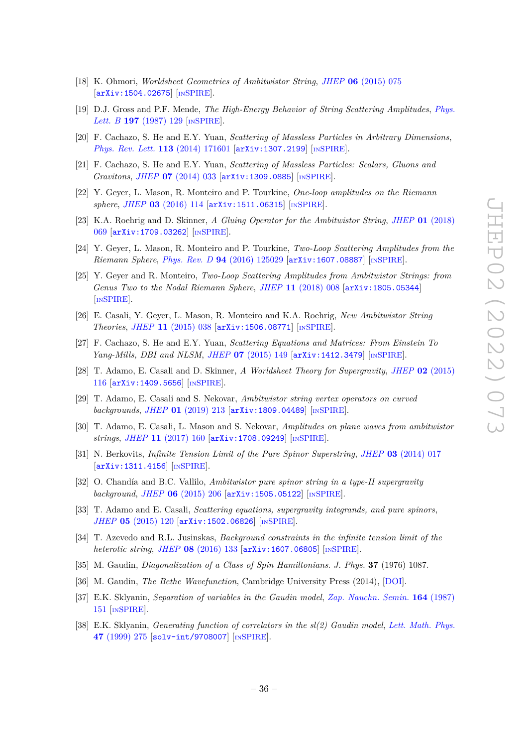[18] K. Ohmori, *Worldsheet Geometries of Ambitwistor String*, JHEP **06** (2015) 075 [arXiv:1504.02675] [INSPIRE].

[19] D.J. Gross and P.F. Mende, *The High-Energy Behavior of String Scattering Amplitudes*, Phys. Lett. B **197** (1987) 129 [INSPIRE].

[20] F. Cachazo, S. He and E.Y. Yuan, *Scattering of Massless Particles in Arbitrary Dimensions*, Phys. Rev. Lett. **113** (2014) 171601 [arXiv:1307.2199] [INSPIRE].

[21] F. Cachazo, S. He and E.Y. Yuan, *Scattering of Massless Particles: Scalars, Gluons and Gravitons*, JHEP **07** (2014) 033 [arXiv:1309.0885] [INSPIRE].

[22] Y. Geyer, L. Mason, R. Monteiro and P. Tourkine, *One-loop amplitudes on the Riemann sphere*, JHEP **03** (2016) 114 [arXiv:1511.06315] [INSPIRE].

[23] K.A. Roehrig and D. Skinner, *A Gluing Operator for the Ambitwistor String*, JHEP **01** (2018) 069 [arXiv:1709.03262] [INSPIRE].

[24] Y. Geyer, L. Mason, R. Monteiro and P. Tourkine, *Two-Loop Scattering Amplitudes from the Riemann Sphere*, Phys. Rev. D **94** (2016) 125029 [arXiv:1607.08887] [INSPIRE].

[25] Y. Geyer and R. Monteiro, *Two-Loop Scattering Amplitudes from Ambitwistor Strings: from Genus Two to the Nodal Riemann Sphere*, JHEP **11** (2018) 008 [arXiv:1805.05344] [INSPIRE].

[26] E. Casali, Y. Geyer, L. Mason, R. Monteiro and K.A. Roehrig, *New Ambitwistor String Theories*, JHEP **11** (2015) 038 [arXiv:1506.08771] [INSPIRE].

[27] F. Cachazo, S. He and E.Y. Yuan, *Scattering Equations and Matrices: From Einstein To Yang-Mills, DBI and NLSM*, JHEP **07** (2015) 149 [arXiv:1412.3479] [INSPIRE].

[28] T. Adamo, E. Casali and D. Skinner, *A Worldsheet Theory for Supergravity*, JHEP **02** (2015) 116 [arXiv:1409.5656] [INSPIRE].

[29] T. Adamo, E. Casali and S. Nekovar, *Ambitwistor string vertex operators on curved backgrounds*, JHEP **01** (2019) 213 [arXiv:1809.04489] [INSPIRE].

[30] T. Adamo, E. Casali, L. Mason and S. Nekovar, *Amplitudes on plane waves from ambitwistor strings*, JHEP **11** (2017) 160 [arXiv:1708.09249] [INSPIRE].

[31] N. Berkovits, *Infinite Tension Limit of the Pure Spinor Superstring*, JHEP **03** (2014) 017 [arXiv:1311.4156] [INSPIRE].

[32] O. Chandía and B.C. Vallilo, *Ambitwistor pure spinor string in a type-II supergravity background*, JHEP **06** (2015) 206 [arXiv:1505.05122] [INSPIRE].

[33] T. Adamo and E. Casali, *Scattering equations, supergravity integrands, and pure spinors*, JHEP **05** (2015) 120 [arXiv:1502.06826] [INSPIRE].

[34] T. Azevedo and R.L. Jusinskas, *Background constraints in the infinite tension limit of the heterotic string*, JHEP **08** (2016) 133 [arXiv:1607.06805] [INSPIRE].

[35] M. Gaudin, *Diagonalization of a Class of Spin Hamiltonians*. J. Phys. **37** (1976) 1087.

[36] M. Gaudin, *The Bethe Wavefunction*, Cambridge University Press (2014), [DOI].

[37] E.K. Sklyanin, *Separation of variables in the Gaudin model*, Zap. Nauchn. Semin. **164** (1987) 151 [INSPIRE].

[38] E.K. Sklyanin, *Generating function of correlators in the sl(2) Gaudin model*, Lett. Math. Phys. **47** (1999) 275 [solv-int/9708007] [INSPIRE].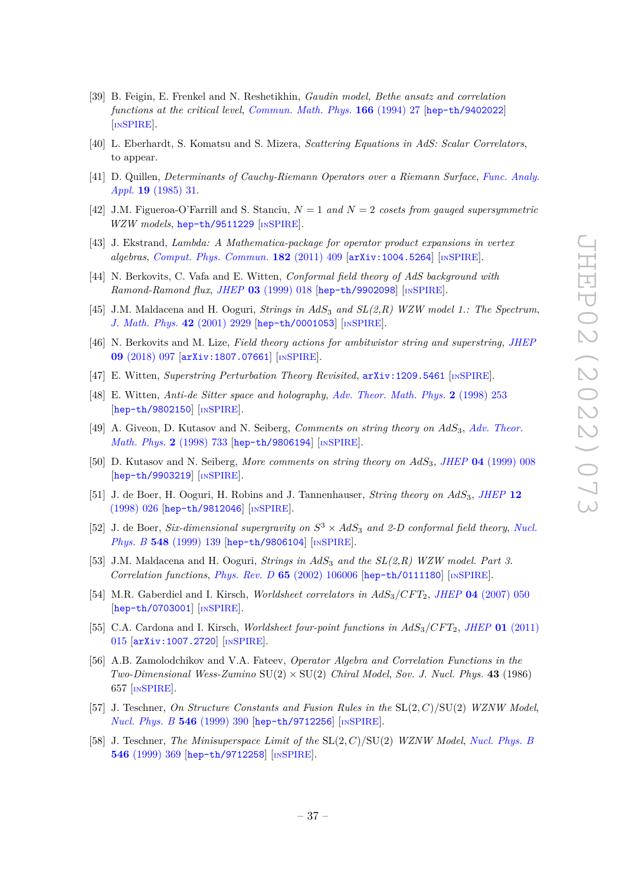- [39] B. Feigin, E. Frenkel and N. Reshetikhin, *Gaudin model, Bethe ansatz and correlation functions at the critical level*, Commun. Math. Phys. **166** (1994) 27 [hep-th/9402022] [INSPIRE].
- [40] L. Eberhardt, S. Komatsu and S. Mizera, *Scattering Equations in AdS: Scalar Correlators*, to appear.
- [41] D. Quillen, *Determinants of Cauchy-Riemann Operators over a Riemann Surface*, Func. Analy. Appl. **19** (1985) 31.
- [42] J.M. Figueroa-O'Farrill and S. Stanciu, *$N = 1$ and $N = 2$ cosets from gauged supersymmetric WZW models*, hep-th/9511229 [INSPIRE].
- [43] J. Ekstrand, *Lambda: A Mathematica-package for operator product expansions in vertex algebras*, Comput. Phys. Commun. **182** (2011) 409 [arXiv:1004.5264] [INSPIRE].
- [44] N. Berkovits, C. Vafa and E. Witten, *Conformal field theory of AdS background with Ramond-Ramond flux*, JHEP **03** (1999) 018 [hep-th/9902098] [INSPIRE].
- [45] J.M. Maldacena and H. Ooguri, *Strings in $AdS_3$ and SL(2,R) WZW model 1.: The Spectrum*, J. Math. Phys. **42** (2001) 2929 [hep-th/0001053] [INSPIRE].
- [46] N. Berkovits and M. Lize, *Field theory actions for ambitwistor string and superstring*, JHEP **09** (2018) 097 [arXiv:1807.07661] [INSPIRE].
- [47] E. Witten, *Superstring Perturbation Theory Revisited*, arXiv:1209.5461 [INSPIRE].
- [48] E. Witten, *Anti-de Sitter space and holography*, Adv. Theor. Math. Phys. **2** (1998) 253 [hep-th/9802150] [INSPIRE].
- [49] A. Giveon, D. Kutasov and N. Seiberg, *Comments on string theory on $AdS_3$*, Adv. Theor. Math. Phys. **2** (1998) 733 [hep-th/9806194] [INSPIRE].
- [50] D. Kutasov and N. Seiberg, *More comments on string theory on $AdS_3$*, JHEP **04** (1999) 008 [hep-th/9903219] [INSPIRE].
- [51] J. de Boer, H. Ooguri, H. Robins and J. Tannenhauser, *String theory on $AdS_3$*, JHEP **12** (1998) 026 [hep-th/9812046] [INSPIRE].
- [52] J. de Boer, *Six-dimensional supergravity on $S^3 \times AdS_3$ and 2-D conformal field theory*, Nucl. Phys. B **548** (1999) 139 [hep-th/9806104] [INSPIRE].
- [53] J.M. Maldacena and H. Ooguri, *Strings in $AdS_3$ and the SL(2,R) WZW model. Part 3. Correlation functions*, Phys. Rev. D **65** (2002) 106006 [hep-th/0111180] [INSPIRE].
- [54] M.R. Gaberdiel and I. Kirsch, *Worldsheet correlators in $AdS_3/CFT_2$*, JHEP **04** (2007) 050 [hep-th/0703001] [INSPIRE].
- [55] C.A. Cardona and I. Kirsch, *Worldsheet four-point functions in $AdS_3/CFT_2$*, JHEP **01** (2011) 015 [arXiv:1007.2720] [INSPIRE].
- [56] A.B. Zamolodchikov and V.A. Fateev, *Operator Algebra and Correlation Functions in the Two-Dimensional Wess-Zumino* $\mathrm{SU}(2) \times \mathrm{SU}(2)$ *Chiral Model*, Sov. J. Nucl. Phys. **43** (1986) 657 [INSPIRE].
- [57] J. Teschner, *On Structure Constants and Fusion Rules in the* $\mathrm{SL}(2,C)/\mathrm{SU}(2)$ *WZNW Model*, Nucl. Phys. B **546** (1999) 390 [hep-th/9712256] [INSPIRE].
- [58] J. Teschner, *The Minisuperspace Limit of the* $\mathrm{SL}(2,C)/\mathrm{SU}(2)$ *WZNW Model*, Nucl. Phys. B **546** (1999) 369 [hep-th/9712258] [INSPIRE].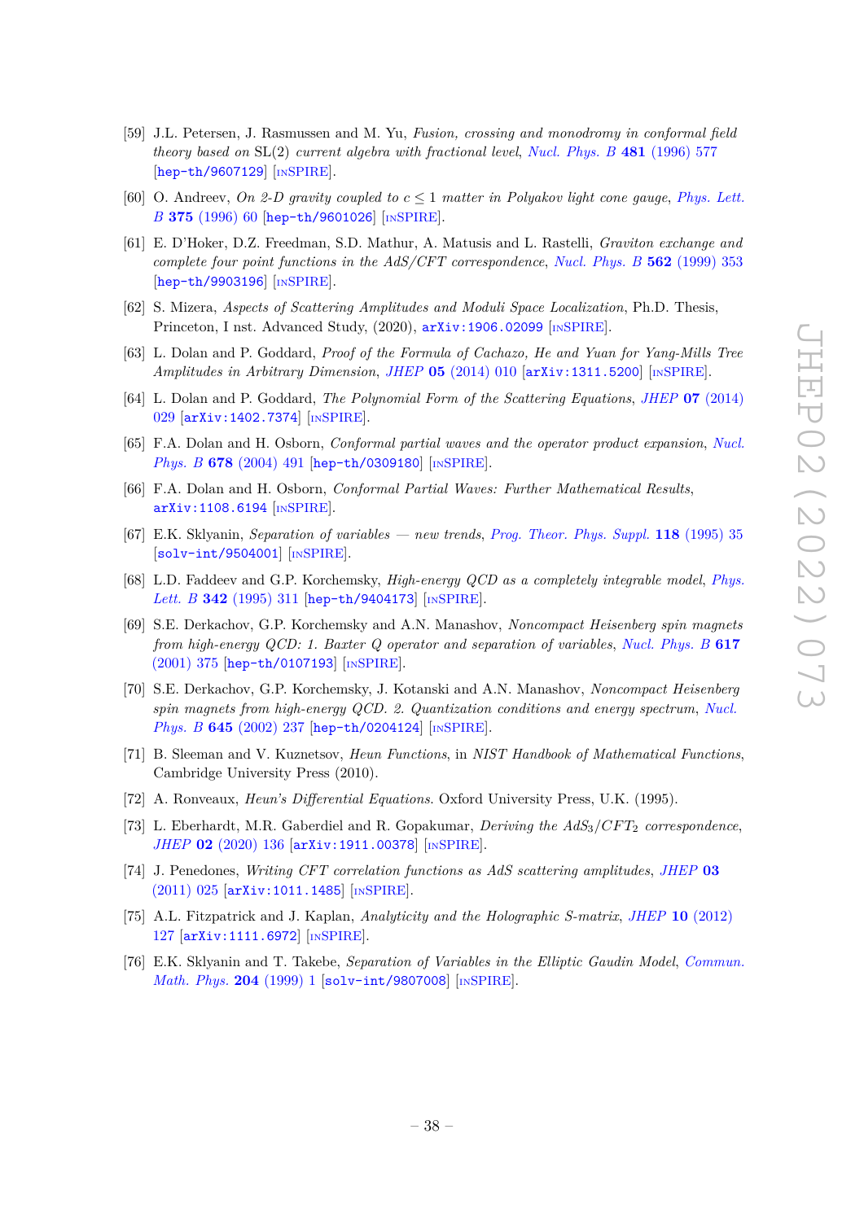[59] J.L. Petersen, J. Rasmussen and M. Yu, *Fusion, crossing and monodromy in conformal field theory based on* SL(2) *current algebra with fractional level*, *Nucl. Phys. B* **481** (1996) 577 [hep-th/9607129] [INSPIRE].

[60] O. Andreev, *On 2-D gravity coupled to $c \leq 1$ matter in Polyakov light cone gauge*, *Phys. Lett. B* **375** (1996) 60 [hep-th/9601026] [INSPIRE].

[61] E. D'Hoker, D.Z. Freedman, S.D. Mathur, A. Matusis and L. Rastelli, *Graviton exchange and complete four point functions in the AdS/CFT correspondence*, *Nucl. Phys. B* **562** (1999) 353 [hep-th/9903196] [INSPIRE].

[62] S. Mizera, *Aspects of Scattering Amplitudes and Moduli Space Localization*, Ph.D. Thesis, Princeton, I nst. Advanced Study, (2020), arXiv:1906.02099 [INSPIRE].

[63] L. Dolan and P. Goddard, *Proof of the Formula of Cachazo, He and Yuan for Yang-Mills Tree Amplitudes in Arbitrary Dimension*, *JHEP* **05** (2014) 010 [arXiv:1311.5200] [INSPIRE].

[64] L. Dolan and P. Goddard, *The Polynomial Form of the Scattering Equations*, *JHEP* **07** (2014) 029 [arXiv:1402.7374] [INSPIRE].

[65] F.A. Dolan and H. Osborn, *Conformal partial waves and the operator product expansion*, *Nucl. Phys. B* **678** (2004) 491 [hep-th/0309180] [INSPIRE].

[66] F.A. Dolan and H. Osborn, *Conformal Partial Waves: Further Mathematical Results*, arXiv:1108.6194 [INSPIRE].

[67] E.K. Sklyanin, *Separation of variables — new trends*, *Prog. Theor. Phys. Suppl.* **118** (1995) 35 [solv-int/9504001] [INSPIRE].

[68] L.D. Faddeev and G.P. Korchemsky, *High-energy QCD as a completely integrable model*, *Phys. Lett. B* **342** (1995) 311 [hep-th/9404173] [INSPIRE].

[69] S.E. Derkachov, G.P. Korchemsky and A.N. Manashov, *Noncompact Heisenberg spin magnets from high-energy QCD: 1. Baxter Q operator and separation of variables*, *Nucl. Phys. B* **617** (2001) 375 [hep-th/0107193] [INSPIRE].

[70] S.E. Derkachov, G.P. Korchemsky, J. Kotanski and A.N. Manashov, *Noncompact Heisenberg spin magnets from high-energy QCD. 2. Quantization conditions and energy spectrum*, *Nucl. Phys. B* **645** (2002) 237 [hep-th/0204124] [INSPIRE].

[71] B. Sleeman and V. Kuznetsov, *Heun Functions*, in *NIST Handbook of Mathematical Functions*, Cambridge University Press (2010).

[72] A. Ronveaux, *Heun's Differential Equations*. Oxford University Press, U.K. (1995).

[73] L. Eberhardt, M.R. Gaberdiel and R. Gopakumar, *Deriving the $AdS_3/CFT_2$ correspondence*, *JHEP* **02** (2020) 136 [arXiv:1911.00378] [INSPIRE].

[74] J. Penedones, *Writing CFT correlation functions as AdS scattering amplitudes*, *JHEP* **03** (2011) 025 [arXiv:1011.1485] [INSPIRE].

[75] A.L. Fitzpatrick and J. Kaplan, *Analyticity and the Holographic S-matrix*, *JHEP* **10** (2012) 127 [arXiv:1111.6972] [INSPIRE].

[76] E.K. Sklyanin and T. Takebe, *Separation of Variables in the Elliptic Gaudin Model*, *Commun. Math. Phys.* **204** (1999) 1 [solv-int/9807008] [INSPIRE].